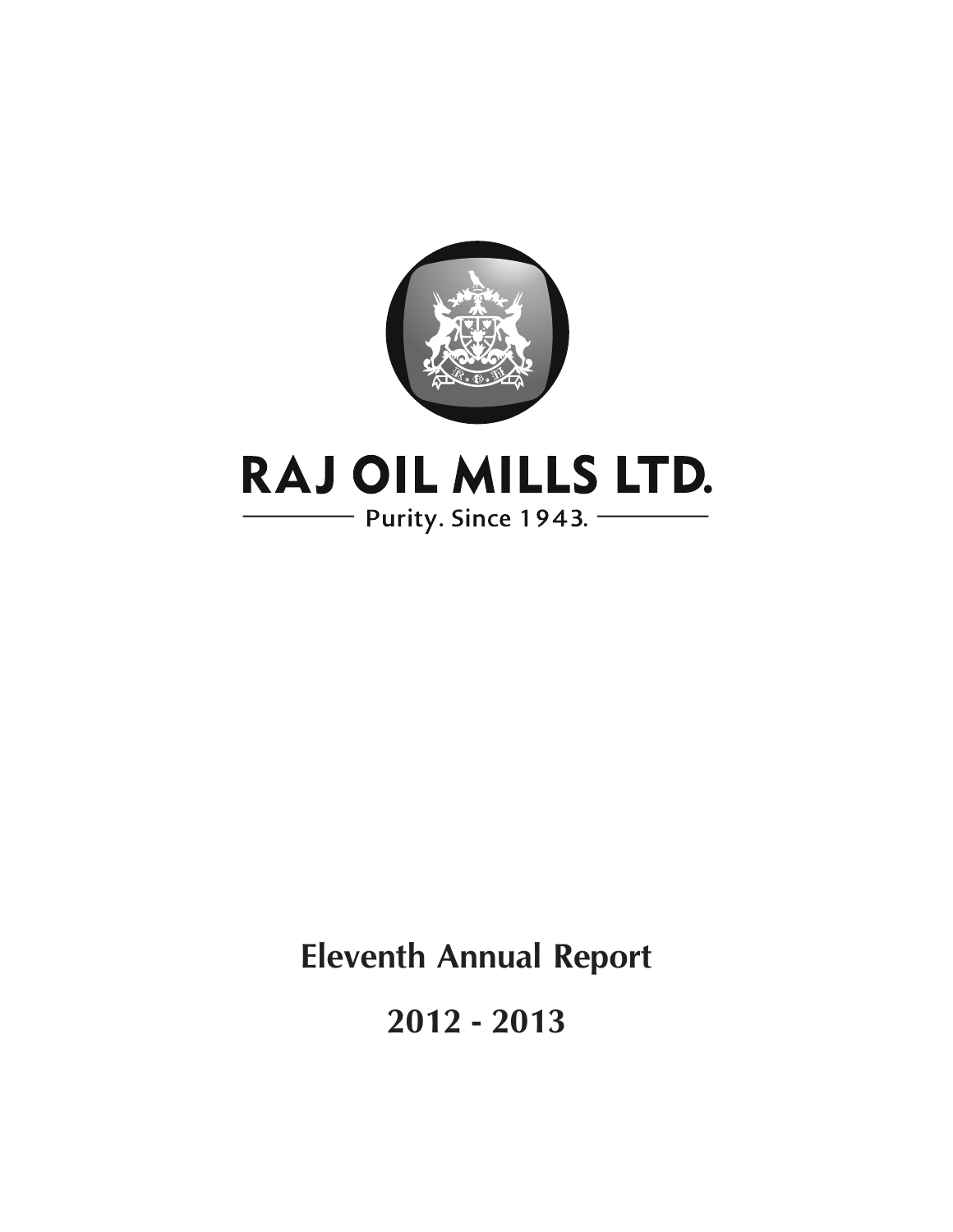# RAJ OIL MILLS LTD.

Purity. Since 1943.

## Eleventh Annual Report

## 2012 - 2013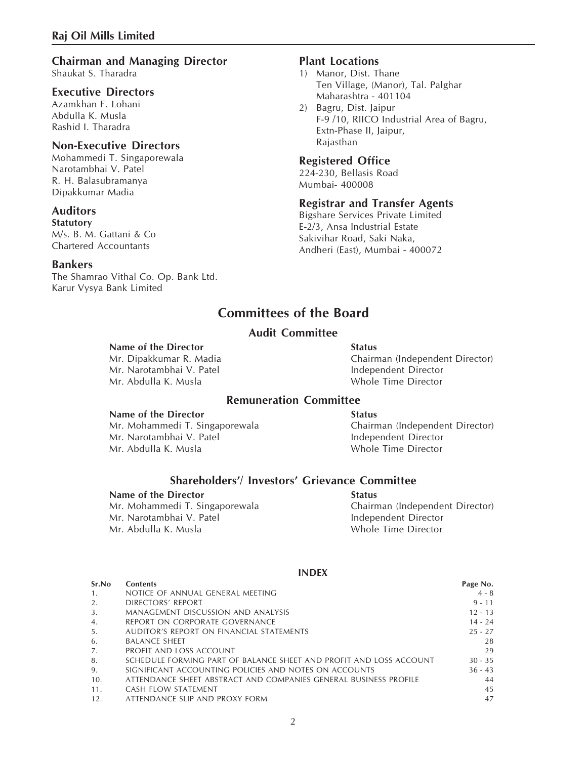## Chairman and Managing Director

Shaukat S. Tharadra

## Executive Directors

Azamkhan F. Lohani
Abdulla K. Musla
Rashid I. Tharadra

## Non-Executive Directors

Mohammedi T. Singaporewala
Narotambhai V. Patel
R. H. Balasubramanya
Dipakkumar Madia

## Auditors

**Statutory**
M/s. B. M. Gattani & Co
Chartered Accountants

## Bankers

The Shamrao Vithal Co. Op. Bank Ltd.
Karur Vysya Bank Limited

## Plant Locations

1) Manor, Dist. Thane
   Ten Village, (Manor), Tal. Palghar
   Maharashtra - 401104
2) Bagru, Dist. Jaipur
   F-9 /10, RIICO Industrial Area of Bagru,
   Extn-Phase II, Jaipur,
   Rajasthan

## Registered Office

224-230, Bellasis Road
Mumbai- 400008

## Registrar and Transfer Agents

Bigshare Services Private Limited
E-2/3, Ansa Industrial Estate
Sakivihar Road, Saki Naka,
Andheri (East), Mumbai - 400072

# Committees of the Board

## Audit Committee

| Name of the Director | Status |
|---|---|
| Mr. Dipakkumar R. Madia | Chairman (Independent Director) |
| Mr. Narotambhai V. Patel | Independent Director |
| Mr. Abdulla K. Musla | Whole Time Director |

## Remuneration Committee

| Name of the Director | Status |
|---|---|
| Mr. Mohammedi T. Singaporewala | Chairman (Independent Director) |
| Mr. Narotambhai V. Patel | Independent Director |
| Mr. Abdulla K. Musla | Whole Time Director |

## Shareholders'/ Investors' Grievance Committee

| Name of the Director | Status |
|---|---|
| Mr. Mohammedi T. Singaporewala | Chairman (Independent Director) |
| Mr. Narotambhai V. Patel | Independent Director |
| Mr. Abdulla K. Musla | Whole Time Director |

## INDEX

| Sr.No | Contents | Page No. |
|---|---|---|
| 1. | NOTICE OF ANNUAL GENERAL MEETING | 4 - 8 |
| 2. | DIRECTORS' REPORT | 9 - 11 |
| 3. | MANAGEMENT DISCUSSION AND ANALYSIS | 12 - 13 |
| 4. | REPORT ON CORPORATE GOVERNANCE | 14 - 24 |
| 5. | AUDITOR'S REPORT ON FINANCIAL STATEMENTS | 25 - 27 |
| 6. | BALANCE SHEET | 28 |
| 7. | PROFIT AND LOSS ACCOUNT | 29 |
| 8. | SCHEDULE FORMING PART OF BALANCE SHEET AND PROFIT AND LOSS ACCOUNT | 30 - 35 |
| 9. | SIGNIFICANT ACCOUNTING POLICIES AND NOTES ON ACCOUNTS | 36 - 43 |
| 10. | ATTENDANCE SHEET ABSTRACT AND COMPANIES GENERAL BUSINESS PROFILE | 44 |
| 11. | CASH FLOW STATEMENT | 45 |
| 12. | ATTENDANCE SLIP AND PROXY FORM | 47 |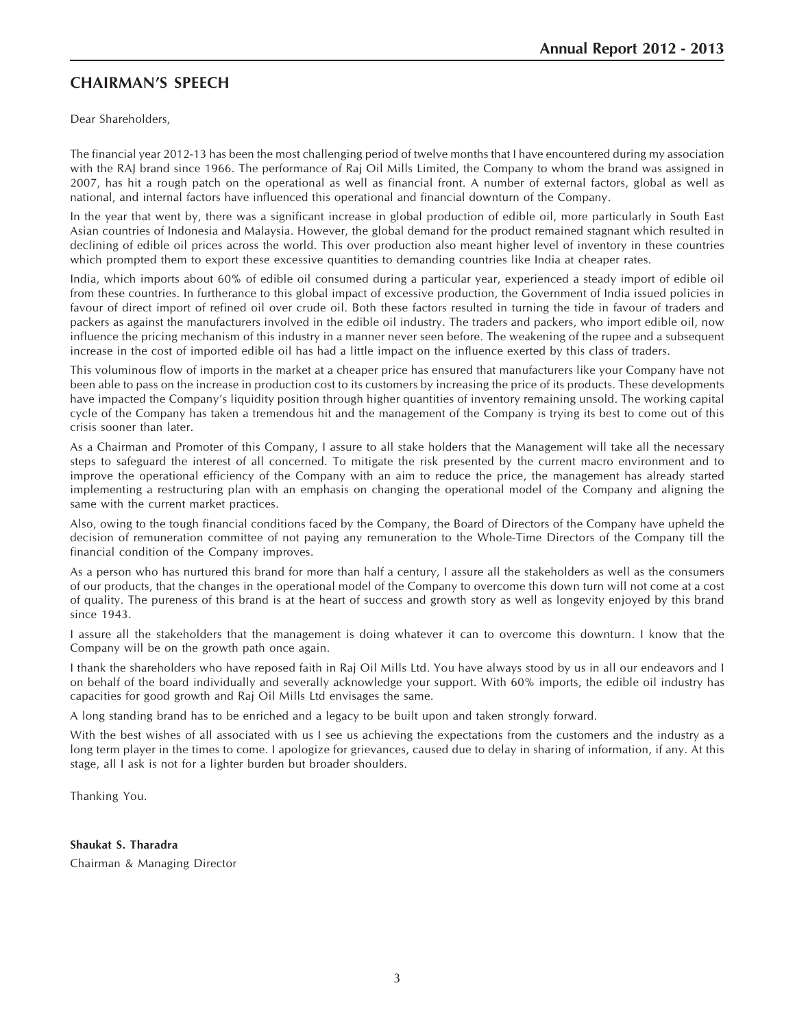## CHAIRMAN'S SPEECH

Dear Shareholders,

The financial year 2012-13 has been the most challenging period of twelve months that I have encountered during my association with the RAJ brand since 1966. The performance of Raj Oil Mills Limited, the Company to whom the brand was assigned in 2007, has hit a rough patch on the operational as well as financial front. A number of external factors, global as well as national, and internal factors have influenced this operational and financial downturn of the Company.

In the year that went by, there was a significant increase in global production of edible oil, more particularly in South East Asian countries of Indonesia and Malaysia. However, the global demand for the product remained stagnant which resulted in declining of edible oil prices across the world. This over production also meant higher level of inventory in these countries which prompted them to export these excessive quantities to demanding countries like India at cheaper rates.

India, which imports about 60% of edible oil consumed during a particular year, experienced a steady import of edible oil from these countries. In furtherance to this global impact of excessive production, the Government of India issued policies in favour of direct import of refined oil over crude oil. Both these factors resulted in turning the tide in favour of traders and packers as against the manufacturers involved in the edible oil industry. The traders and packers, who import edible oil, now influence the pricing mechanism of this industry in a manner never seen before. The weakening of the rupee and a subsequent increase in the cost of imported edible oil has had a little impact on the influence exerted by this class of traders.

This voluminous flow of imports in the market at a cheaper price has ensured that manufacturers like your Company have not been able to pass on the increase in production cost to its customers by increasing the price of its products. These developments have impacted the Company's liquidity position through higher quantities of inventory remaining unsold. The working capital cycle of the Company has taken a tremendous hit and the management of the Company is trying its best to come out of this crisis sooner than later.

As a Chairman and Promoter of this Company, I assure to all stake holders that the Management will take all the necessary steps to safeguard the interest of all concerned. To mitigate the risk presented by the current macro environment and to improve the operational efficiency of the Company with an aim to reduce the price, the management has already started implementing a restructuring plan with an emphasis on changing the operational model of the Company and aligning the same with the current market practices.

Also, owing to the tough financial conditions faced by the Company, the Board of Directors of the Company have upheld the decision of remuneration committee of not paying any remuneration to the Whole-Time Directors of the Company till the financial condition of the Company improves.

As a person who has nurtured this brand for more than half a century, I assure all the stakeholders as well as the consumers of our products, that the changes in the operational model of the Company to overcome this down turn will not come at a cost of quality. The pureness of this brand is at the heart of success and growth story as well as longevity enjoyed by this brand since 1943.

I assure all the stakeholders that the management is doing whatever it can to overcome this downturn. I know that the Company will be on the growth path once again.

I thank the shareholders who have reposed faith in Raj Oil Mills Ltd. You have always stood by us in all our endeavors and I on behalf of the board individually and severally acknowledge your support. With 60% imports, the edible oil industry has capacities for good growth and Raj Oil Mills Ltd envisages the same.

A long standing brand has to be enriched and a legacy to be built upon and taken strongly forward.

With the best wishes of all associated with us I see us achieving the expectations from the customers and the industry as a long term player in the times to come. I apologize for grievances, caused due to delay in sharing of information, if any. At this stage, all I ask is not for a lighter burden but broader shoulders.

Thanking You.

**Shaukat S. Tharadra**
Chairman & Managing Director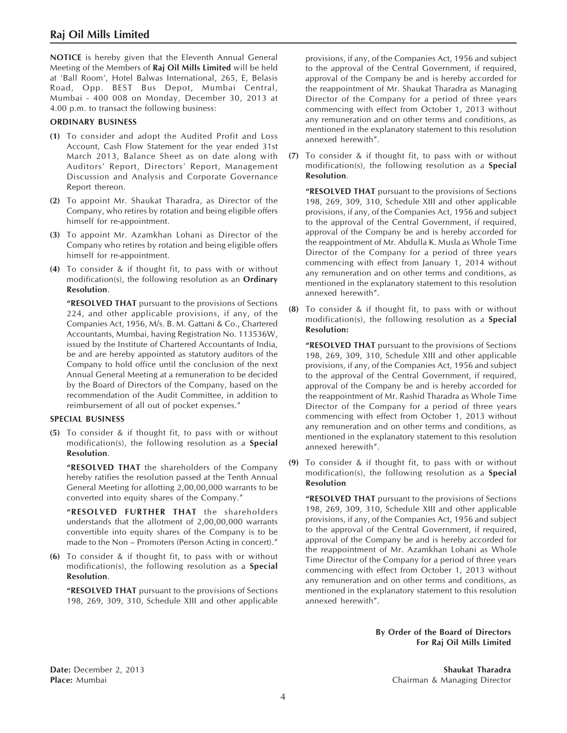**NOTICE** is hereby given that the Eleventh Annual General Meeting of the Members of **Raj Oil Mills Limited** will be held at 'Ball Room', Hotel Balwas International, 265, E, Belasis Road, Opp. BEST Bus Depot, Mumbai Central, Mumbai - 400 008 on Monday, December 30, 2013 at 4.00 p.m. to transact the following business:

**ORDINARY BUSINESS**

**(1)** To consider and adopt the Audited Profit and Loss Account, Cash Flow Statement for the year ended 31st March 2013, Balance Sheet as on date along with Auditors' Report, Directors' Report, Management Discussion and Analysis and Corporate Governance Report thereon.

**(2)** To appoint Mr. Shaukat Tharadra, as Director of the Company, who retires by rotation and being eligible offers himself for re-appointment.

**(3)** To appoint Mr. Azamkhan Lohani as Director of the Company who retires by rotation and being eligible offers himself for re-appointment.

**(4)** To consider & if thought fit, to pass with or without modification(s), the following resolution as an **Ordinary Resolution**.

**"RESOLVED THAT** pursuant to the provisions of Sections 224, and other applicable provisions, if any, of the Companies Act, 1956, M/s. B. M. Gattani & Co., Chartered Accountants, Mumbai, having Registration No. 113536W, issued by the Institute of Chartered Accountants of India, be and are hereby appointed as statutory auditors of the Company to hold office until the conclusion of the next Annual General Meeting at a remuneration to be decided by the Board of Directors of the Company, based on the recommendation of the Audit Committee, in addition to reimbursement of all out of pocket expenses."

**SPECIAL BUSINESS**

**(5)** To consider & if thought fit, to pass with or without modification(s), the following resolution as a **Special Resolution**.

**"RESOLVED THAT** the shareholders of the Company hereby ratifies the resolution passed at the Tenth Annual General Meeting for allotting 2,00,00,000 warrants to be converted into equity shares of the Company."

**"RESOLVED FURTHER THAT** the shareholders understands that the allotment of 2,00,00,000 warrants convertible into equity shares of the Company is to be made to the Non – Promoters (Person Acting in concert)."

**(6)** To consider & if thought fit, to pass with or without modification(s), the following resolution as a **Special Resolution**.

**"RESOLVED THAT** pursuant to the provisions of Sections 198, 269, 309, 310, Schedule XIII and other applicable provisions, if any, of the Companies Act, 1956 and subject to the approval of the Central Government, if required, approval of the Company be and is hereby accorded for the reappointment of Mr. Shaukat Tharadra as Managing Director of the Company for a period of three years commencing with effect from October 1, 2013 without any remuneration and on other terms and conditions, as mentioned in the explanatory statement to this resolution annexed herewith".

**(7)** To consider & if thought fit, to pass with or without modification(s), the following resolution as a **Special Resolution**.

**"RESOLVED THAT** pursuant to the provisions of Sections 198, 269, 309, 310, Schedule XIII and other applicable provisions, if any, of the Companies Act, 1956 and subject to the approval of the Central Government, if required, approval of the Company be and is hereby accorded for the reappointment of Mr. Abdulla K. Musla as Whole Time Director of the Company for a period of three years commencing with effect from January 1, 2014 without any remuneration and on other terms and conditions, as mentioned in the explanatory statement to this resolution annexed herewith".

**(8)** To consider & if thought fit, to pass with or without modification(s), the following resolution as a **Special Resolution:**

**"RESOLVED THAT** pursuant to the provisions of Sections 198, 269, 309, 310, Schedule XIII and other applicable provisions, if any, of the Companies Act, 1956 and subject to the approval of the Central Government, if required, approval of the Company be and is hereby accorded for the reappointment of Mr. Rashid Tharadra as Whole Time Director of the Company for a period of three years commencing with effect from October 1, 2013 without any remuneration and on other terms and conditions, as mentioned in the explanatory statement to this resolution annexed herewith".

**(9)** To consider & if thought fit, to pass with or without modification(s), the following resolution as a **Special Resolution**

**"RESOLVED THAT** pursuant to the provisions of Sections 198, 269, 309, 310, Schedule XIII and other applicable provisions, if any, of the Companies Act, 1956 and subject to the approval of the Central Government, if required, approval of the Company be and is hereby accorded for the reappointment of Mr. Azamkhan Lohani as Whole Time Director of the Company for a period of three years commencing with effect from October 1, 2013 without any remuneration and on other terms and conditions, as mentioned in the explanatory statement to this resolution annexed herewith".

**By Order of the Board of Directors**
**For Raj Oil Mills Limited**

**Date:** December 2, 2013
**Place:** Mumbai

**Shaukat Tharadra**
Chairman & Managing Director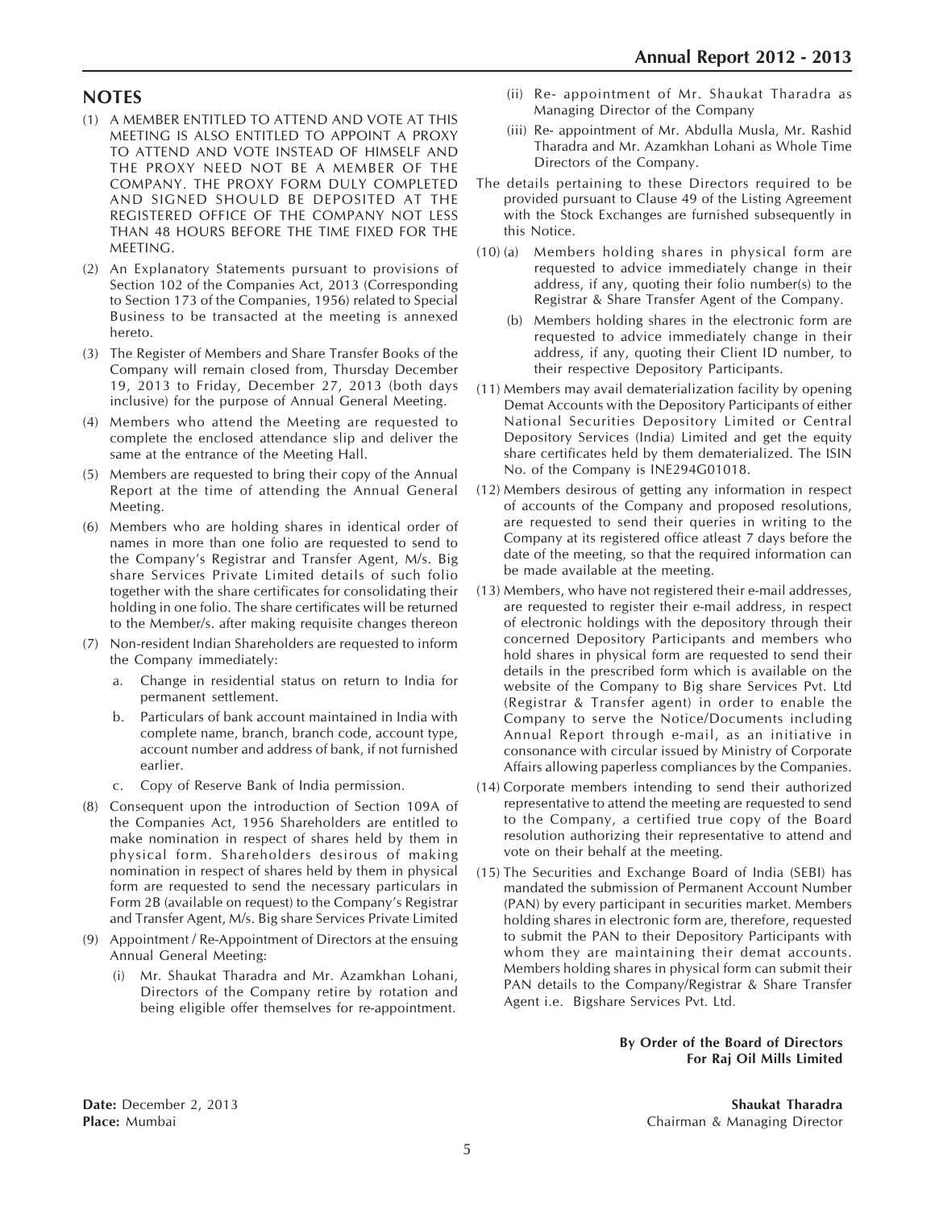## NOTES

(1) A MEMBER ENTITLED TO ATTEND AND VOTE AT THIS MEETING IS ALSO ENTITLED TO APPOINT A PROXY TO ATTEND AND VOTE INSTEAD OF HIMSELF AND THE PROXY NEED NOT BE A MEMBER OF THE COMPANY. THE PROXY FORM DULY COMPLETED AND SIGNED SHOULD BE DEPOSITED AT THE REGISTERED OFFICE OF THE COMPANY NOT LESS THAN 48 HOURS BEFORE THE TIME FIXED FOR THE MEETING.

(2) An Explanatory Statements pursuant to provisions of Section 102 of the Companies Act, 2013 (Corresponding to Section 173 of the Companies, 1956) related to Special Business to be transacted at the meeting is annexed hereto.

(3) The Register of Members and Share Transfer Books of the Company will remain closed from, Thursday December 19, 2013 to Friday, December 27, 2013 (both days inclusive) for the purpose of Annual General Meeting.

(4) Members who attend the Meeting are requested to complete the enclosed attendance slip and deliver the same at the entrance of the Meeting Hall.

(5) Members are requested to bring their copy of the Annual Report at the time of attending the Annual General Meeting.

(6) Members who are holding shares in identical order of names in more than one folio are requested to send to the Company's Registrar and Transfer Agent, M/s. Big share Services Private Limited details of such folio together with the share certificates for consolidating their holding in one folio. The share certificates will be returned to the Member/s. after making requisite changes thereon

(7) Non-resident Indian Shareholders are requested to inform the Company immediately:

   a. Change in residential status on return to India for permanent settlement.

   b. Particulars of bank account maintained in India with complete name, branch, branch code, account type, account number and address of bank, if not furnished earlier.

   c. Copy of Reserve Bank of India permission.

(8) Consequent upon the introduction of Section 109A of the Companies Act, 1956 Shareholders are entitled to make nomination in respect of shares held by them in physical form. Shareholders desirous of making nomination in respect of shares held by them in physical form are requested to send the necessary particulars in Form 2B (available on request) to the Company's Registrar and Transfer Agent, M/s. Big share Services Private Limited

(9) Appointment / Re-Appointment of Directors at the ensuing Annual General Meeting:

   (i) Mr. Shaukat Tharadra and Mr. Azamkhan Lohani, Directors of the Company retire by rotation and being eligible offer themselves for re-appointment.

   (ii) Re- appointment of Mr. Shaukat Tharadra as Managing Director of the Company

   (iii) Re- appointment of Mr. Abdulla Musla, Mr. Rashid Tharadra and Mr. Azamkhan Lohani as Whole Time Directors of the Company.

The details pertaining to these Directors required to be provided pursuant to Clause 49 of the Listing Agreement with the Stock Exchanges are furnished subsequently in this Notice.

(10) (a) Members holding shares in physical form are requested to advice immediately change in their address, if any, quoting their folio number(s) to the Registrar & Share Transfer Agent of the Company.

   (b) Members holding shares in the electronic form are requested to advice immediately change in their address, if any, quoting their Client ID number, to their respective Depository Participants.

(11) Members may avail dematerialization facility by opening Demat Accounts with the Depository Participants of either National Securities Depository Limited or Central Depository Services (India) Limited and get the equity share certificates held by them dematerialized. The ISIN No. of the Company is INE294G01018.

(12) Members desirous of getting any information in respect of accounts of the Company and proposed resolutions, are requested to send their queries in writing to the Company at its registered office atleast 7 days before the date of the meeting, so that the required information can be made available at the meeting.

(13) Members, who have not registered their e-mail addresses, are requested to register their e-mail address, in respect of electronic holdings with the depository through their concerned Depository Participants and members who hold shares in physical form are requested to send their details in the prescribed form which is available on the website of the Company to Big share Services Pvt. Ltd (Registrar & Transfer agent) in order to enable the Company to serve the Notice/Documents including Annual Report through e-mail, as an initiative in consonance with circular issued by Ministry of Corporate Affairs allowing paperless compliances by the Companies.

(14) Corporate members intending to send their authorized representative to attend the meeting are requested to send to the Company, a certified true copy of the Board resolution authorizing their representative to attend and vote on their behalf at the meeting.

(15) The Securities and Exchange Board of India (SEBI) has mandated the submission of Permanent Account Number (PAN) by every participant in securities market. Members holding shares in electronic form are, therefore, requested to submit the PAN to their Depository Participants with whom they are maintaining their demat accounts. Members holding shares in physical form can submit their PAN details to the Company/Registrar & Share Transfer Agent i.e. Bigshare Services Pvt. Ltd.

**By Order of the Board of Directors**
**For Raj Oil Mills Limited**

**Date:** December 2, 2013
**Place:** Mumbai

**Shaukat Tharadra**
Chairman & Managing Director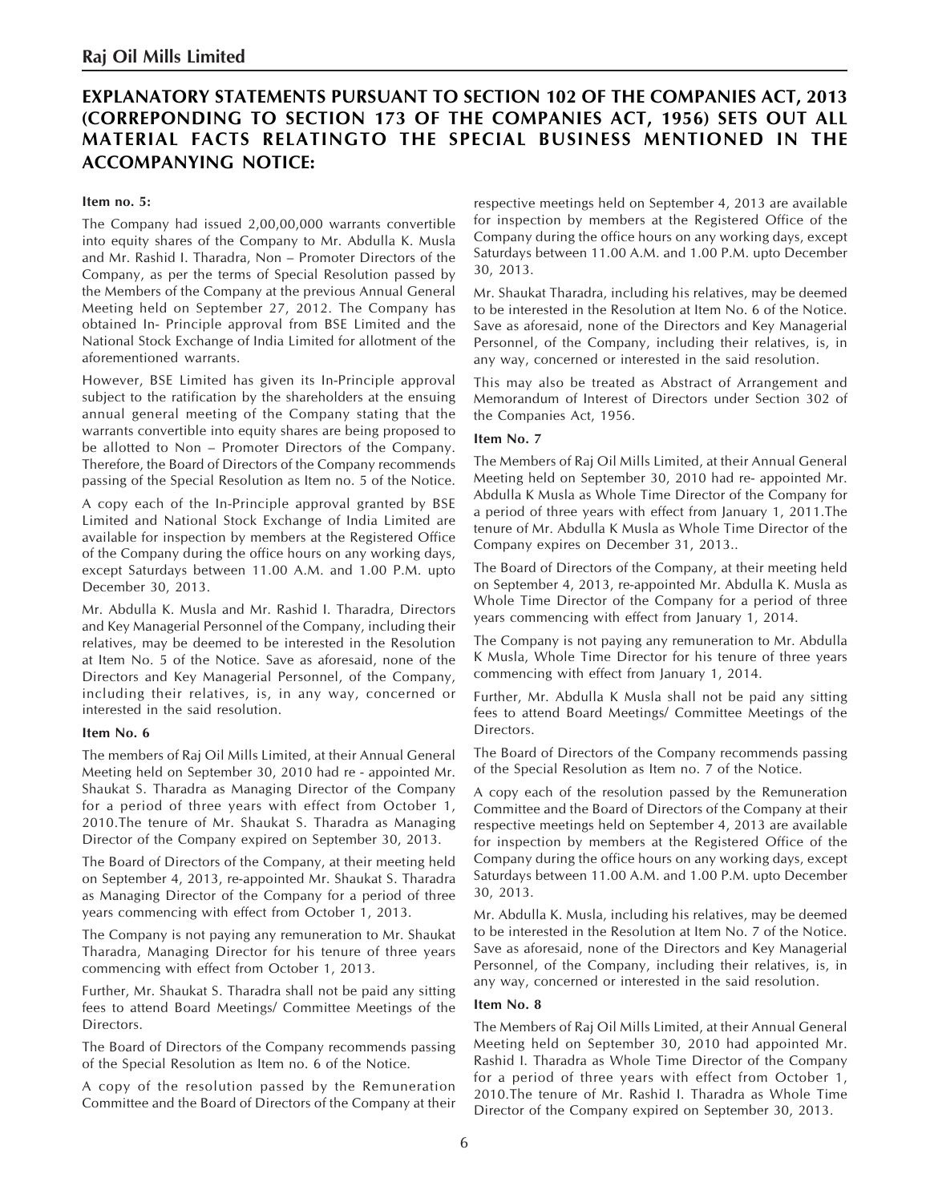## EXPLANATORY STATEMENTS PURSUANT TO SECTION 102 OF THE COMPANIES ACT, 2013 (CORREPONDING TO SECTION 173 OF THE COMPANIES ACT, 1956) SETS OUT ALL MATERIAL FACTS RELATINGTO THE SPECIAL BUSINESS MENTIONED IN THE ACCOMPANYING NOTICE:

**Item no. 5:**

The Company had issued 2,00,00,000 warrants convertible into equity shares of the Company to Mr. Abdulla K. Musla and Mr. Rashid I. Tharadra, Non – Promoter Directors of the Company, as per the terms of Special Resolution passed by the Members of the Company at the previous Annual General Meeting held on September 27, 2012. The Company has obtained In- Principle approval from BSE Limited and the National Stock Exchange of India Limited for allotment of the aforementioned warrants.

However, BSE Limited has given its In-Principle approval subject to the ratification by the shareholders at the ensuing annual general meeting of the Company stating that the warrants convertible into equity shares are being proposed to be allotted to Non – Promoter Directors of the Company. Therefore, the Board of Directors of the Company recommends passing of the Special Resolution as Item no. 5 of the Notice.

A copy each of the In-Principle approval granted by BSE Limited and National Stock Exchange of India Limited are available for inspection by members at the Registered Office of the Company during the office hours on any working days, except Saturdays between 11.00 A.M. and 1.00 P.M. upto December 30, 2013.

Mr. Abdulla K. Musla and Mr. Rashid I. Tharadra, Directors and Key Managerial Personnel of the Company, including their relatives, may be deemed to be interested in the Resolution at Item No. 5 of the Notice. Save as aforesaid, none of the Directors and Key Managerial Personnel, of the Company, including their relatives, is, in any way, concerned or interested in the said resolution.

**Item No. 6**

The members of Raj Oil Mills Limited, at their Annual General Meeting held on September 30, 2010 had re - appointed Mr. Shaukat S. Tharadra as Managing Director of the Company for a period of three years with effect from October 1, 2010.The tenure of Mr. Shaukat S. Tharadra as Managing Director of the Company expired on September 30, 2013.

The Board of Directors of the Company, at their meeting held on September 4, 2013, re-appointed Mr. Shaukat S. Tharadra as Managing Director of the Company for a period of three years commencing with effect from October 1, 2013.

The Company is not paying any remuneration to Mr. Shaukat Tharadra, Managing Director for his tenure of three years commencing with effect from October 1, 2013.

Further, Mr. Shaukat S. Tharadra shall not be paid any sitting fees to attend Board Meetings/ Committee Meetings of the Directors.

The Board of Directors of the Company recommends passing of the Special Resolution as Item no. 6 of the Notice.

A copy of the resolution passed by the Remuneration Committee and the Board of Directors of the Company at their respective meetings held on September 4, 2013 are available for inspection by members at the Registered Office of the Company during the office hours on any working days, except Saturdays between 11.00 A.M. and 1.00 P.M. upto December 30, 2013.

Mr. Shaukat Tharadra, including his relatives, may be deemed to be interested in the Resolution at Item No. 6 of the Notice. Save as aforesaid, none of the Directors and Key Managerial Personnel, of the Company, including their relatives, is, in any way, concerned or interested in the said resolution.

This may also be treated as Abstract of Arrangement and Memorandum of Interest of Directors under Section 302 of the Companies Act, 1956.

**Item No. 7**

The Members of Raj Oil Mills Limited, at their Annual General Meeting held on September 30, 2010 had re- appointed Mr. Abdulla K Musla as Whole Time Director of the Company for a period of three years with effect from January 1, 2011.The tenure of Mr. Abdulla K Musla as Whole Time Director of the Company expires on December 31, 2013..

The Board of Directors of the Company, at their meeting held on September 4, 2013, re-appointed Mr. Abdulla K. Musla as Whole Time Director of the Company for a period of three years commencing with effect from January 1, 2014.

The Company is not paying any remuneration to Mr. Abdulla K Musla, Whole Time Director for his tenure of three years commencing with effect from January 1, 2014.

Further, Mr. Abdulla K Musla shall not be paid any sitting fees to attend Board Meetings/ Committee Meetings of the Directors.

The Board of Directors of the Company recommends passing of the Special Resolution as Item no. 7 of the Notice.

A copy each of the resolution passed by the Remuneration Committee and the Board of Directors of the Company at their respective meetings held on September 4, 2013 are available for inspection by members at the Registered Office of the Company during the office hours on any working days, except Saturdays between 11.00 A.M. and 1.00 P.M. upto December 30, 2013.

Mr. Abdulla K. Musla, including his relatives, may be deemed to be interested in the Resolution at Item No. 7 of the Notice. Save as aforesaid, none of the Directors and Key Managerial Personnel, of the Company, including their relatives, is, in any way, concerned or interested in the said resolution.

**Item No. 8**

The Members of Raj Oil Mills Limited, at their Annual General Meeting held on September 30, 2010 had appointed Mr. Rashid I. Tharadra as Whole Time Director of the Company for a period of three years with effect from October 1, 2010.The tenure of Mr. Rashid I. Tharadra as Whole Time Director of the Company expired on September 30, 2013.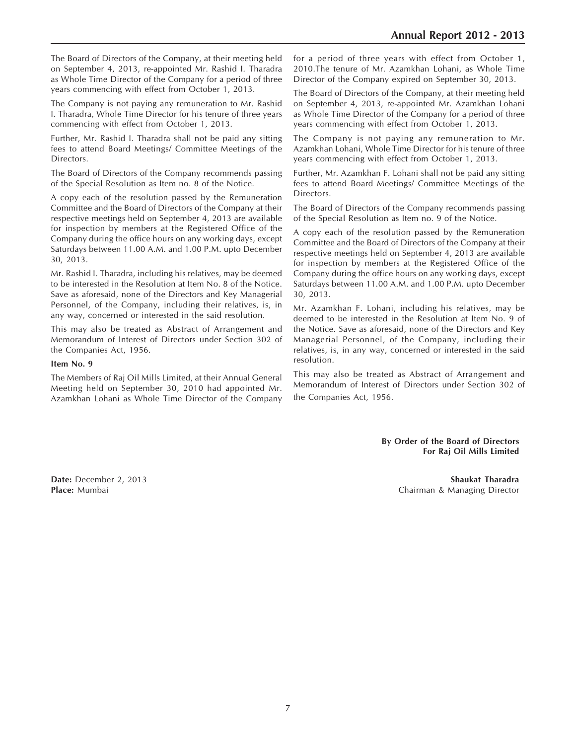The Board of Directors of the Company, at their meeting held on September 4, 2013, re-appointed Mr. Rashid I. Tharadra as Whole Time Director of the Company for a period of three years commencing with effect from October 1, 2013.

The Company is not paying any remuneration to Mr. Rashid I. Tharadra, Whole Time Director for his tenure of three years commencing with effect from October 1, 2013.

Further, Mr. Rashid I. Tharadra shall not be paid any sitting fees to attend Board Meetings/ Committee Meetings of the Directors.

The Board of Directors of the Company recommends passing of the Special Resolution as Item no. 8 of the Notice.

A copy each of the resolution passed by the Remuneration Committee and the Board of Directors of the Company at their respective meetings held on September 4, 2013 are available for inspection by members at the Registered Office of the Company during the office hours on any working days, except Saturdays between 11.00 A.M. and 1.00 P.M. upto December 30, 2013.

Mr. Rashid I. Tharadra, including his relatives, may be deemed to be interested in the Resolution at Item No. 8 of the Notice. Save as aforesaid, none of the Directors and Key Managerial Personnel, of the Company, including their relatives, is, in any way, concerned or interested in the said resolution.

This may also be treated as Abstract of Arrangement and Memorandum of Interest of Directors under Section 302 of the Companies Act, 1956.

**Item No. 9**

The Members of Raj Oil Mills Limited, at their Annual General Meeting held on September 30, 2010 had appointed Mr. Azamkhan Lohani as Whole Time Director of the Company for a period of three years with effect from October 1, 2010.The tenure of Mr. Azamkhan Lohani, as Whole Time Director of the Company expired on September 30, 2013.

The Board of Directors of the Company, at their meeting held on September 4, 2013, re-appointed Mr. Azamkhan Lohani as Whole Time Director of the Company for a period of three years commencing with effect from October 1, 2013.

The Company is not paying any remuneration to Mr. Azamkhan Lohani, Whole Time Director for his tenure of three years commencing with effect from October 1, 2013.

Further, Mr. Azamkhan F. Lohani shall not be paid any sitting fees to attend Board Meetings/ Committee Meetings of the Directors.

The Board of Directors of the Company recommends passing of the Special Resolution as Item no. 9 of the Notice.

A copy each of the resolution passed by the Remuneration Committee and the Board of Directors of the Company at their respective meetings held on September 4, 2013 are available for inspection by members at the Registered Office of the Company during the office hours on any working days, except Saturdays between 11.00 A.M. and 1.00 P.M. upto December 30, 2013.

Mr. Azamkhan F. Lohani, including his relatives, may be deemed to be interested in the Resolution at Item No. 9 of the Notice. Save as aforesaid, none of the Directors and Key Managerial Personnel, of the Company, including their relatives, is, in any way, concerned or interested in the said resolution.

This may also be treated as Abstract of Arrangement and Memorandum of Interest of Directors under Section 302 of the Companies Act, 1956.

**By Order of the Board of Directors**
**For Raj Oil Mills Limited**

**Date:** December 2, 2013
**Place:** Mumbai

**Shaukat Tharadra**
Chairman & Managing Director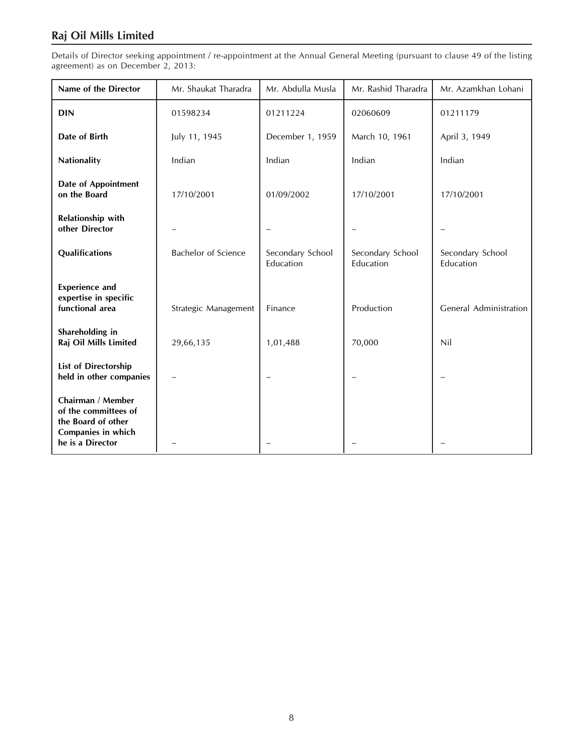Details of Director seeking appointment / re-appointment at the Annual General Meeting (pursuant to clause 49 of the listing agreement) as on December 2, 2013:

| Name of the Director | Mr. Shaukat Tharadra | Mr. Abdulla Musla | Mr. Rashid Tharadra | Mr. Azamkhan Lohani |
|---|---|---|---|---|
| **DIN** | 01598234 | 01211224 | 02060609 | 01211179 |
| **Date of Birth** | July 11, 1945 | December 1, 1959 | March 10, 1961 | April 3, 1949 |
| **Nationality** | Indian | Indian | Indian | Indian |
| **Date of Appointment on the Board** | 17/10/2001 | 01/09/2002 | 17/10/2001 | 17/10/2001 |
| **Relationship with other Director** | – | – | – | – |
| **Qualifications** | Bachelor of Science | Secondary School Education | Secondary School Education | Secondary School Education |
| **Experience and expertise in specific functional area** | Strategic Management | Finance | Production | General Administration |
| **Shareholding in Raj Oil Mills Limited** | 29,66,135 | 1,01,488 | 70,000 | Nil |
| **List of Directorship held in other companies** | – | – | – | – |
| **Chairman / Member of the committees of the Board of other Companies in which he is a Director** | – | – | – | – |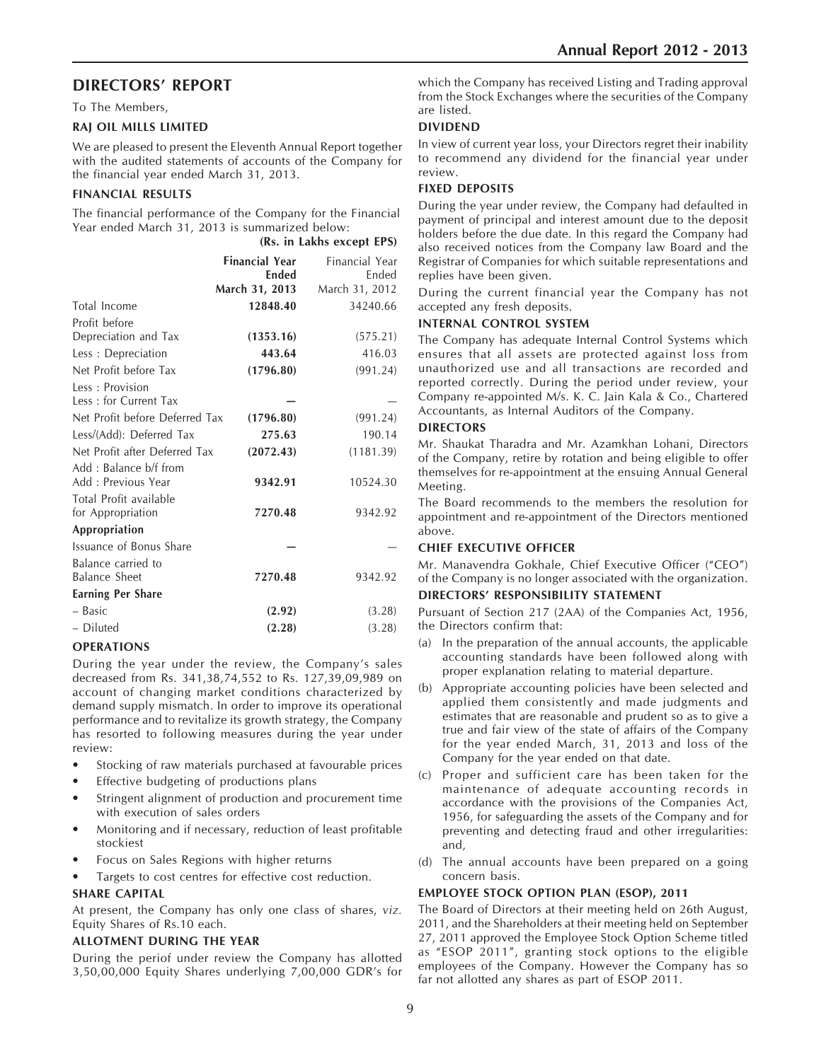## DIRECTORS' REPORT

To The Members,

**RAJ OIL MILLS LIMITED**

We are pleased to present the Eleventh Annual Report together with the audited statements of accounts of the Company for the financial year ended March 31, 2013.

### FINANCIAL RESULTS

The financial performance of the Company for the Financial Year ended March 31, 2013 is summarized below:

**(Rs. in Lakhs except EPS)**

| | **Financial Year Ended March 31, 2013** | Financial Year Ended March 31, 2012 |
|---|---|---|
| Total Income | **12848.40** | 34240.66 |
| Profit before Depreciation and Tax | **(1353.16)** | (575.21) |
| Less : Depreciation | **443.64** | 416.03 |
| Net Profit before Tax | **(1796.80)** | (991.24) |
| Less : Provision Less : for Current Tax | **—** | — |
| Net Profit before Deferred Tax | **(1796.80)** | (991.24) |
| Less/(Add): Deferred Tax | **275.63** | 190.14 |
| Net Profit after Deferred Tax | **(2072.43)** | (1181.39) |
| Add : Balance b/f from Add : Previous Year | **9342.91** | 10524.30 |
| Total Profit available for Appropriation | **7270.48** | 9342.92 |
| **Appropriation** | | |
| Issuance of Bonus Share | **—** | — |
| Balance carried to Balance Sheet | **7270.48** | 9342.92 |
| **Earning Per Share** | | |
| – Basic | **(2.92)** | (3.28) |
| – Diluted | **(2.28)** | (3.28) |

### OPERATIONS

During the year under the review, the Company's sales decreased from Rs. 341,38,74,552 to Rs. 127,39,09,989 on account of changing market conditions characterized by demand supply mismatch. In order to improve its operational performance and to revitalize its growth strategy, the Company has resorted to following measures during the year under review:

- Stocking of raw materials purchased at favourable prices
- Effective budgeting of productions plans
- Stringent alignment of production and procurement time with execution of sales orders
- Monitoring and if necessary, reduction of least profitable stockiest
- Focus on Sales Regions with higher returns
- Targets to cost centres for effective cost reduction.

### SHARE CAPITAL

At present, the Company has only one class of shares, *viz.* Equity Shares of Rs.10 each.

### ALLOTMENT DURING THE YEAR

During the period under review the Company has allotted 3,50,00,000 Equity Shares underlying 7,00,000 GDR's for which the Company has received Listing and Trading approval from the Stock Exchanges where the securities of the Company are listed.

### DIVIDEND

In view of current year loss, your Directors regret their inability to recommend any dividend for the financial year under review.

### FIXED DEPOSITS

During the year under review, the Company had defaulted in payment of principal and interest amount due to the deposit holders before the due date. In this regard the Company had also received notices from the Company law Board and the Registrar of Companies for which suitable representations and replies have been given.

During the current financial year the Company has not accepted any fresh deposits.

### INTERNAL CONTROL SYSTEM

The Company has adequate Internal Control Systems which ensures that all assets are protected against loss from unauthorized use and all transactions are recorded and reported correctly. During the period under review, your Company re-appointed M/s. K. C. Jain Kala & Co., Chartered Accountants, as Internal Auditors of the Company.

### DIRECTORS

Mr. Shaukat Tharadra and Mr. Azamkhan Lohani, Directors of the Company, retire by rotation and being eligible to offer themselves for re-appointment at the ensuing Annual General Meeting.

The Board recommends to the members the resolution for appointment and re-appointment of the Directors mentioned above.

### CHIEF EXECUTIVE OFFICER

Mr. Manavendra Gokhale, Chief Executive Officer ("CEO") of the Company is no longer associated with the organization.

### DIRECTORS' RESPONSIBILITY STATEMENT

Pursuant of Section 217 (2AA) of the Companies Act, 1956, the Directors confirm that:

(a) In the preparation of the annual accounts, the applicable accounting standards have been followed along with proper explanation relating to material departure.

(b) Appropriate accounting policies have been selected and applied them consistently and made judgments and estimates that are reasonable and prudent so as to give a true and fair view of the state of affairs of the Company for the year ended March, 31, 2013 and loss of the Company for the year ended on that date.

(c) Proper and sufficient care has been taken for the maintenance of adequate accounting records in accordance with the provisions of the Companies Act, 1956, for safeguarding the assets of the Company and for preventing and detecting fraud and other irregularities: and,

(d) The annual accounts have been prepared on a going concern basis.

### EMPLOYEE STOCK OPTION PLAN (ESOP), 2011

The Board of Directors at their meeting held on 26th August, 2011, and the Shareholders at their meeting held on September 27, 2011 approved the Employee Stock Option Scheme titled as "ESOP 2011", granting stock options to the eligible employees of the Company. However the Company has so far not allotted any shares as part of ESOP 2011.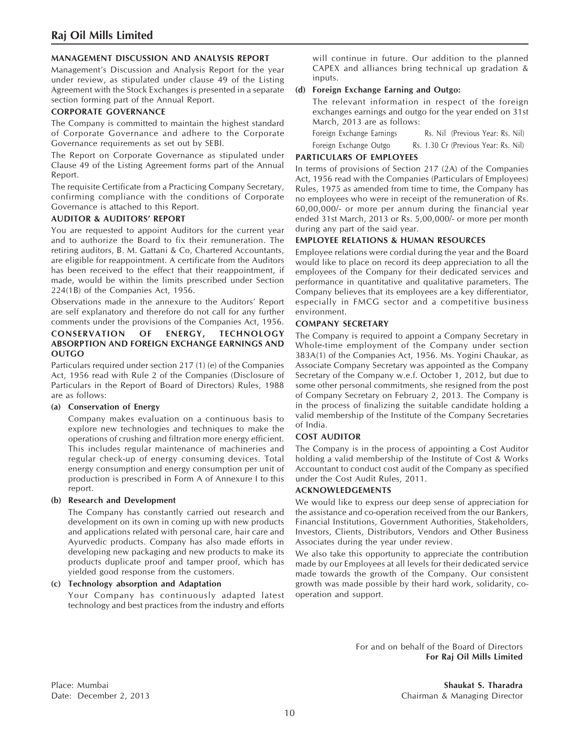## MANAGEMENT DISCUSSION AND ANALYSIS REPORT

Management's Discussion and Analysis Report for the year under review, as stipulated under clause 49 of the Listing Agreement with the Stock Exchanges is presented in a separate section forming part of the Annual Report.

## CORPORATE GOVERNANCE

The Company is committed to maintain the highest standard of Corporate Governance and adhere to the Corporate Governance requirements as set out by SEBI.

The Report on Corporate Governance as stipulated under Clause 49 of the Listing Agreement forms part of the Annual Report.

The requisite Certificate from a Practicing Company Secretary, confirming compliance with the conditions of Corporate Governance is attached to this Report.

## AUDITOR & AUDITORS' REPORT

You are requested to appoint Auditors for the current year and to authorize the Board to fix their remuneration. The retiring auditors, B. M. Gattani & Co, Chartered Accountants, are eligible for reappointment. A certificate from the Auditors has been received to the effect that their reappointment, if made, would be within the limits prescribed under Section 224(1B) of the Companies Act, 1956.

Observations made in the annexure to the Auditors' Report are self explanatory and therefore do not call for any further comments under the provisions of the Companies Act, 1956.

## CONSERVATION OF ENERGY, TECHNOLOGY ABSORPTION AND FOREIGN EXCHANGE EARNINGS AND OUTGO

Particulars required under section 217 (1) (e) of the Companies Act, 1956 read with Rule 2 of the Companies (Disclosure of Particulars in the Report of Board of Directors) Rules, 1988 are as follows:

**(a) Conservation of Energy**

Company makes evaluation on a continuous basis to explore new technologies and techniques to make the operations of crushing and filtration more energy efficient. This includes regular maintenance of machineries and regular check-up of energy consuming devices. Total energy consumption and energy consumption per unit of production is prescribed in Form A of Annexure I to this report.

**(b) Research and Development**

The Company has constantly carried out research and development on its own in coming up with new products and applications related with personal care, hair care and Ayurvedic products. Company has also made efforts in developing new packaging and new products to make its products duplicate proof and tamper proof, which has yielded good response from the customers.

**(c) Technology absorption and Adaptation**

Your Company has continuously adapted latest technology and best practices from the industry and efforts will continue in future. Our addition to the planned CAPEX and alliances bring technical up gradation & inputs.

**(d) Foreign Exchange Earning and Outgo:**

The relevant information in respect of the foreign exchanges earnings and outgo for the year ended on 31st March, 2013 are as follows:

| | |
|---|---|
| Foreign Exchange Earnings | Rs. Nil (Previous Year: Rs. Nil) |
| Foreign Exchange Outgo | Rs. 1.30 Cr (Previous Year: Rs. Nil) |

## PARTICULARS OF EMPLOYEES

In terms of provisions of Section 217 (2A) of the Companies Act, 1956 read with the Companies (Particulars of Employees) Rules, 1975 as amended from time to time, the Company has no employees who were in receipt of the remuneration of Rs. 60,00,000/- or more per annum during the financial year ended 31st March, 2013 or Rs. 5,00,000/- or more per month during any part of the said year.

## EMPLOYEE RELATIONS & HUMAN RESOURCES

Employee relations were cordial during the year and the Board would like to place on record its deep appreciation to all the employees of the Company for their dedicated services and performance in quantitative and qualitative parameters. The Company believes that its employees are a key differentiator, especially in FMCG sector and a competitive business environment.

## COMPANY SECRETARY

The Company is required to appoint a Company Secretary in Whole-time employment of the Company under section 383A(1) of the Companies Act, 1956. Ms. Yogini Chaukar, as Associate Company Secretary was appointed as the Company Secretary of the Company w.e.f. October 1, 2012, but due to some other personal commitments, she resigned from the post of Company Secretary on February 2, 2013. The Company is in the process of finalizing the suitable candidate holding a valid membership of the Institute of the Company Secretaries of India.

## COST AUDITOR

The Company is in the process of appointing a Cost Auditor holding a valid membership of the Institute of Cost & Works Accountant to conduct cost audit of the Company as specified under the Cost Audit Rules, 2011.

## ACKNOWLEDGEMENTS

We would like to express our deep sense of appreciation for the assistance and co-operation received from the our Bankers, Financial Institutions, Government Authorities, Stakeholders, Investors, Clients, Distributors, Vendors and Other Business Associates during the year under review.

We also take this opportunity to appreciate the contribution made by our Employees at all levels for their dedicated service made towards the growth of the Company. Our consistent growth was made possible by their hard work, solidarity, co-operation and support.

For and on behalf of the Board of Directors
**For Raj Oil Mills Limited**

Place: Mumbai
Date: December 2, 2013

**Shaukat S. Tharadra**
Chairman & Managing Director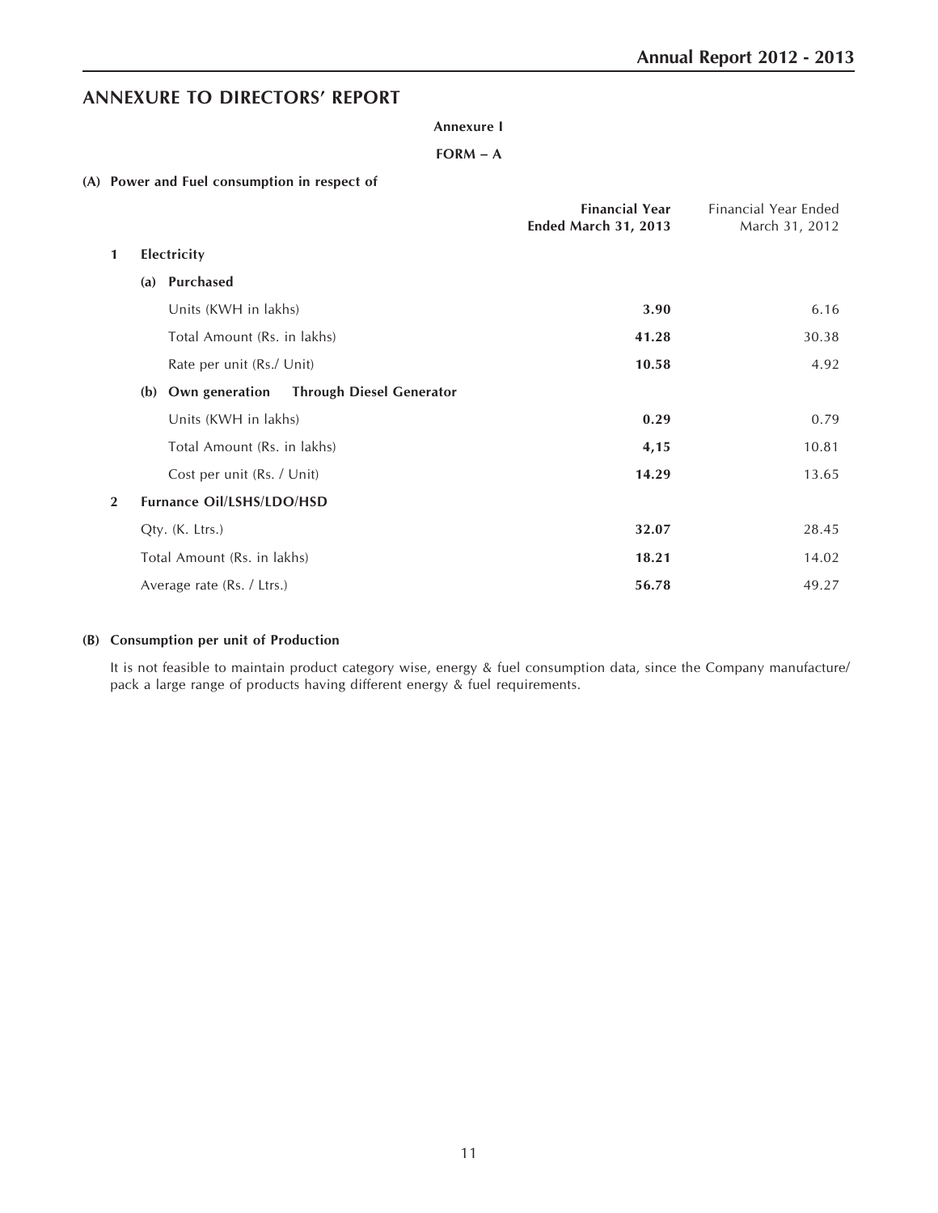## ANNEXURE TO DIRECTORS' REPORT

**Annexure I**

**FORM – A**

**(A) Power and Fuel consumption in respect of**

| | | | **Financial Year Ended March 31, 2013** | Financial Year Ended March 31, 2012 |
|---|---|---|---|---|
| **1** | **Electricity** | | | |
| | **(a) Purchased** | | | |
| | | Units (KWH in lakhs) | **3.90** | 6.16 |
| | | Total Amount (Rs. in lakhs) | **41.28** | 30.38 |
| | | Rate per unit (Rs./ Unit) | **10.58** | 4.92 |
| | **(b) Own generation Through Diesel Generator** | | | |
| | | Units (KWH in lakhs) | **0.29** | 0.79 |
| | | Total Amount (Rs. in lakhs) | **4,15** | 10.81 |
| | | Cost per unit (Rs. / Unit) | **14.29** | 13.65 |
| **2** | **Furnance Oil/LSHS/LDO/HSD** | | | |
| | Qty. (K. Ltrs.) | | **32.07** | 28.45 |
| | Total Amount (Rs. in lakhs) | | **18.21** | 14.02 |
| | Average rate (Rs. / Ltrs.) | | **56.78** | 49.27 |

**(B) Consumption per unit of Production**

It is not feasible to maintain product category wise, energy & fuel consumption data, since the Company manufacture/ pack a large range of products having different energy & fuel requirements.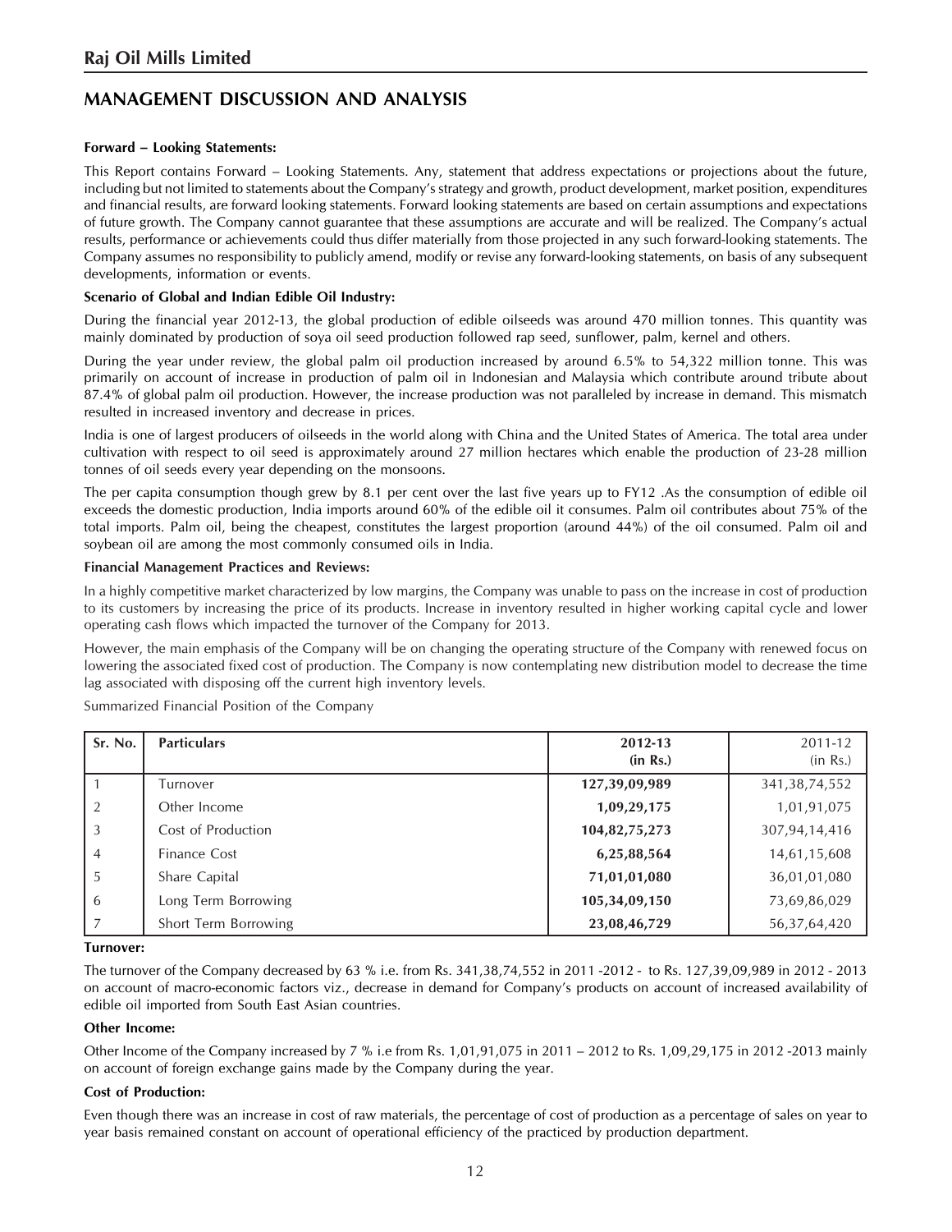## Raj Oil Mills Limited

## MANAGEMENT DISCUSSION AND ANALYSIS

**Forward – Looking Statements:**

This Report contains Forward – Looking Statements. Any, statement that address expectations or projections about the future, including but not limited to statements about the Company's strategy and growth, product development, market position, expenditures and financial results, are forward looking statements. Forward looking statements are based on certain assumptions and expectations of future growth. The Company cannot guarantee that these assumptions are accurate and will be realized. The Company's actual results, performance or achievements could thus differ materially from those projected in any such forward-looking statements. The Company assumes no responsibility to publicly amend, modify or revise any forward-looking statements, on basis of any subsequent developments, information or events.

**Scenario of Global and Indian Edible Oil Industry:**

During the financial year 2012-13, the global production of edible oilseeds was around 470 million tonnes. This quantity was mainly dominated by production of soya oil seed production followed rap seed, sunflower, palm, kernel and others.

During the year under review, the global palm oil production increased by around 6.5% to 54,322 million tonne. This was primarily on account of increase in production of palm oil in Indonesian and Malaysia which contribute around tribute about 87.4% of global palm oil production. However, the increase production was not paralleled by increase in demand. This mismatch resulted in increased inventory and decrease in prices.

India is one of largest producers of oilseeds in the world along with China and the United States of America. The total area under cultivation with respect to oil seed is approximately around 27 million hectares which enable the production of 23-28 million tonnes of oil seeds every year depending on the monsoons.

The per capita consumption though grew by 8.1 per cent over the last five years up to FY12 .As the consumption of edible oil exceeds the domestic production, India imports around 60% of the edible oil it consumes. Palm oil contributes about 75% of the total imports. Palm oil, being the cheapest, constitutes the largest proportion (around 44%) of the oil consumed. Palm oil and soybean oil are among the most commonly consumed oils in India.

**Financial Management Practices and Reviews:**

In a highly competitive market characterized by low margins, the Company was unable to pass on the increase in cost of production to its customers by increasing the price of its products. Increase in inventory resulted in higher working capital cycle and lower operating cash flows which impacted the turnover of the Company for 2013.

However, the main emphasis of the Company will be on changing the operating structure of the Company with renewed focus on lowering the associated fixed cost of production. The Company is now contemplating new distribution model to decrease the time lag associated with disposing off the current high inventory levels.

Summarized Financial Position of the Company

| Sr. No. | Particulars | 2012-13 (in Rs.) | 2011-12 (in Rs.) |
|---|---|---|---|
| 1 | Turnover | **127,39,09,989** | 341,38,74,552 |
| 2 | Other Income | **1,09,29,175** | 1,01,91,075 |
| 3 | Cost of Production | **104,82,75,273** | 307,94,14,416 |
| 4 | Finance Cost | **6,25,88,564** | 14,61,15,608 |
| 5 | Share Capital | **71,01,01,080** | 36,01,01,080 |
| 6 | Long Term Borrowing | **105,34,09,150** | 73,69,86,029 |
| 7 | Short Term Borrowing | **23,08,46,729** | 56,37,64,420 |

**Turnover:**

The turnover of the Company decreased by 63 % i.e. from Rs. 341,38,74,552 in 2011 -2012 - to Rs. 127,39,09,989 in 2012 - 2013 on account of macro-economic factors viz., decrease in demand for Company's products on account of increased availability of edible oil imported from South East Asian countries.

**Other Income:**

Other Income of the Company increased by 7 % i.e from Rs. 1,01,91,075 in 2011 – 2012 to Rs. 1,09,29,175 in 2012 -2013 mainly on account of foreign exchange gains made by the Company during the year.

**Cost of Production:**

Even though there was an increase in cost of raw materials, the percentage of cost of production as a percentage of sales on year to year basis remained constant on account of operational efficiency of the practiced by production department.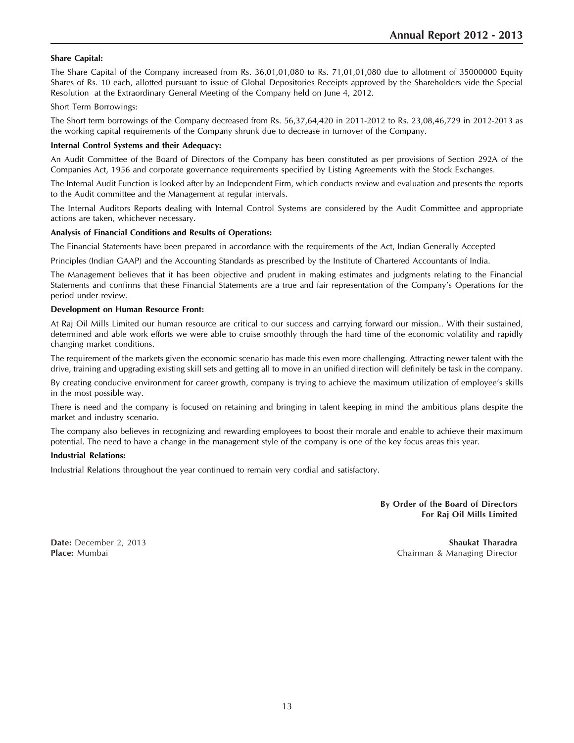**Share Capital:**

The Share Capital of the Company increased from Rs. 36,01,01,080 to Rs. 71,01,01,080 due to allotment of 35000000 Equity Shares of Rs. 10 each, allotted pursuant to issue of Global Depositories Receipts approved by the Shareholders vide the Special Resolution at the Extraordinary General Meeting of the Company held on June 4, 2012.

Short Term Borrowings:

The Short term borrowings of the Company decreased from Rs. 56,37,64,420 in 2011-2012 to Rs. 23,08,46,729 in 2012-2013 as the working capital requirements of the Company shrunk due to decrease in turnover of the Company.

**Internal Control Systems and their Adequacy:**

An Audit Committee of the Board of Directors of the Company has been constituted as per provisions of Section 292A of the Companies Act, 1956 and corporate governance requirements specified by Listing Agreements with the Stock Exchanges.

The Internal Audit Function is looked after by an Independent Firm, which conducts review and evaluation and presents the reports to the Audit committee and the Management at regular intervals.

The Internal Auditors Reports dealing with Internal Control Systems are considered by the Audit Committee and appropriate actions are taken, whichever necessary.

**Analysis of Financial Conditions and Results of Operations:**

The Financial Statements have been prepared in accordance with the requirements of the Act, Indian Generally Accepted

Principles (Indian GAAP) and the Accounting Standards as prescribed by the Institute of Chartered Accountants of India.

The Management believes that it has been objective and prudent in making estimates and judgments relating to the Financial Statements and confirms that these Financial Statements are a true and fair representation of the Company's Operations for the period under review.

**Development on Human Resource Front:**

At Raj Oil Mills Limited our human resource are critical to our success and carrying forward our mission.. With their sustained, determined and able work efforts we were able to cruise smoothly through the hard time of the economic volatility and rapidly changing market conditions.

The requirement of the markets given the economic scenario has made this even more challenging. Attracting newer talent with the drive, training and upgrading existing skill sets and getting all to move in an unified direction will definitely be task in the company.

By creating conducive environment for career growth, company is trying to achieve the maximum utilization of employee's skills in the most possible way.

There is need and the company is focused on retaining and bringing in talent keeping in mind the ambitious plans despite the market and industry scenario.

The company also believes in recognizing and rewarding employees to boost their morale and enable to achieve their maximum potential. The need to have a change in the management style of the company is one of the key focus areas this year.

**Industrial Relations:**

Industrial Relations throughout the year continued to remain very cordial and satisfactory.

**By Order of the Board of Directors**
**For Raj Oil Mills Limited**

**Date:** December 2, 2013
**Place:** Mumbai

**Shaukat Tharadra**
Chairman & Managing Director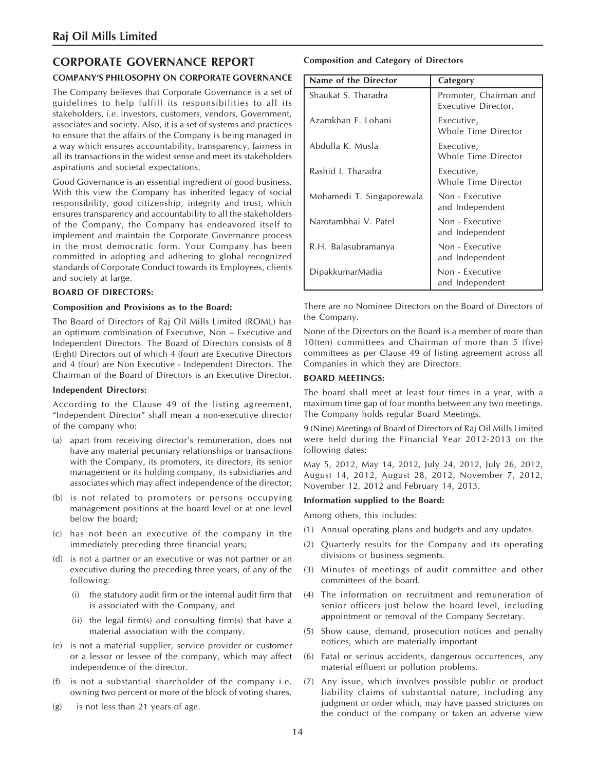## CORPORATE GOVERNANCE REPORT

### COMPANY'S PHILOSOPHY ON CORPORATE GOVERNANCE

The Company believes that Corporate Governance is a set of guidelines to help fulfill its responsibilities to all its stakeholders, i.e. investors, customers, vendors, Government, associates and society. Also, it is a set of systems and practices to ensure that the affairs of the Company is being managed in a way which ensures accountability, transparency, fairness in all its transactions in the widest sense and meet its stakeholders aspirations and societal expectations.

Good Governance is an essential ingredient of good business. With this view the Company has inherited legacy of social responsibility, good citizenship, integrity and trust, which ensures transparency and accountability to all the stakeholders of the Company, the Company has endeavored itself to implement and maintain the Corporate Governance process in the most democratic form. Your Company has been committed in adopting and adhering to global recognized standards of Corporate Conduct towards its Employees, clients and society at large.

### BOARD OF DIRECTORS:

**Composition and Provisions as to the Board:**

The Board of Directors of Raj Oil Mills Limited (ROML) has an optimum combination of Executive, Non – Executive and Independent Directors. The Board of Directors consists of 8 (Eight) Directors out of which 4 (four) are Executive Directors and 4 (four) are Non Executive - Independent Directors. The Chairman of the Board of Directors is an Executive Director.

**Independent Directors:**

According to the Clause 49 of the listing agreement, "Independent Director" shall mean a non-executive director of the company who:

(a) apart from receiving director's remuneration, does not have any material pecuniary relationships or transactions with the Company, its promoters, its directors, its senior management or its holding company, its subsidiaries and associates which may affect independence of the director;

(b) is not related to promoters or persons occupying management positions at the board level or at one level below the board;

(c) has not been an executive of the company in the immediately preceding three financial years;

(d) is not a partner or an executive or was not partner or an executive during the preceding three years, of any of the following:

  (i) the statutory audit firm or the internal audit firm that is associated with the Company, and

  (ii) the legal firm(s) and consulting firm(s) that have a material association with the company.

(e) is not a material supplier, service provider or customer or a lessor or lessee of the company, which may affect independence of the director.

(f) is not a substantial shareholder of the company i.e. owning two percent or more of the block of voting shares.

(g) is not less than 21 years of age.

**Composition and Category of Directors**

| Name of the Director | Category |
|---|---|
| Shaukat S. Tharadra | Promoter, Chairman and Executive Director. |
| Azamkhan F. Lohani | Executive, Whole Time Director |
| Abdulla K. Musla | Executive, Whole Time Director |
| Rashid I. Tharadra | Executive, Whole Time Director |
| Mohamedi T. Singaporewala | Non - Executive and Independent |
| Narotambhai V. Patel | Non - Executive and Independent |
| R.H. Balasubramanya | Non - Executive and Independent |
| DipakkumarMadia | Non - Executive and Independent |

There are no Nominee Directors on the Board of Directors of the Company.

None of the Directors on the Board is a member of more than 10(ten) committees and Chairman of more than 5 (five) committees as per Clause 49 of listing agreement across all Companies in which they are Directors.

### BOARD MEETINGS:

The board shall meet at least four times in a year, with a maximum time gap of four months between any two meetings. The Company holds regular Board Meetings.

9 (Nine) Meetings of Board of Directors of Raj Oil Mills Limited were held during the Financial Year 2012-2013 on the following dates:

May 5, 2012, May 14, 2012, July 24, 2012, July 26, 2012, August 14, 2012, August 28, 2012, November 7, 2012, November 12, 2012 and February 14, 2013.

**Information supplied to the Board:**

Among others, this includes:

(1) Annual operating plans and budgets and any updates.

(2) Quarterly results for the Company and its operating divisions or business segments.

(3) Minutes of meetings of audit committee and other committees of the board.

(4) The information on recruitment and remuneration of senior officers just below the board level, including appointment or removal of the Company Secretary.

(5) Show cause, demand, prosecution notices and penalty notices, which are materially important

(6) Fatal or serious accidents, dangerous occurrences, any material effluent or pollution problems.

(7) Any issue, which involves possible public or product liability claims of substantial nature, including any judgment or order which, may have passed strictures on the conduct of the company or taken an adverse view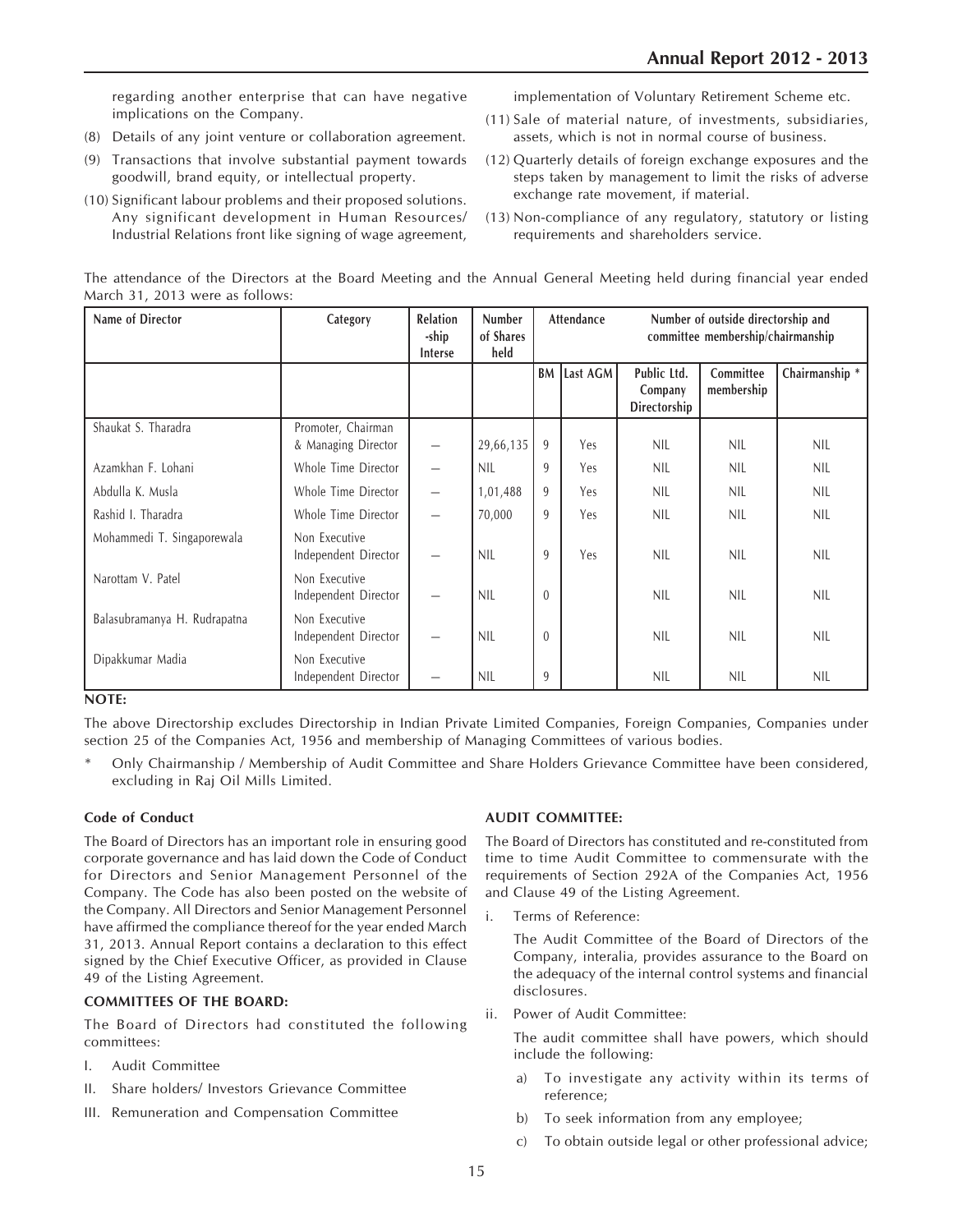regarding another enterprise that can have negative implications on the Company.

(8) Details of any joint venture or collaboration agreement.

(9) Transactions that involve substantial payment towards goodwill, brand equity, or intellectual property.

(10) Significant labour problems and their proposed solutions. Any significant development in Human Resources/ Industrial Relations front like signing of wage agreement, implementation of Voluntary Retirement Scheme etc.

(11) Sale of material nature, of investments, subsidiaries, assets, which is not in normal course of business.

(12) Quarterly details of foreign exchange exposures and the steps taken by management to limit the risks of adverse exchange rate movement, if material.

(13) Non-compliance of any regulatory, statutory or listing requirements and shareholders service.

The attendance of the Directors at the Board Meeting and the Annual General Meeting held during financial year ended March 31, 2013 were as follows:

| Name of Director | Category | Relation -ship Interse | Number of Shares held | Attendance | | Number of outside directorship and committee membership/chairmanship | | |
|---|---|---|---|---|---|---|---|---|
| | | | | BM | Last AGM | Public Ltd. Company Directorship | Committee membership | Chairmanship * |
| Shaukat S. Tharadra | Promoter, Chairman & Managing Director | — | 29,66,135 | 9 | Yes | NIL | NIL | NIL |
| Azamkhan F. Lohani | Whole Time Director | — | NIL | 9 | Yes | NIL | NIL | NIL |
| Abdulla K. Musla | Whole Time Director | — | 1,01,488 | 9 | Yes | NIL | NIL | NIL |
| Rashid I. Tharadra | Whole Time Director | — | 70,000 | 9 | Yes | NIL | NIL | NIL |
| Mohammedi T. Singaporewala | Non Executive Independent Director | — | NIL | 9 | Yes | NIL | NIL | NIL |
| Narottam V. Patel | Non Executive Independent Director | — | NIL | 0 | | NIL | NIL | NIL |
| Balasubramanya H. Rudrapatna | Non Executive Independent Director | — | NIL | 0 | | NIL | NIL | NIL |
| Dipakkumar Madia | Non Executive Independent Director | — | NIL | 9 | | NIL | NIL | NIL |

**NOTE:**

The above Directorship excludes Directorship in Indian Private Limited Companies, Foreign Companies, Companies under section 25 of the Companies Act, 1956 and membership of Managing Committees of various bodies.

\* Only Chairmanship / Membership of Audit Committee and Share Holders Grievance Committee have been considered, excluding in Raj Oil Mills Limited.

**Code of Conduct**

The Board of Directors has an important role in ensuring good corporate governance and has laid down the Code of Conduct for Directors and Senior Management Personnel of the Company. The Code has also been posted on the website of the Company. All Directors and Senior Management Personnel have affirmed the compliance thereof for the year ended March 31, 2013. Annual Report contains a declaration to this effect signed by the Chief Executive Officer, as provided in Clause 49 of the Listing Agreement.

**COMMITTEES OF THE BOARD:**

The Board of Directors had constituted the following committees:

I. Audit Committee

II. Share holders/ Investors Grievance Committee

III. Remuneration and Compensation Committee

**AUDIT COMMITTEE:**

The Board of Directors has constituted and re-constituted from time to time Audit Committee to commensurate with the requirements of Section 292A of the Companies Act, 1956 and Clause 49 of the Listing Agreement.

i. Terms of Reference:

   The Audit Committee of the Board of Directors of the Company, interalia, provides assurance to the Board on the adequacy of the internal control systems and financial disclosures.

ii. Power of Audit Committee:

   The audit committee shall have powers, which should include the following:

   a) To investigate any activity within its terms of reference;

   b) To seek information from any employee;

   c) To obtain outside legal or other professional advice;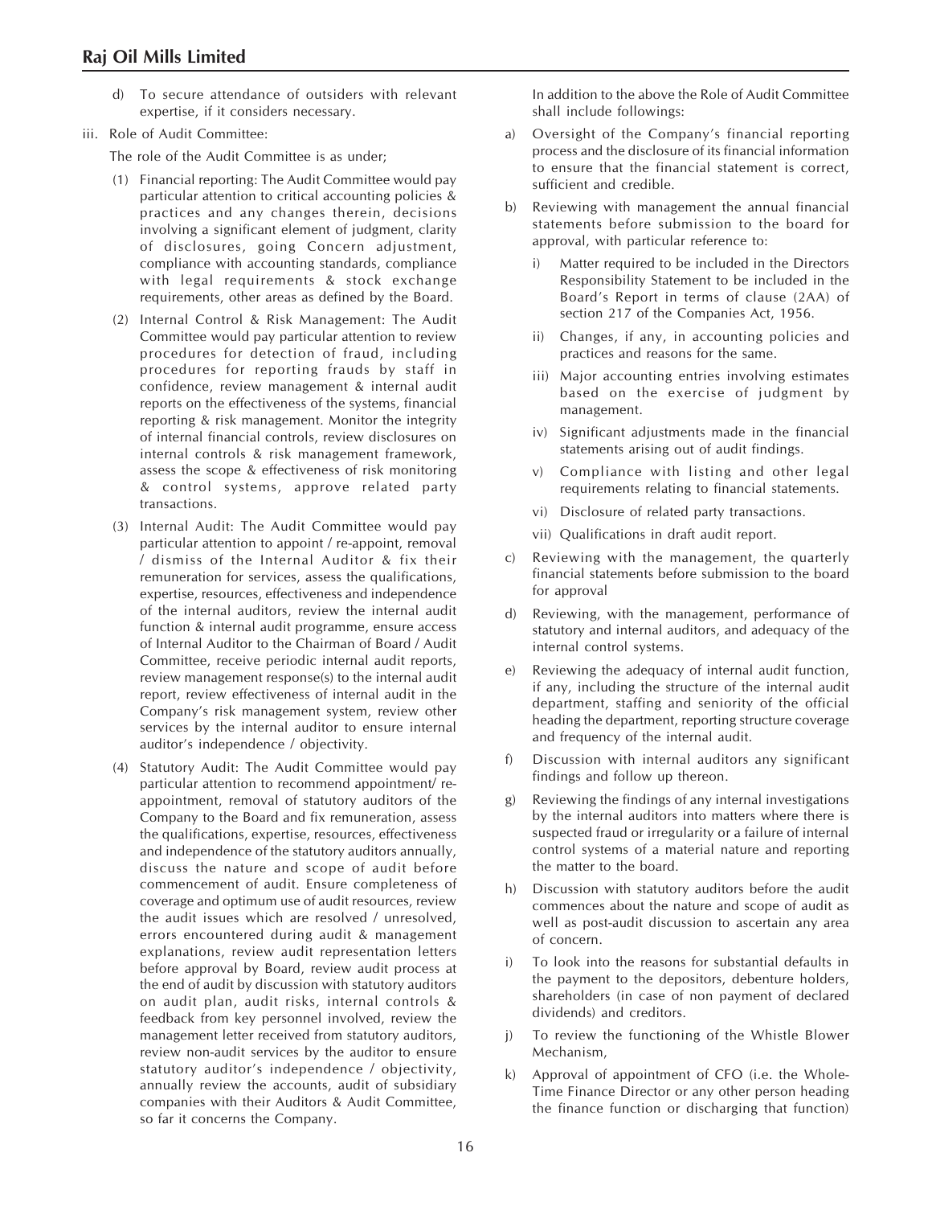d) To secure attendance of outsiders with relevant expertise, if it considers necessary.

iii. Role of Audit Committee:

The role of the Audit Committee is as under;

(1) Financial reporting: The Audit Committee would pay particular attention to critical accounting policies & practices and any changes therein, decisions involving a significant element of judgment, clarity of disclosures, going Concern adjustment, compliance with accounting standards, compliance with legal requirements & stock exchange requirements, other areas as defined by the Board.

(2) Internal Control & Risk Management: The Audit Committee would pay particular attention to review procedures for detection of fraud, including procedures for reporting frauds by staff in confidence, review management & internal audit reports on the effectiveness of the systems, financial reporting & risk management. Monitor the integrity of internal financial controls, review disclosures on internal controls & risk management framework, assess the scope & effectiveness of risk monitoring & control systems, approve related party transactions.

(3) Internal Audit: The Audit Committee would pay particular attention to appoint / re-appoint, removal / dismiss of the Internal Auditor & fix their remuneration for services, assess the qualifications, expertise, resources, effectiveness and independence of the internal auditors, review the internal audit function & internal audit programme, ensure access of Internal Auditor to the Chairman of Board / Audit Committee, receive periodic internal audit reports, review management response(s) to the internal audit report, review effectiveness of internal audit in the Company's risk management system, review other services by the internal auditor to ensure internal auditor's independence / objectivity.

(4) Statutory Audit: The Audit Committee would pay particular attention to recommend appointment/ re-appointment, removal of statutory auditors of the Company to the Board and fix remuneration, assess the qualifications, expertise, resources, effectiveness and independence of the statutory auditors annually, discuss the nature and scope of audit before commencement of audit. Ensure completeness of coverage and optimum use of audit resources, review the audit issues which are resolved / unresolved, errors encountered during audit & management explanations, review audit representation letters before approval by Board, review audit process at the end of audit by discussion with statutory auditors on audit plan, audit risks, internal controls & feedback from key personnel involved, review the management letter received from statutory auditors, review non-audit services by the auditor to ensure statutory auditor's independence / objectivity, annually review the accounts, audit of subsidiary companies with their Auditors & Audit Committee, so far it concerns the Company.

In addition to the above the Role of Audit Committee shall include followings:

a) Oversight of the Company's financial reporting process and the disclosure of its financial information to ensure that the financial statement is correct, sufficient and credible.

b) Reviewing with management the annual financial statements before submission to the board for approval, with particular reference to:

   i) Matter required to be included in the Directors Responsibility Statement to be included in the Board's Report in terms of clause (2AA) of section 217 of the Companies Act, 1956.

   ii) Changes, if any, in accounting policies and practices and reasons for the same.

   iii) Major accounting entries involving estimates based on the exercise of judgment by management.

   iv) Significant adjustments made in the financial statements arising out of audit findings.

   v) Compliance with listing and other legal requirements relating to financial statements.

   vi) Disclosure of related party transactions.

   vii) Qualifications in draft audit report.

c) Reviewing with the management, the quarterly financial statements before submission to the board for approval

d) Reviewing, with the management, performance of statutory and internal auditors, and adequacy of the internal control systems.

e) Reviewing the adequacy of internal audit function, if any, including the structure of the internal audit department, staffing and seniority of the official heading the department, reporting structure coverage and frequency of the internal audit.

f) Discussion with internal auditors any significant findings and follow up thereon.

g) Reviewing the findings of any internal investigations by the internal auditors into matters where there is suspected fraud or irregularity or a failure of internal control systems of a material nature and reporting the matter to the board.

h) Discussion with statutory auditors before the audit commences about the nature and scope of audit as well as post-audit discussion to ascertain any area of concern.

i) To look into the reasons for substantial defaults in the payment to the depositors, debenture holders, shareholders (in case of non payment of declared dividends) and creditors.

j) To review the functioning of the Whistle Blower Mechanism,

k) Approval of appointment of CFO (i.e. the Whole-Time Finance Director or any other person heading the finance function or discharging that function)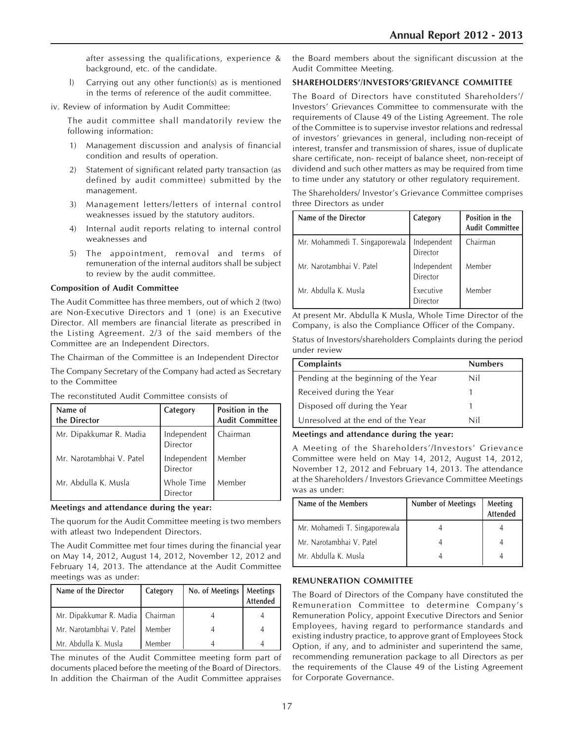after assessing the qualifications, experience & background, etc. of the candidate.

l) Carrying out any other function(s) as is mentioned in the terms of reference of the audit committee.

iv. Review of information by Audit Committee:

The audit committee shall mandatorily review the following information:

1) Management discussion and analysis of financial condition and results of operation.
2) Statement of significant related party transaction (as defined by audit committee) submitted by the management.
3) Management letters/letters of internal control weaknesses issued by the statutory auditors.
4) Internal audit reports relating to internal control weaknesses and
5) The appointment, removal and terms of remuneration of the internal auditors shall be subject to review by the audit committee.

**Composition of Audit Committee**

The Audit Committee has three members, out of which 2 (two) are Non-Executive Directors and 1 (one) is an Executive Director. All members are financial literate as prescribed in the Listing Agreement. 2/3 of the said members of the Committee are an Independent Directors.

The Chairman of the Committee is an Independent Director

The Company Secretary of the Company had acted as Secretary to the Committee

The reconstituted Audit Committee consists of

| Name of the Director | Category | Position in the Audit Committee |
|---|---|---|
| Mr. Dipakkumar R. Madia | Independent Director | Chairman |
| Mr. Narotambhai V. Patel | Independent Director | Member |
| Mr. Abdulla K. Musla | Whole Time Director | Member |

**Meetings and attendance during the year:**

The quorum for the Audit Committee meeting is two members with atleast two Independent Directors.

The Audit Committee met four times during the financial year on May 14, 2012, August 14, 2012, November 12, 2012 and February 14, 2013. The attendance at the Audit Committee meetings was as under:

| Name of the Director | Category | No. of Meetings | Meetings Attended |
|---|---|---|---|
| Mr. Dipakkumar R. Madia | Chairman | 4 | 4 |
| Mr. Narotambhai V. Patel | Member | 4 | 4 |
| Mr. Abdulla K. Musla | Member | 4 | 4 |

The minutes of the Audit Committee meeting form part of documents placed before the meeting of the Board of Directors. In addition the Chairman of the Audit Committee appraises the Board members about the significant discussion at the Audit Committee Meeting.

**SHAREHOLDERS'/INVESTORS'GRIEVANCE COMMITTEE**

The Board of Directors have constituted Shareholders'/ Investors' Grievances Committee to commensurate with the requirements of Clause 49 of the Listing Agreement. The role of the Committee is to supervise investor relations and redressal of investors' grievances in general, including non-receipt of interest, transfer and transmission of shares, issue of duplicate share certificate, non- receipt of balance sheet, non-receipt of dividend and such other matters as may be required from time to time under any statutory or other regulatory requirement.

The Shareholders/ Investor's Grievance Committee comprises three Directors as under

| Name of the Director | Category | Position in the Audit Committee |
|---|---|---|
| Mr. Mohammedi T. Singaporewala | Independent Director | Chairman |
| Mr. Narotambhai V. Patel | Independent Director | Member |
| Mr. Abdulla K. Musla | Executive Director | Member |

At present Mr. Abdulla K Musla, Whole Time Director of the Company, is also the Compliance Officer of the Company.

Status of Investors/shareholders Complaints during the period under review

| Complaints | Numbers |
|---|---|
| Pending at the beginning of the Year | Nil |
| Received during the Year | 1 |
| Disposed off during the Year | 1 |
| Unresolved at the end of the Year | Nil |

**Meetings and attendance during the year:**

A Meeting of the Shareholders'/Investors' Grievance Committee were held on May 14, 2012, August 14, 2012, November 12, 2012 and February 14, 2013. The attendance at the Shareholders / Investors Grievance Committee Meetings was as under:

| Name of the Members | Number of Meetings | Meeting Attended |
|---|---|---|
| Mr. Mohamedi T. Singaporewala | 4 | 4 |
| Mr. Narotambhai V. Patel | 4 | 4 |
| Mr. Abdulla K. Musla | 4 | 4 |

**REMUNERATION COMMITTEE**

The Board of Directors of the Company have constituted the Remuneration Committee to determine Company's Remuneration Policy, appoint Executive Directors and Senior Employees, having regard to performance standards and existing industry practice, to approve grant of Employees Stock Option, if any, and to administer and superintend the same, recommending remuneration package to all Directors as per the requirements of the Clause 49 of the Listing Agreement for Corporate Governance.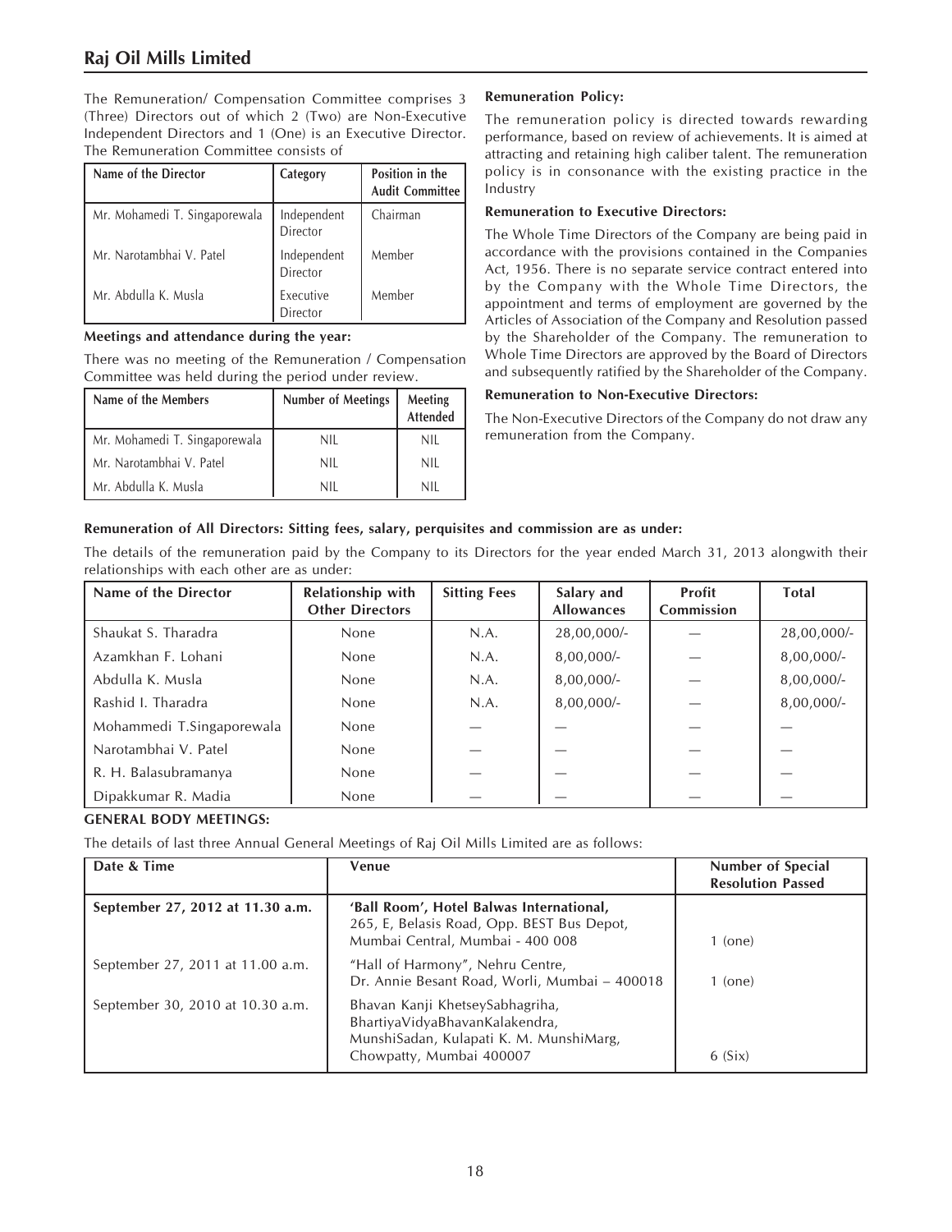The Remuneration/ Compensation Committee comprises 3 (Three) Directors out of which 2 (Two) are Non-Executive Independent Directors and 1 (One) is an Executive Director. The Remuneration Committee consists of

| Name of the Director | Category | Position in the Audit Committee |
|---|---|---|
| Mr. Mohamedi T. Singaporewala | Independent Director | Chairman |
| Mr. Narotambhai V. Patel | Independent Director | Member |
| Mr. Abdulla K. Musla | Executive Director | Member |

**Meetings and attendance during the year:**

There was no meeting of the Remuneration / Compensation Committee was held during the period under review.

| Name of the Members | Number of Meetings | Meeting Attended |
|---|---|---|
| Mr. Mohamedi T. Singaporewala | NIL | NIL |
| Mr. Narotambhai V. Patel | NIL | NIL |
| Mr. Abdulla K. Musla | NIL | NIL |

**Remuneration Policy:**

The remuneration policy is directed towards rewarding performance, based on review of achievements. It is aimed at attracting and retaining high caliber talent. The remuneration policy is in consonance with the existing practice in the Industry

**Remuneration to Executive Directors:**

The Whole Time Directors of the Company are being paid in accordance with the provisions contained in the Companies Act, 1956. There is no separate service contract entered into by the Company with the Whole Time Directors, the appointment and terms of employment are governed by the Articles of Association of the Company and Resolution passed by the Shareholder of the Company. The remuneration to Whole Time Directors are approved by the Board of Directors and subsequently ratified by the Shareholder of the Company.

**Remuneration to Non-Executive Directors:**

The Non-Executive Directors of the Company do not draw any remuneration from the Company.

**Remuneration of All Directors: Sitting fees, salary, perquisites and commission are as under:**

The details of the remuneration paid by the Company to its Directors for the year ended March 31, 2013 alongwith their relationships with each other are as under:

| Name of the Director | Relationship with Other Directors | Sitting Fees | Salary and Allowances | Profit Commission | Total |
|---|---|---|---|---|---|
| Shaukat S. Tharadra | None | N.A. | 28,00,000/- | — | 28,00,000/- |
| Azamkhan F. Lohani | None | N.A. | 8,00,000/- | — | 8,00,000/- |
| Abdulla K. Musla | None | N.A. | 8,00,000/- | — | 8,00,000/- |
| Rashid I. Tharadra | None | N.A. | 8,00,000/- | — | 8,00,000/- |
| Mohammedi T.Singaporewala | None | — | — | — | — |
| Narotambhai V. Patel | None | — | — | — | — |
| R. H. Balasubramanya | None | — | — | — | — |
| Dipakkumar R. Madia | None | — | — | — | — |

**GENERAL BODY MEETINGS:**

The details of last three Annual General Meetings of Raj Oil Mills Limited are as follows:

| Date & Time | Venue | Number of Special Resolution Passed |
|---|---|---|
| **September 27, 2012 at 11.30 a.m.** | **'Ball Room', Hotel Balwas International,** 265, E, Belasis Road, Opp. BEST Bus Depot, Mumbai Central, Mumbai - 400 008 | 1 (one) |
| September 27, 2011 at 11.00 a.m. | "Hall of Harmony", Nehru Centre, Dr. Annie Besant Road, Worli, Mumbai – 400018 | 1 (one) |
| September 30, 2010 at 10.30 a.m. | Bhavan Kanji KhetseySabhagriha, BhartiyaVidyaBhavanKalakendra, MunshiSadan, Kulapati K. M. MunshiMarg, Chowpatty, Mumbai 400007 | 6 (Six) |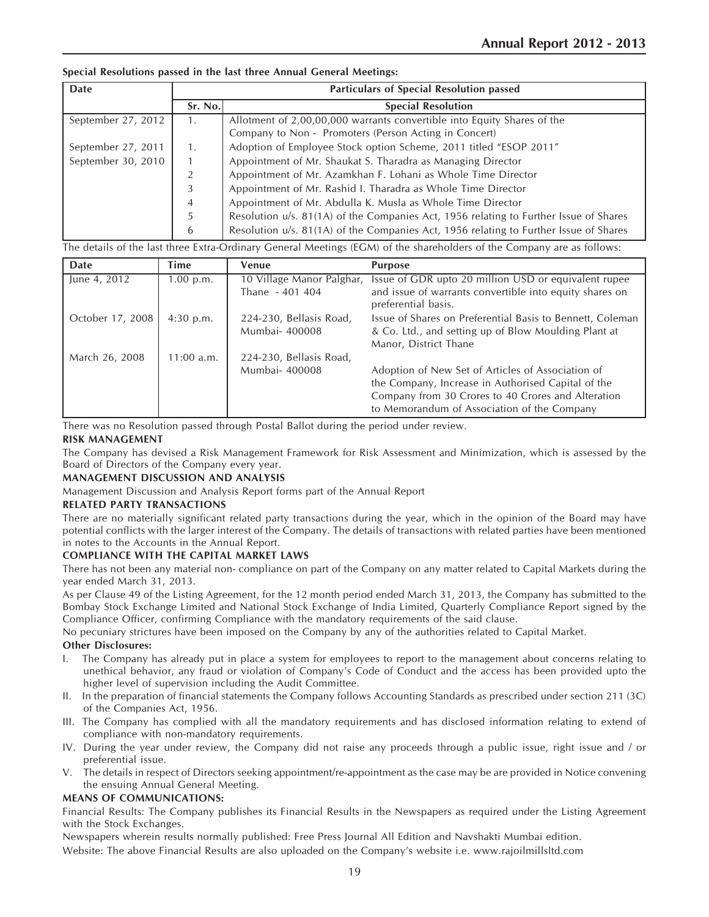**Special Resolutions passed in the last three Annual General Meetings:**

| Date | Particulars of Special Resolution passed | |
|---|---|---|
| | Sr. No. | Special Resolution |
| September 27, 2012 | 1. | Allotment of 2,00,00,000 warrants convertible into Equity Shares of the Company to Non - Promoters (Person Acting in Concert) |
| September 27, 2011 | 1. | Adoption of Employee Stock option Scheme, 2011 titled "ESOP 2011" |
| September 30, 2010 | 1 | Appointment of Mr. Shaukat S. Tharadra as Managing Director |
| | 2 | Appointment of Mr. Azamkhan F. Lohani as Whole Time Director |
| | 3 | Appointment of Mr. Rashid I. Tharadra as Whole Time Director |
| | 4 | Appointment of Mr. Abdulla K. Musla as Whole Time Director |
| | 5 | Resolution u/s. 81(1A) of the Companies Act, 1956 relating to Further Issue of Shares |
| | 6 | Resolution u/s. 81(1A) of the Companies Act, 1956 relating to Further Issue of Shares |

The details of the last three Extra-Ordinary General Meetings (EGM) of the shareholders of the Company are as follows:

| Date | Time | Venue | Purpose |
|---|---|---|---|
| June 4, 2012 | 1.00 p.m. | 10 Village Manor Palghar, Thane - 401 404 | Issue of GDR upto 20 million USD or equivalent rupee and issue of warrants convertible into equity shares on preferential basis. |
| October 17, 2008 | 4:30 p.m. | 224-230, Bellasis Road, Mumbai- 400008 | Issue of Shares on Preferential Basis to Bennett, Coleman & Co. Ltd., and setting up of Blow Moulding Plant at Manor, District Thane |
| March 26, 2008 | 11:00 a.m. | 224-230, Bellasis Road, Mumbai- 400008 | Adoption of New Set of Articles of Association of the Company, Increase in Authorised Capital of the Company from 30 Crores to 40 Crores and Alteration to Memorandum of Association of the Company |

There was no Resolution passed through Postal Ballot during the period under review.

**RISK MANAGEMENT**

The Company has devised a Risk Management Framework for Risk Assessment and Minimization, which is assessed by the Board of Directors of the Company every year.

**MANAGEMENT DISCUSSION AND ANALYSIS**

Management Discussion and Analysis Report forms part of the Annual Report

**RELATED PARTY TRANSACTIONS**

There are no materially significant related party transactions during the year, which in the opinion of the Board may have potential conflicts with the larger interest of the Company. The details of transactions with related parties have been mentioned in notes to the Accounts in the Annual Report.

**COMPLIANCE WITH THE CAPITAL MARKET LAWS**

There has not been any material non- compliance on part of the Company on any matter related to Capital Markets during the year ended March 31, 2013.

As per Clause 49 of the Listing Agreement, for the 12 month period ended March 31, 2013, the Company has submitted to the Bombay Stock Exchange Limited and National Stock Exchange of India Limited, Quarterly Compliance Report signed by the Compliance Officer, confirming Compliance with the mandatory requirements of the said clause.

No pecuniary strictures have been imposed on the Company by any of the authorities related to Capital Market.

**Other Disclosures:**

I. The Company has already put in place a system for employees to report to the management about concerns relating to unethical behavior, any fraud or violation of Company's Code of Conduct and the access has been provided upto the higher level of supervision including the Audit Committee.

II. In the preparation of financial statements the Company follows Accounting Standards as prescribed under section 211 (3C) of the Companies Act, 1956.

III. The Company has complied with all the mandatory requirements and has disclosed information relating to extend of compliance with non-mandatory requirements.

IV. During the year under review, the Company did not raise any proceeds through a public issue, right issue and / or preferential issue.

V. The details in respect of Directors seeking appointment/re-appointment as the case may be are provided in Notice convening the ensuing Annual General Meeting.

**MEANS OF COMMUNICATIONS:**

Financial Results: The Company publishes its Financial Results in the Newspapers as required under the Listing Agreement with the Stock Exchanges.

Newspapers wherein results normally published: Free Press Journal All Edition and Navshakti Mumbai edition.

Website: The above Financial Results are also uploaded on the Company's website i.e. www.rajoilmillsltd.com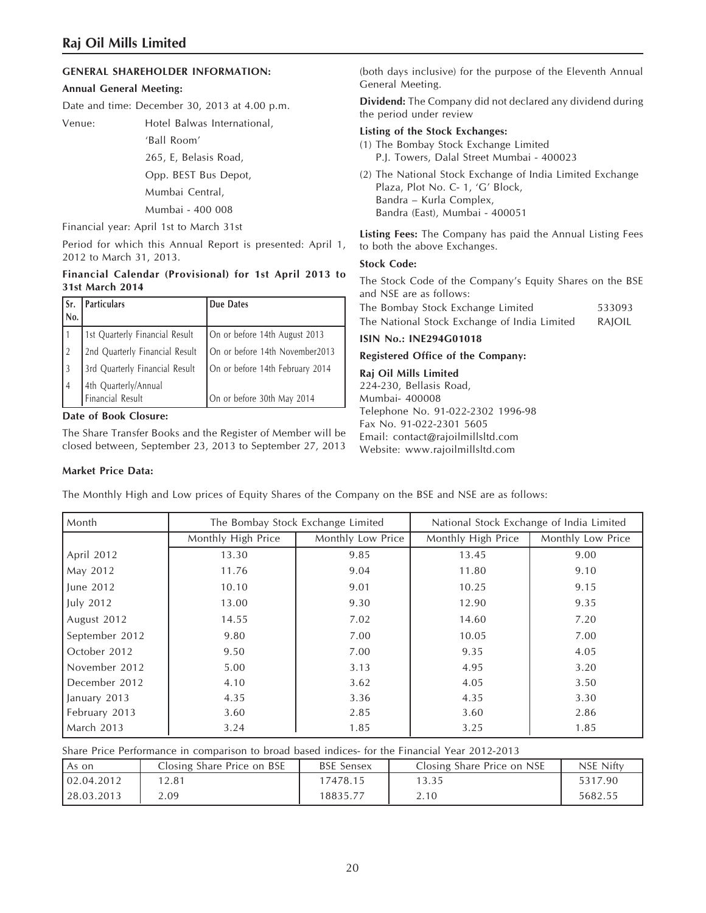## GENERAL SHAREHOLDER INFORMATION:

**Annual General Meeting:**

Date and time: December 30, 2013 at 4.00 p.m.

Venue: Hotel Balwas International,
'Ball Room'
265, E, Belasis Road,
Opp. BEST Bus Depot,
Mumbai Central,
Mumbai - 400 008

Financial year: April 1st to March 31st

Period for which this Annual Report is presented: April 1, 2012 to March 31, 2013.

**Financial Calendar (Provisional) for 1st April 2013 to 31st March 2014**

| Sr. No. | Particulars | Due Dates |
|---|---|---|
| 1 | 1st Quarterly Financial Result | On or before 14th August 2013 |
| 2 | 2nd Quarterly Financial Result | On or before 14th November2013 |
| 3 | 3rd Quarterly Financial Result | On or before 14th February 2014 |
| 4 | 4th Quarterly/Annual Financial Result | On or before 30th May 2014 |

**Date of Book Closure:**

The Share Transfer Books and the Register of Member will be closed between, September 23, 2013 to September 27, 2013 (both days inclusive) for the purpose of the Eleventh Annual General Meeting.

**Dividend:** The Company did not declared any dividend during the period under review

**Listing of the Stock Exchanges:**

(1) The Bombay Stock Exchange Limited
P.J. Towers, Dalal Street Mumbai - 400023

(2) The National Stock Exchange of India Limited Exchange Plaza, Plot No. C- 1, 'G' Block,
Bandra – Kurla Complex,
Bandra (East), Mumbai - 400051

**Listing Fees:** The Company has paid the Annual Listing Fees to both the above Exchanges.

**Stock Code:**

The Stock Code of the Company's Equity Shares on the BSE and NSE are as follows:

| | |
|---|---|
| The Bombay Stock Exchange Limited | 533093 |
| The National Stock Exchange of India Limited | RAJOIL |

**ISIN No.: INE294G01018**

**Registered Office of the Company:**

**Raj Oil Mills Limited**
224-230, Bellasis Road,
Mumbai- 400008
Telephone No. 91-022-2302 1996-98
Fax No. 91-022-2301 5605
Email: contact@rajoilmillsltd.com
Website: www.rajoilmillsltd.com

**Market Price Data:**

The Monthly High and Low prices of Equity Shares of the Company on the BSE and NSE are as follows:

| Month | The Bombay Stock Exchange Limited | | National Stock Exchange of India Limited | |
|---|---|---|---|---|
| | Monthly High Price | Monthly Low Price | Monthly High Price | Monthly Low Price |
| April 2012 | 13.30 | 9.85 | 13.45 | 9.00 |
| May 2012 | 11.76 | 9.04 | 11.80 | 9.10 |
| June 2012 | 10.10 | 9.01 | 10.25 | 9.15 |
| July 2012 | 13.00 | 9.30 | 12.90 | 9.35 |
| August 2012 | 14.55 | 7.02 | 14.60 | 7.20 |
| September 2012 | 9.80 | 7.00 | 10.05 | 7.00 |
| October 2012 | 9.50 | 7.00 | 9.35 | 4.05 |
| November 2012 | 5.00 | 3.13 | 4.95 | 3.20 |
| December 2012 | 4.10 | 3.62 | 4.05 | 3.50 |
| January 2013 | 4.35 | 3.36 | 4.35 | 3.30 |
| February 2013 | 3.60 | 2.85 | 3.60 | 2.86 |
| March 2013 | 3.24 | 1.85 | 3.25 | 1.85 |

Share Price Performance in comparison to broad based indices- for the Financial Year 2012-2013

| As on | Closing Share Price on BSE | BSE Sensex | Closing Share Price on NSE | NSE Nifty |
|---|---|---|---|---|
| 02.04.2012 | 12.81 | 17478.15 | 13.35 | 5317.90 |
| 28.03.2013 | 2.09 | 18835.77 | 2.10 | 5682.55 |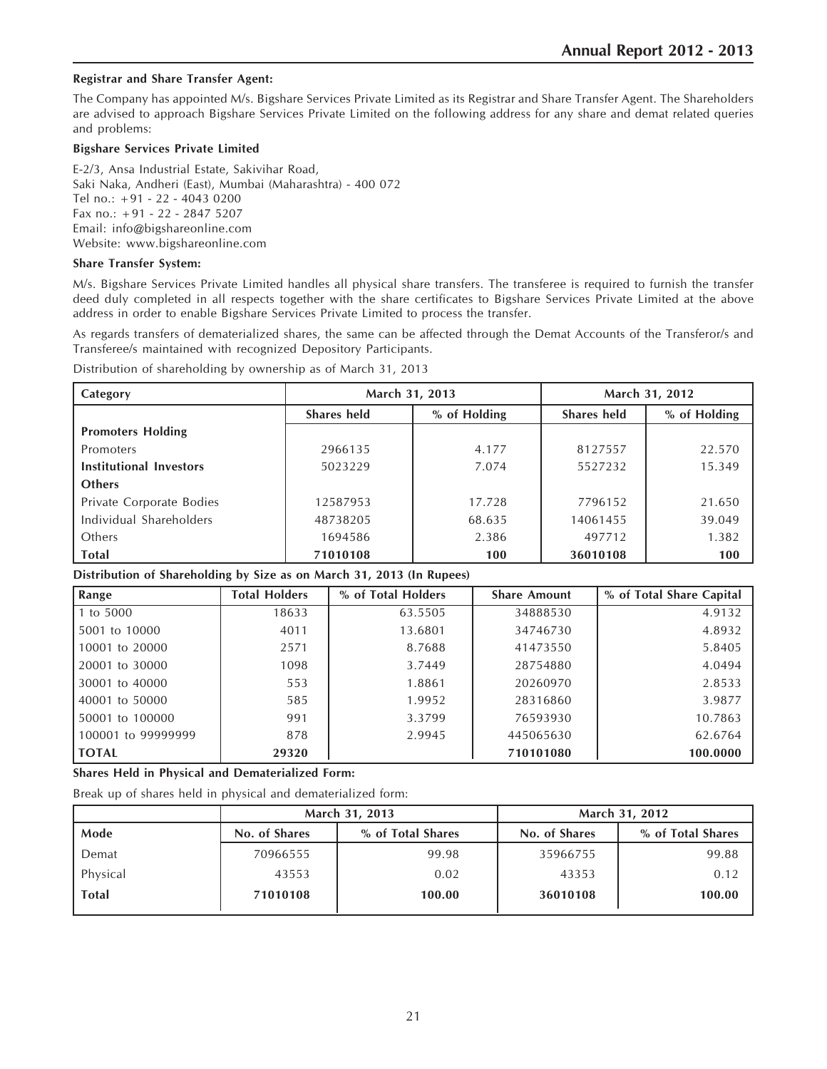**Registrar and Share Transfer Agent:**

The Company has appointed M/s. Bigshare Services Private Limited as its Registrar and Share Transfer Agent. The Shareholders are advised to approach Bigshare Services Private Limited on the following address for any share and demat related queries and problems:

**Bigshare Services Private Limited**

E-2/3, Ansa Industrial Estate, Sakivihar Road,
Saki Naka, Andheri (East), Mumbai (Maharashtra) - 400 072
Tel no.: +91 - 22 - 4043 0200
Fax no.: +91 - 22 - 2847 5207
Email: info@bigshareonline.com
Website: www.bigshareonline.com

**Share Transfer System:**

M/s. Bigshare Services Private Limited handles all physical share transfers. The transferee is required to furnish the transfer deed duly completed in all respects together with the share certificates to Bigshare Services Private Limited at the above address in order to enable Bigshare Services Private Limited to process the transfer.

As regards transfers of dematerialized shares, the same can be affected through the Demat Accounts of the Transferor/s and Transferee/s maintained with recognized Depository Participants.

Distribution of shareholding by ownership as of March 31, 2013

| Category | March 31, 2013 | | March 31, 2012 | |
|---|---|---|---|---|
| | Shares held | % of Holding | Shares held | % of Holding |
| **Promoters Holding** | | | | |
| Promoters | 2966135 | 4.177 | 8127557 | 22.570 |
| **Institutional Investors** | 5023229 | 7.074 | 5527232 | 15.349 |
| **Others** | | | | |
| Private Corporate Bodies | 12587953 | 17.728 | 7796152 | 21.650 |
| Individual Shareholders | 48738205 | 68.635 | 14061455 | 39.049 |
| Others | 1694586 | 2.386 | 497712 | 1.382 |
| **Total** | **71010108** | **100** | **36010108** | **100** |

**Distribution of Shareholding by Size as on March 31, 2013 (In Rupees)**

| Range | Total Holders | % of Total Holders | Share Amount | % of Total Share Capital |
|---|---|---|---|---|
| 1 to 5000 | 18633 | 63.5505 | 34888530 | 4.9132 |
| 5001 to 10000 | 4011 | 13.6801 | 34746730 | 4.8932 |
| 10001 to 20000 | 2571 | 8.7688 | 41473550 | 5.8405 |
| 20001 to 30000 | 1098 | 3.7449 | 28754880 | 4.0494 |
| 30001 to 40000 | 553 | 1.8861 | 20260970 | 2.8533 |
| 40001 to 50000 | 585 | 1.9952 | 28316860 | 3.9877 |
| 50001 to 100000 | 991 | 3.3799 | 76593930 | 10.7863 |
| 100001 to 99999999 | 878 | 2.9945 | 445065630 | 62.6764 |
| **TOTAL** | **29320** | | **710101080** | **100.0000** |

**Shares Held in Physical and Dematerialized Form:**

Break up of shares held in physical and dematerialized form:

| | March 31, 2013 | | March 31, 2012 | |
|---|---|---|---|---|
| Mode | No. of Shares | % of Total Shares | No. of Shares | % of Total Shares |
| Demat | 70966555 | 99.98 | 35966755 | 99.88 |
| Physical | 43553 | 0.02 | 43353 | 0.12 |
| **Total** | **71010108** | **100.00** | **36010108** | **100.00** |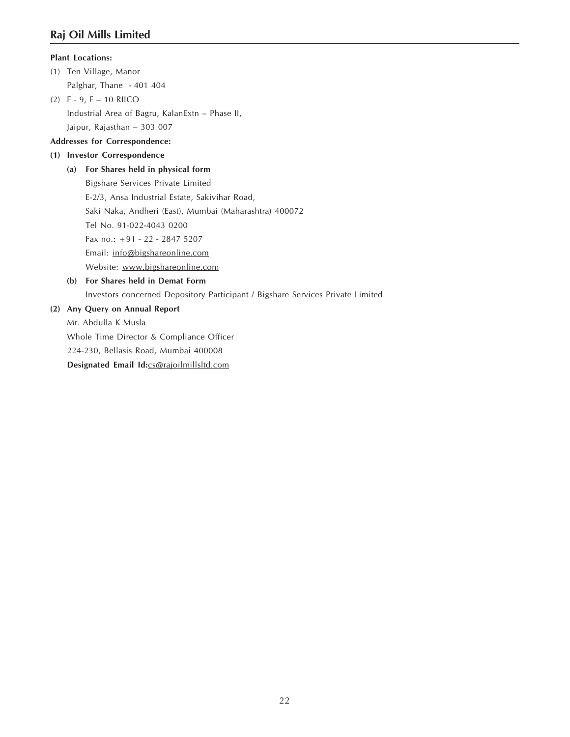**Plant Locations:**

(1) Ten Village, Manor
Palghar, Thane - 401 404

(2) F - 9, F – 10 RIICO
Industrial Area of Bagru, KalanExtn – Phase II,
Jaipur, Rajasthan – 303 007

**Addresses for Correspondence:**

**(1) Investor Correspondence**

**(a) For Shares held in physical form**

Bigshare Services Private Limited
E-2/3, Ansa Industrial Estate, Sakivihar Road,
Saki Naka, Andheri (East), Mumbai (Maharashtra) 400072
Tel No. 91-022-4043 0200
Fax no.: +91 - 22 - 2847 5207
Email: info@bigshareonline.com
Website: www.bigshareonline.com

**(b) For Shares held in Demat Form**

Investors concerned Depository Participant / Bigshare Services Private Limited

**(2) Any Query on Annual Report**

Mr. Abdulla K Musla
Whole Time Director & Compliance Officer
224-230, Bellasis Road, Mumbai 400008
**Designated Email Id:**cs@rajoilmillsltd.com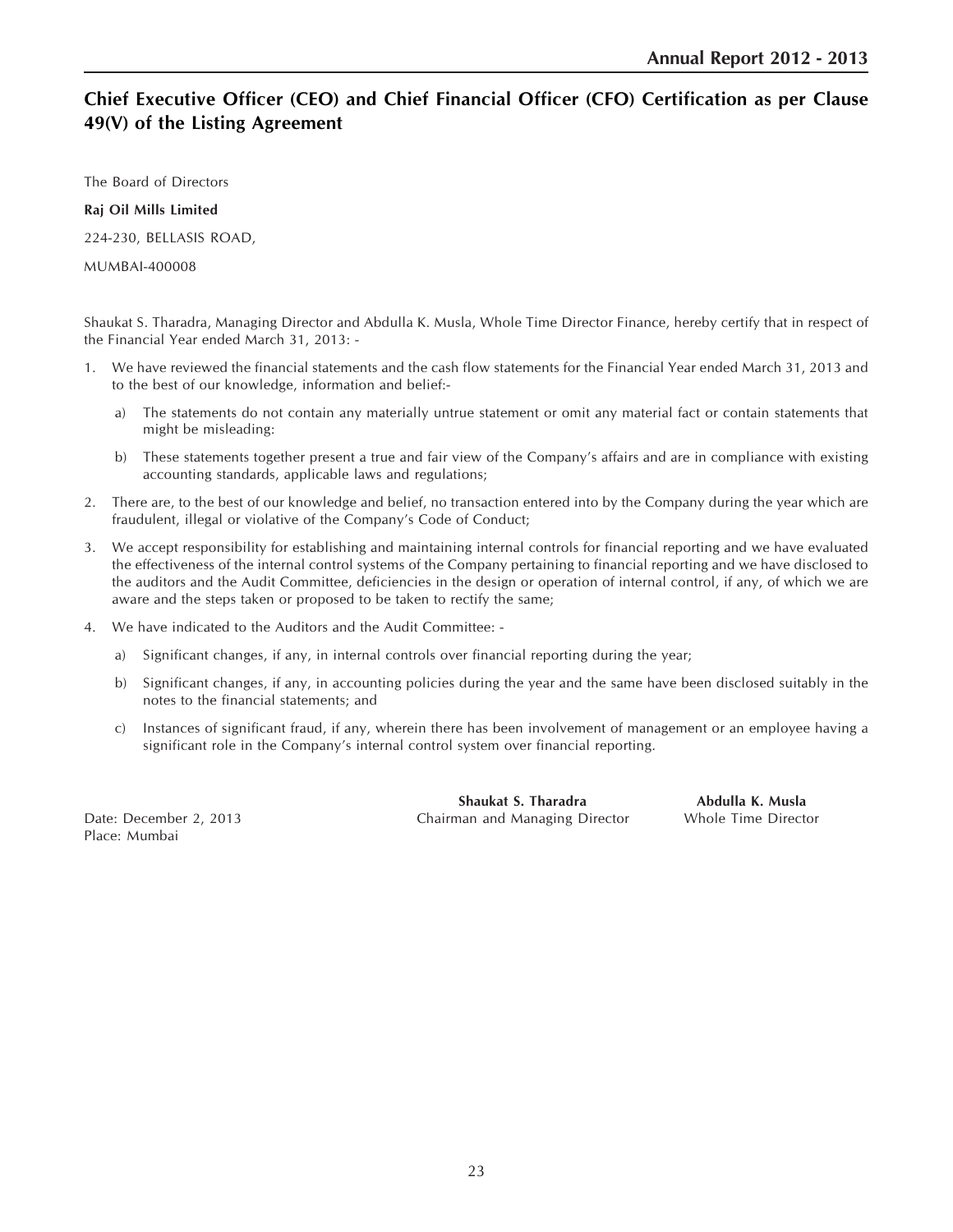## Chief Executive Officer (CEO) and Chief Financial Officer (CFO) Certification as per Clause 49(V) of the Listing Agreement

The Board of Directors

**Raj Oil Mills Limited**

224-230, BELLASIS ROAD,

MUMBAI-400008

Shaukat S. Tharadra, Managing Director and Abdulla K. Musla, Whole Time Director Finance, hereby certify that in respect of the Financial Year ended March 31, 2013: -

1. We have reviewed the financial statements and the cash flow statements for the Financial Year ended March 31, 2013 and to the best of our knowledge, information and belief:-
   a) The statements do not contain any materially untrue statement or omit any material fact or contain statements that might be misleading:
   b) These statements together present a true and fair view of the Company's affairs and are in compliance with existing accounting standards, applicable laws and regulations;
2. There are, to the best of our knowledge and belief, no transaction entered into by the Company during the year which are fraudulent, illegal or violative of the Company's Code of Conduct;
3. We accept responsibility for establishing and maintaining internal controls for financial reporting and we have evaluated the effectiveness of the internal control systems of the Company pertaining to financial reporting and we have disclosed to the auditors and the Audit Committee, deficiencies in the design or operation of internal control, if any, of which we are aware and the steps taken or proposed to be taken to rectify the same;
4. We have indicated to the Auditors and the Audit Committee: -
   a) Significant changes, if any, in internal controls over financial reporting during the year;
   b) Significant changes, if any, in accounting policies during the year and the same have been disclosed suitably in the notes to the financial statements; and
   c) Instances of significant fraud, if any, wherein there has been involvement of management or an employee having a significant role in the Company's internal control system over financial reporting.

Date: December 2, 2013
Place: Mumbai

**Shaukat S. Tharadra**
Chairman and Managing Director

**Abdulla K. Musla**
Whole Time Director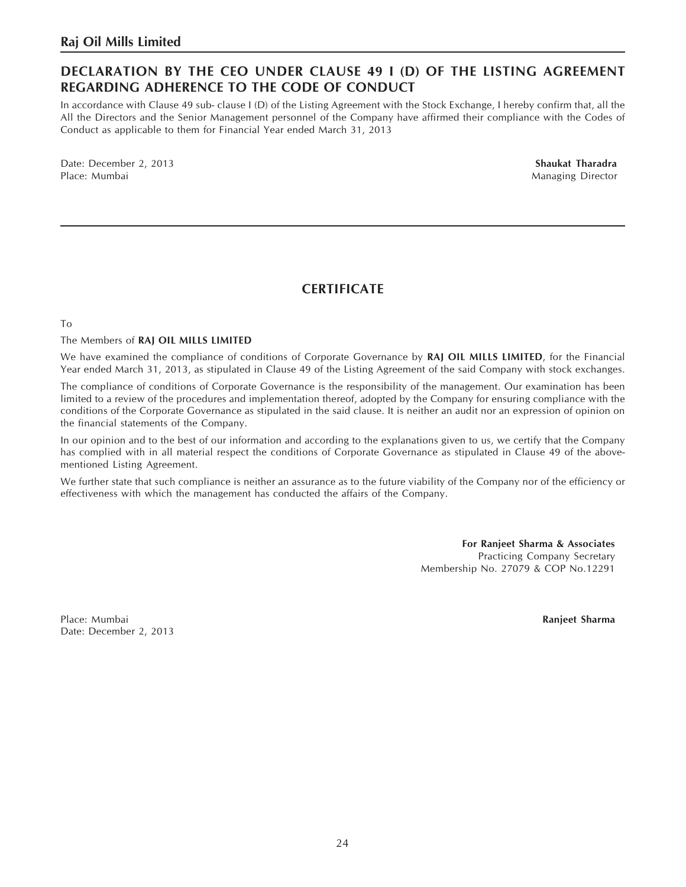## DECLARATION BY THE CEO UNDER CLAUSE 49 I (D) OF THE LISTING AGREEMENT REGARDING ADHERENCE TO THE CODE OF CONDUCT

In accordance with Clause 49 sub- clause I (D) of the Listing Agreement with the Stock Exchange, I hereby confirm that, all the All the Directors and the Senior Management personnel of the Company have affirmed their compliance with the Codes of Conduct as applicable to them for Financial Year ended March 31, 2013

Date: December 2, 2013
Place: Mumbai

**Shaukat Tharadra**
Managing Director

---

## CERTIFICATE

To

The Members of **RAJ OIL MILLS LIMITED**

We have examined the compliance of conditions of Corporate Governance by **RAJ OIL MILLS LIMITED**, for the Financial Year ended March 31, 2013, as stipulated in Clause 49 of the Listing Agreement of the said Company with stock exchanges.

The compliance of conditions of Corporate Governance is the responsibility of the management. Our examination has been limited to a review of the procedures and implementation thereof, adopted by the Company for ensuring compliance with the conditions of the Corporate Governance as stipulated in the said clause. It is neither an audit nor an expression of opinion on the financial statements of the Company.

In our opinion and to the best of our information and according to the explanations given to us, we certify that the Company has complied with in all material respect the conditions of Corporate Governance as stipulated in Clause 49 of the above-mentioned Listing Agreement.

We further state that such compliance is neither an assurance as to the future viability of the Company nor of the efficiency or effectiveness with which the management has conducted the affairs of the Company.

**For Ranjeet Sharma & Associates**
Practicing Company Secretary
Membership No. 27079 & COP No.12291

Place: Mumbai
Date: December 2, 2013

**Ranjeet Sharma**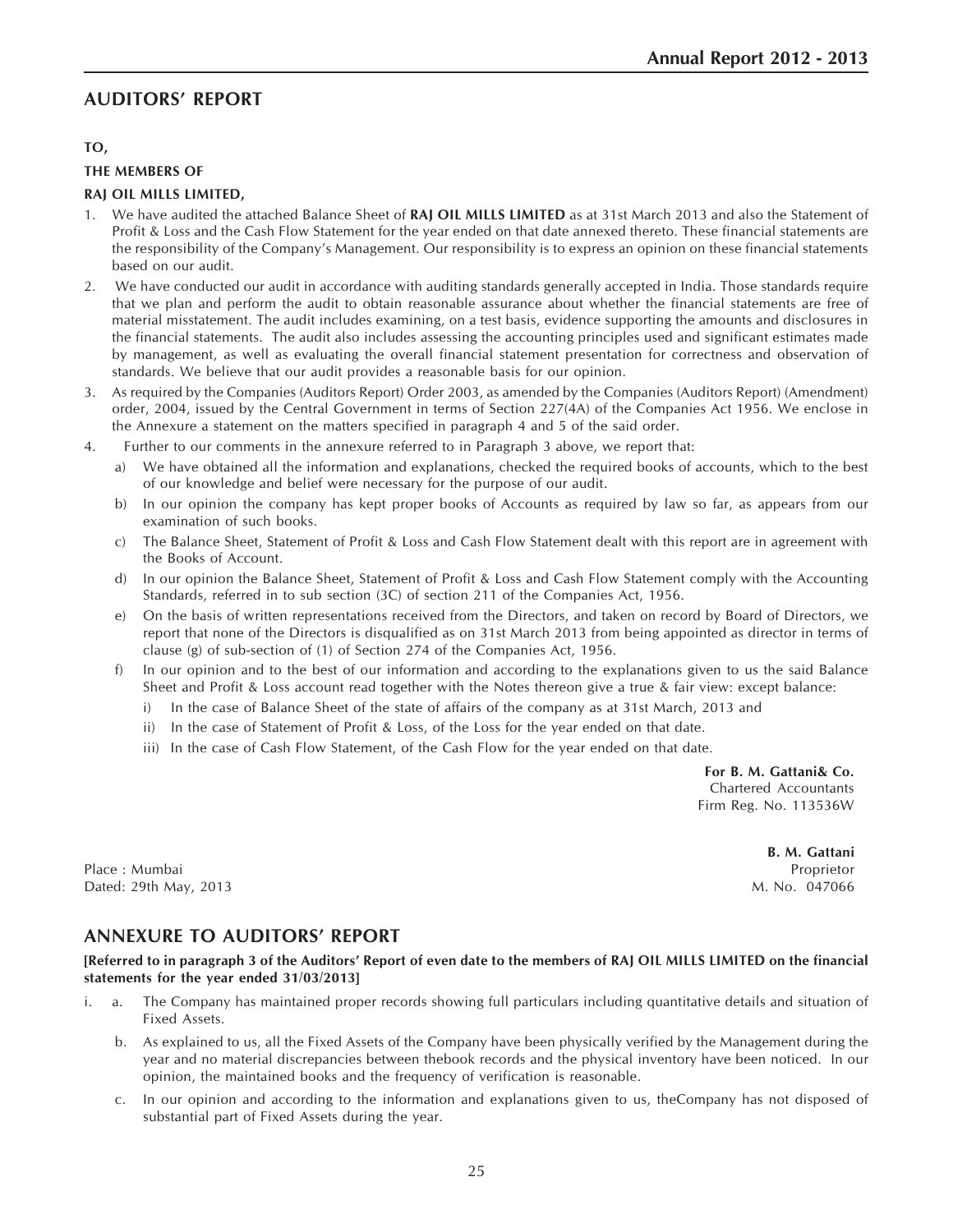## AUDITORS' REPORT

**TO,**

**THE MEMBERS OF**

**RAJ OIL MILLS LIMITED,**

1. We have audited the attached Balance Sheet of **RAJ OIL MILLS LIMITED** as at 31st March 2013 and also the Statement of Profit & Loss and the Cash Flow Statement for the year ended on that date annexed thereto. These financial statements are the responsibility of the Company's Management. Our responsibility is to express an opinion on these financial statements based on our audit.
2. We have conducted our audit in accordance with auditing standards generally accepted in India. Those standards require that we plan and perform the audit to obtain reasonable assurance about whether the financial statements are free of material misstatement. The audit includes examining, on a test basis, evidence supporting the amounts and disclosures in the financial statements. The audit also includes assessing the accounting principles used and significant estimates made by management, as well as evaluating the overall financial statement presentation for correctness and observation of standards. We believe that our audit provides a reasonable basis for our opinion.
3. As required by the Companies (Auditors Report) Order 2003, as amended by the Companies (Auditors Report) (Amendment) order, 2004, issued by the Central Government in terms of Section 227(4A) of the Companies Act 1956. We enclose in the Annexure a statement on the matters specified in paragraph 4 and 5 of the said order.
4. Further to our comments in the annexure referred to in Paragraph 3 above, we report that:
   a) We have obtained all the information and explanations, checked the required books of accounts, which to the best of our knowledge and belief were necessary for the purpose of our audit.
   b) In our opinion the company has kept proper books of Accounts as required by law so far, as appears from our examination of such books.
   c) The Balance Sheet, Statement of Profit & Loss and Cash Flow Statement dealt with this report are in agreement with the Books of Account.
   d) In our opinion the Balance Sheet, Statement of Profit & Loss and Cash Flow Statement comply with the Accounting Standards, referred in to sub section (3C) of section 211 of the Companies Act, 1956.
   e) On the basis of written representations received from the Directors, and taken on record by Board of Directors, we report that none of the Directors is disqualified as on 31st March 2013 from being appointed as director in terms of clause (g) of sub-section of (1) of Section 274 of the Companies Act, 1956.
   f) In our opinion and to the best of our information and according to the explanations given to us the said Balance Sheet and Profit & Loss account read together with the Notes thereon give a true & fair view: except balance:
      i) In the case of Balance Sheet of the state of affairs of the company as at 31st March, 2013 and
      ii) In the case of Statement of Profit & Loss, of the Loss for the year ended on that date.
      iii) In the case of Cash Flow Statement, of the Cash Flow for the year ended on that date.

**For B. M. Gattani& Co.**
Chartered Accountants
Firm Reg. No. 113536W

**B. M. Gattani**
Proprietor
M. No. 047066

Place : Mumbai
Dated: 29th May, 2013

## ANNEXURE TO AUDITORS' REPORT

**[Referred to in paragraph 3 of the Auditors' Report of even date to the members of RAJ OIL MILLS LIMITED on the financial statements for the year ended 31/03/2013]**

i. a. The Company has maintained proper records showing full particulars including quantitative details and situation of Fixed Assets.

   b. As explained to us, all the Fixed Assets of the Company have been physically verified by the Management during the year and no material discrepancies between thebook records and the physical inventory have been noticed. In our opinion, the maintained books and the frequency of verification is reasonable.

   c. In our opinion and according to the information and explanations given to us, theCompany has not disposed of substantial part of Fixed Assets during the year.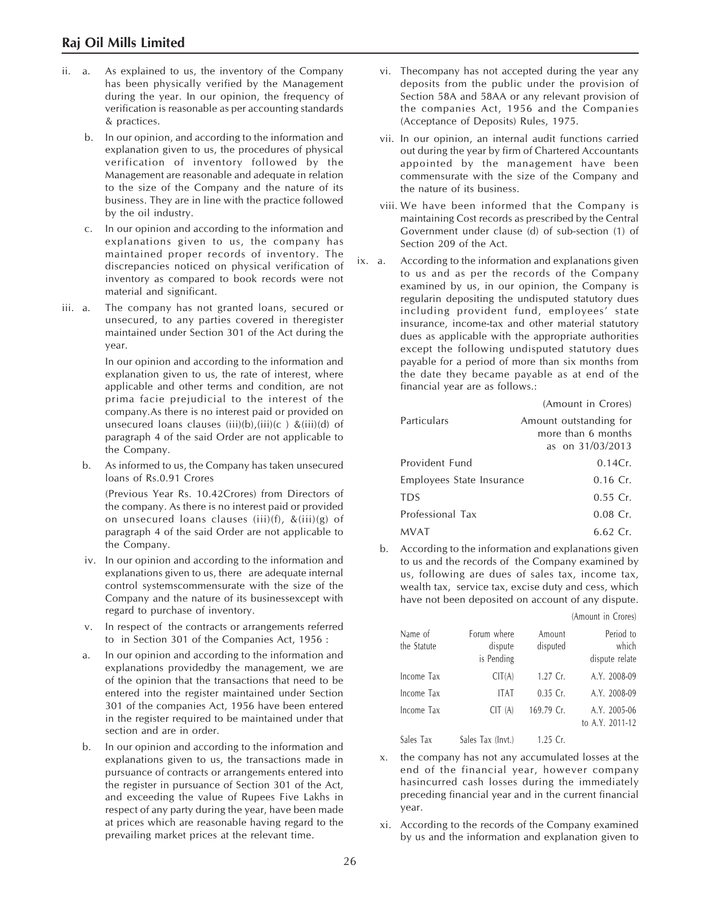ii. a. As explained to us, the inventory of the Company has been physically verified by the Management during the year. In our opinion, the frequency of verification is reasonable as per accounting standards & practices.

b. In our opinion, and according to the information and explanation given to us, the procedures of physical verification of inventory followed by the Management are reasonable and adequate in relation to the size of the Company and the nature of its business. They are in line with the practice followed by the oil industry.

c. In our opinion and according to the information and explanations given to us, the company has maintained proper records of inventory. The discrepancies noticed on physical verification of inventory as compared to book records were not material and significant.

iii. a. The company has not granted loans, secured or unsecured, to any parties covered in theregister maintained under Section 301 of the Act during the year.

In our opinion and according to the information and explanation given to us, the rate of interest, where applicable and other terms and condition, are not prima facie prejudicial to the interest of the company.As there is no interest paid or provided on unsecured loans clauses (iii)(b),(iii)(c ) &(iii)(d) of paragraph 4 of the said Order are not applicable to the Company.

b. As informed to us, the Company has taken unsecured loans of Rs.0.91 Crores

(Previous Year Rs. 10.42Crores) from Directors of the company. As there is no interest paid or provided on unsecured loans clauses (iii)(f), &(iii)(g) of paragraph 4 of the said Order are not applicable to the Company.

iv. In our opinion and according to the information and explanations given to us, there are adequate internal control systemscommensurate with the size of the Company and the nature of its businessexcept with regard to purchase of inventory.

v. In respect of the contracts or arrangements referred to in Section 301 of the Companies Act, 1956 :

a. In our opinion and according to the information and explanations providedby the management, we are of the opinion that the transactions that need to be entered into the register maintained under Section 301 of the companies Act, 1956 have been entered in the register required to be maintained under that section and are in order.

b. In our opinion and according to the information and explanations given to us, the transactions made in pursuance of contracts or arrangements entered into the register in pursuance of Section 301 of the Act, and exceeding the value of Rupees Five Lakhs in respect of any party during the year, have been made at prices which are reasonable having regard to the prevailing market prices at the relevant time.

vi. Thecompany has not accepted during the year any deposits from the public under the provision of Section 58A and 58AA or any relevant provision of the companies Act, 1956 and the Companies (Acceptance of Deposits) Rules, 1975.

vii. In our opinion, an internal audit functions carried out during the year by firm of Chartered Accountants appointed by the management have been commensurate with the size of the Company and the nature of its business.

viii. We have been informed that the Company is maintaining Cost records as prescribed by the Central Government under clause (d) of sub-section (1) of Section 209 of the Act.

ix. a. According to the information and explanations given to us and as per the records of the Company examined by us, in our opinion, the Company is regularin depositing the undisputed statutory dues including provident fund, employees' state insurance, income-tax and other material statutory dues as applicable with the appropriate authorities except the following undisputed statutory dues payable for a period of more than six months from the date they became payable as at end of the financial year are as follows.:

(Amount in Crores)

| Particulars | Amount outstanding for more than 6 months as on 31/03/2013 |
|---|---|
| Provident Fund | 0.14Cr. |
| Employees State Insurance | 0.16 Cr. |
| TDS | 0.55 Cr. |
| Professional Tax | 0.08 Cr. |
| MVAT | 6.62 Cr. |

b. According to the information and explanations given to us and the records of the Company examined by us, following are dues of sales tax, income tax, wealth tax, service tax, excise duty and cess, which have not been deposited on account of any dispute.

(Amount in Crores)

| Name of the Statute | Forum where dispute is Pending | Amount disputed | Period to which dispute relate |
|---|---|---|---|
| Income Tax | CIT(A) | 1.27 Cr. | A.Y. 2008-09 |
| Income Tax | ITAT | 0.35 Cr. | A.Y. 2008-09 |
| Income Tax | CIT (A) | 169.79 Cr. | A.Y. 2005-06 to A.Y. 2011-12 |
| Sales Tax | Sales Tax (Invt.) | 1.25 Cr. | |

x. the company has not any accumulated losses at the end of the financial year, however company hasincurred cash losses during the immediately preceding financial year and in the current financial year.

xi. According to the records of the Company examined by us and the information and explanation given to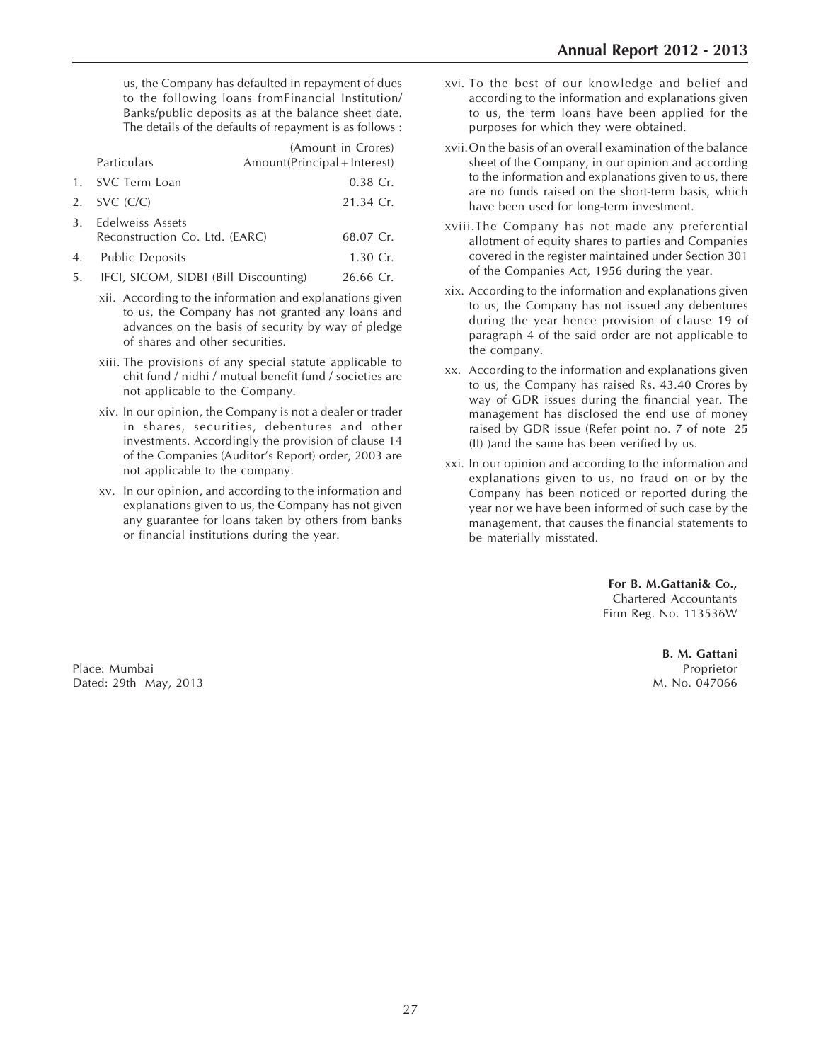us, the Company has defaulted in repayment of dues to the following loans fromFinancial Institution/ Banks/public deposits as at the balance sheet date. The details of the defaults of repayment is as follows :

| | Particulars | (Amount in Crores) Amount(Principal + Interest) |
|---|---|---|
| 1. | SVC Term Loan | 0.38 Cr. |
| 2. | SVC (C/C) | 21.34 Cr. |
| 3. | Edelweiss Assets Reconstruction Co. Ltd. (EARC) | 68.07 Cr. |
| 4. | Public Deposits | 1.30 Cr. |
| 5. | IFCI, SICOM, SIDBI (Bill Discounting) | 26.66 Cr. |

xii. According to the information and explanations given to us, the Company has not granted any loans and advances on the basis of security by way of pledge of shares and other securities.

xiii. The provisions of any special statute applicable to chit fund / nidhi / mutual benefit fund / societies are not applicable to the Company.

xiv. In our opinion, the Company is not a dealer or trader in shares, securities, debentures and other investments. Accordingly the provision of clause 14 of the Companies (Auditor's Report) order, 2003 are not applicable to the company.

xv. In our opinion, and according to the information and explanations given to us, the Company has not given any guarantee for loans taken by others from banks or financial institutions during the year.

xvi. To the best of our knowledge and belief and according to the information and explanations given to us, the term loans have been applied for the purposes for which they were obtained.

xvii. On the basis of an overall examination of the balance sheet of the Company, in our opinion and according to the information and explanations given to us, there are no funds raised on the short-term basis, which have been used for long-term investment.

xviii. The Company has not made any preferential allotment of equity shares to parties and Companies covered in the register maintained under Section 301 of the Companies Act, 1956 during the year.

xix. According to the information and explanations given to us, the Company has not issued any debentures during the year hence provision of clause 19 of paragraph 4 of the said order are not applicable to the company.

xx. According to the information and explanations given to us, the Company has raised Rs. 43.40 Crores by way of GDR issues during the financial year. The management has disclosed the end use of money raised by GDR issue (Refer point no. 7 of note 25 (II) )and the same has been verified by us.

xxi. In our opinion and according to the information and explanations given to us, no fraud on or by the Company has been noticed or reported during the year nor we have been informed of such case by the management, that causes the financial statements to be materially misstated.

**For B. M.Gattani& Co.,**
Chartered Accountants
Firm Reg. No. 113536W

**B. M. Gattani**
Proprietor
M. No. 047066

Place: Mumbai
Dated: 29th May, 2013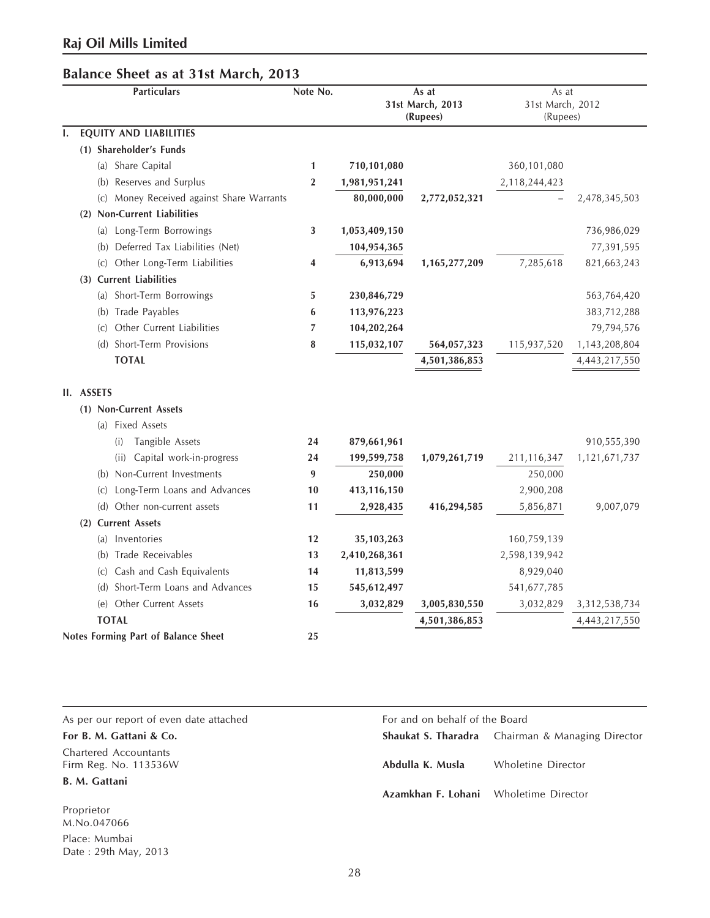## Raj Oil Mills Limited

### Balance Sheet as at 31st March, 2013

| Particulars | Note No. | As at 31st March, 2013 (Rupees) | | As at 31st March, 2012 (Rupees) | |
|---|---|---|---|---|---|
| **I. EQUITY AND LIABILITIES** | | | | | |
| **(1) Shareholder's Funds** | | | | | |
| (a) Share Capital | 1 | 710,101,080 | | 360,101,080 | |
| (b) Reserves and Surplus | 2 | 1,981,951,241 | | 2,118,244,423 | |
| (c) Money Received against Share Warrants | | 80,000,000 | 2,772,052,321 | – | 2,478,345,503 |
| **(2) Non-Current Liabilities** | | | | | |
| (a) Long-Term Borrowings | 3 | 1,053,409,150 | | | 736,986,029 |
| (b) Deferred Tax Liabilities (Net) | | 104,954,365 | | | 77,391,595 |
| (c) Other Long-Term Liabilities | 4 | 6,913,694 | 1,165,277,209 | 7,285,618 | 821,663,243 |
| **(3) Current Liabilities** | | | | | |
| (a) Short-Term Borrowings | 5 | 230,846,729 | | | 563,764,420 |
| (b) Trade Payables | 6 | 113,976,223 | | | 383,712,288 |
| (c) Other Current Liabilities | 7 | 104,202,264 | | | 79,794,576 |
| (d) Short-Term Provisions | 8 | 115,032,107 | 564,057,323 | 115,937,520 | 1,143,208,804 |
| **TOTAL** | | | 4,501,386,853 | | 4,443,217,550 |
| **II. ASSETS** | | | | | |
| **(1) Non-Current Assets** | | | | | |
| (a) Fixed Assets | | | | | |
| (i) Tangible Assets | 24 | 879,661,961 | | | 910,555,390 |
| (ii) Capital work-in-progress | 24 | 199,599,758 | 1,079,261,719 | 211,116,347 | 1,121,671,737 |
| (b) Non-Current Investments | 9 | 250,000 | | 250,000 | |
| (c) Long-Term Loans and Advances | 10 | 413,116,150 | | 2,900,208 | |
| (d) Other non-current assets | 11 | 2,928,435 | 416,294,585 | 5,856,871 | 9,007,079 |
| **(2) Current Assets** | | | | | |
| (a) Inventories | 12 | 35,103,263 | | 160,759,139 | |
| (b) Trade Receivables | 13 | 2,410,268,361 | | 2,598,139,942 | |
| (c) Cash and Cash Equivalents | 14 | 11,813,599 | | 8,929,040 | |
| (d) Short-Term Loans and Advances | 15 | 545,612,497 | | 541,677,785 | |
| (e) Other Current Assets | 16 | 3,032,829 | 3,005,830,550 | 3,032,829 | 3,312,538,734 |
| **TOTAL** | | | 4,501,386,853 | | 4,443,217,550 |
| **Notes Forming Part of Balance Sheet** | 25 | | | | |

As per our report of even date attached

**For B. M. Gattani & Co.**
Chartered Accountants
Firm Reg. No. 113536W

**B. M. Gattani**
Proprietor
M.No.047066

Place: Mumbai
Date : 29th May, 2013

For and on behalf of the Board

**Shaukat S. Tharadra** Chairman & Managing Director

**Abdulla K. Musla** Wholetine Director

**Azamkhan F. Lohani** Wholetime Director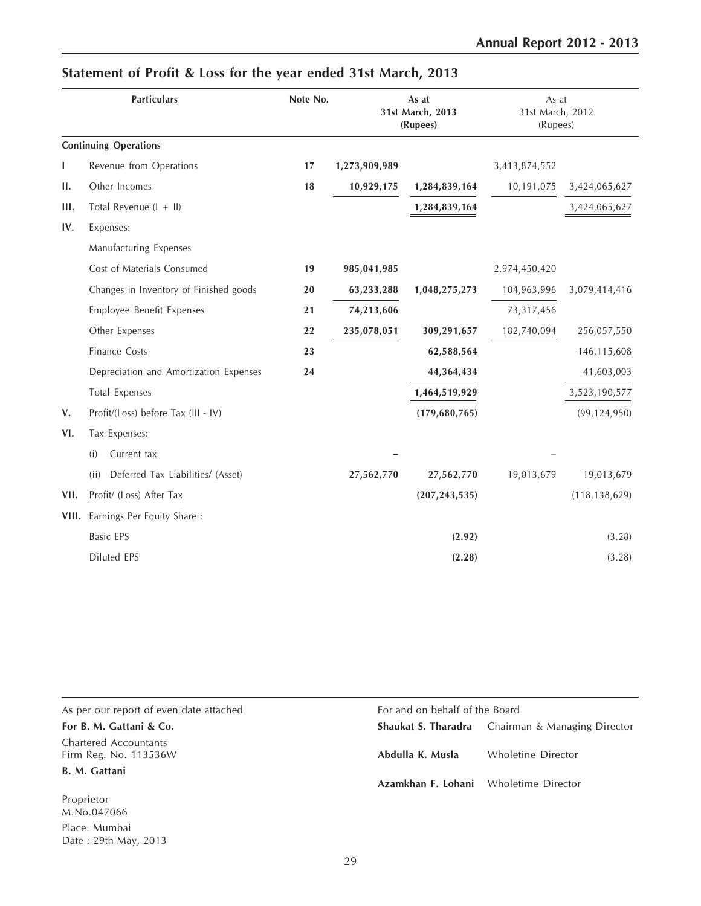## Statement of Profit & Loss for the year ended 31st March, 2013

| | Particulars | Note No. | As at 31st March, 2013 (Rupees) | | As at 31st March, 2012 (Rupees) | |
|---|---|---|---|---|---|---|
| | **Continuing Operations** | | | | | |
| I | Revenue from Operations | 17 | 1,273,909,989 | | 3,413,874,552 | |
| II. | Other Incomes | 18 | 10,929,175 | 1,284,839,164 | 10,191,075 | 3,424,065,627 |
| III. | Total Revenue (I + II) | | | 1,284,839,164 | | 3,424,065,627 |
| IV. | Expenses: | | | | | |
| | Manufacturing Expenses | | | | | |
| | Cost of Materials Consumed | 19 | 985,041,985 | | 2,974,450,420 | |
| | Changes in Inventory of Finished goods | 20 | 63,233,288 | 1,048,275,273 | 104,963,996 | 3,079,414,416 |
| | Employee Benefit Expenses | 21 | 74,213,606 | | 73,317,456 | |
| | Other Expenses | 22 | 235,078,051 | 309,291,657 | 182,740,094 | 256,057,550 |
| | Finance Costs | 23 | | 62,588,564 | | 146,115,608 |
| | Depreciation and Amortization Expenses | 24 | | 44,364,434 | | 41,603,003 |
| | Total Expenses | | | 1,464,519,929 | | 3,523,190,577 |
| V. | Profit/(Loss) before Tax (III - IV) | | | (179,680,765) | | (99,124,950) |
| VI. | Tax Expenses: | | | | | |
| | (i) Current tax | | – | | – | |
| | (ii) Deferred Tax Liabilities/ (Asset) | | 27,562,770 | 27,562,770 | 19,013,679 | 19,013,679 |
| VII. | Profit/ (Loss) After Tax | | | (207,243,535) | | (118,138,629) |
| VIII. | Earnings Per Equity Share : | | | | | |
| | Basic EPS | | | (2.92) | | (3.28) |
| | Diluted EPS | | | (2.28) | | (3.28) |

As per our report of even date attached

**For B. M. Gattani & Co.**
Chartered Accountants
Firm Reg. No. 113536W

**B. M. Gattani**

Proprietor
M.No.047066

Place: Mumbai
Date : 29th May, 2013

For and on behalf of the Board

**Shaukat S. Tharadra** Chairman & Managing Director

**Abdulla K. Musla** Wholetine Director

**Azamkhan F. Lohani** Wholetime Director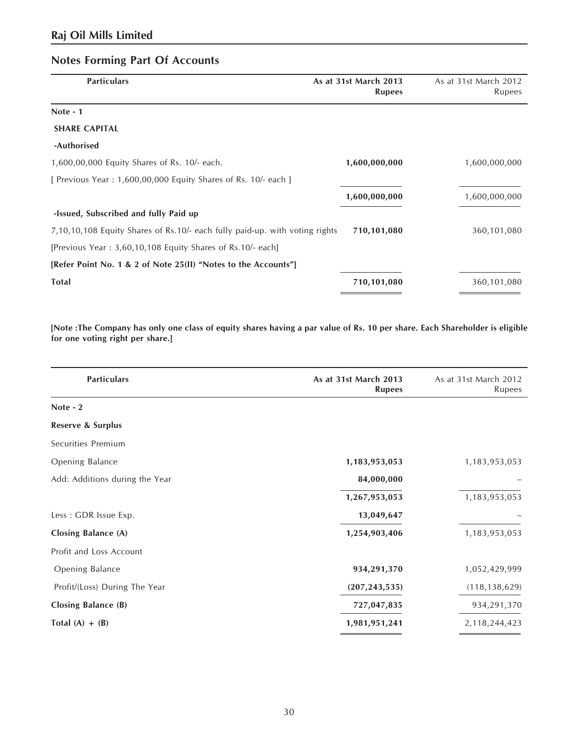## Raj Oil Mills Limited

## Notes Forming Part Of Accounts

| Particulars | As at 31st March 2013 Rupees | As at 31st March 2012 Rupees |
|---|---|---|
| **Note - 1** | | |
| **SHARE CAPITAL** | | |
| **-Authorised** | | |
| 1,600,00,000 Equity Shares of Rs. 10/- each. | **1,600,000,000** | 1,600,000,000 |
| [ Previous Year : 1,600,00,000 Equity Shares of Rs. 10/- each ] | | |
| | **1,600,000,000** | 1,600,000,000 |
| **-Issued, Subscribed and fully Paid up** | | |
| 7,10,10,108 Equity Shares of Rs.10/- each fully paid-up. with voting rights | **710,101,080** | 360,101,080 |
| [Previous Year : 3,60,10,108 Equity Shares of Rs.10/- each] | | |
| **[Refer Point No. 1 & 2 of Note 25(II) "Notes to the Accounts"]** | | |
| **Total** | **710,101,080** | 360,101,080 |

**[Note :The Company has only one class of equity shares having a par value of Rs. 10 per share. Each Shareholder is eligible for one voting right per share.]**

| Particulars | As at 31st March 2013 Rupees | As at 31st March 2012 Rupees |
|---|---|---|
| **Note - 2** | | |
| **Reserve & Surplus** | | |
| Securities Premium | | |
| Opening Balance | **1,183,953,053** | 1,183,953,053 |
| Add: Additions during the Year | **84,000,000** | – |
| | **1,267,953,053** | 1,183,953,053 |
| Less : GDR Issue Exp. | **13,049,647** | – |
| **Closing Balance (A)** | **1,254,903,406** | 1,183,953,053 |
| Profit and Loss Account | | |
| Opening Balance | **934,291,370** | 1,052,429,999 |
| Profit/(Loss) During The Year | **(207,243,535)** | (118,138,629) |
| **Closing Balance (B)** | **727,047,835** | 934,291,370 |
| **Total (A) + (B)** | **1,981,951,241** | 2,118,244,423 |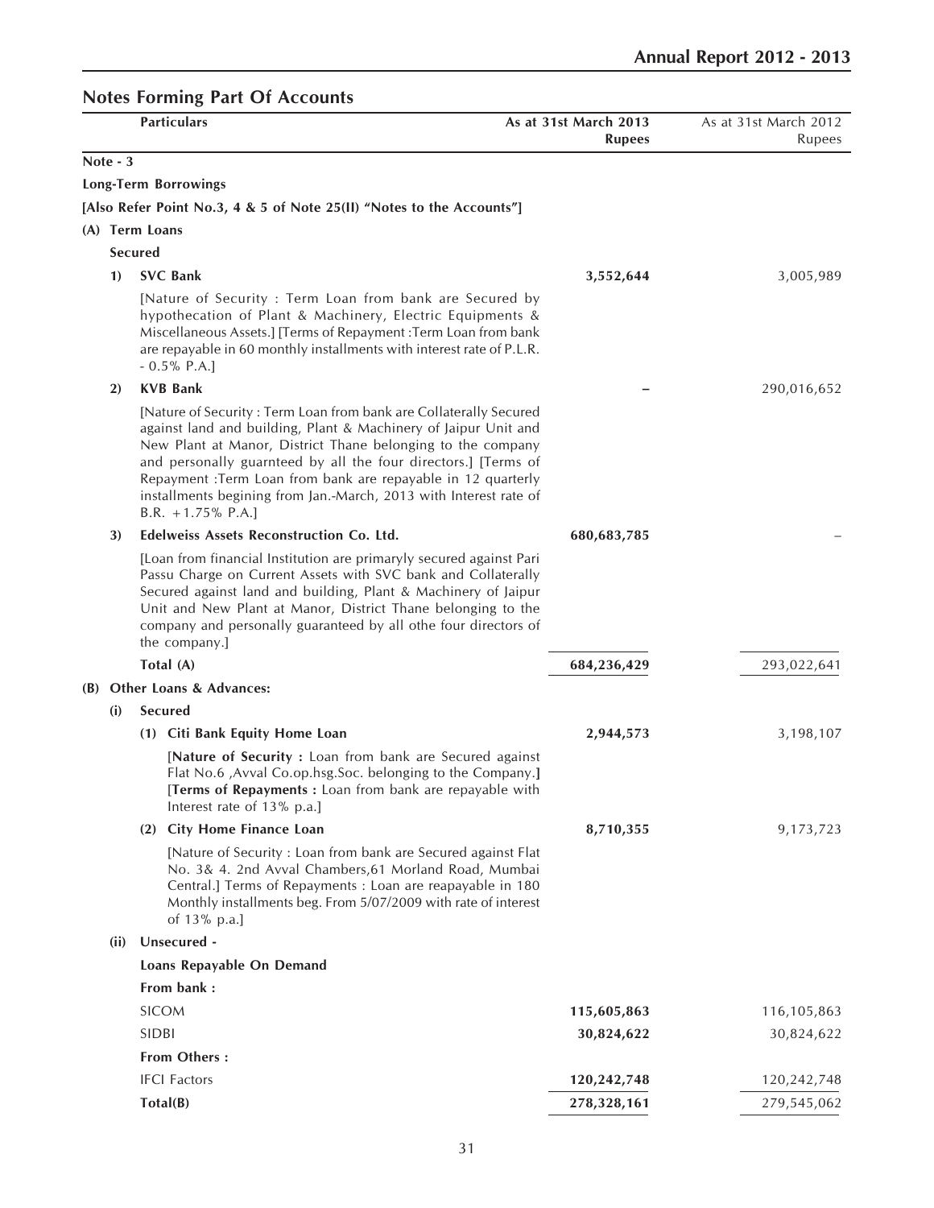## Notes Forming Part Of Accounts

| | Particulars | As at 31st March 2013 Rupees | As at 31st March 2012 Rupees |
|---|---|---|---|
| **Note - 3** | | | |
| | **Long-Term Borrowings** | | |
| | **[Also Refer Point No.3, 4 & 5 of Note 25(II) "Notes to the Accounts"]** | | |
| **(A)** | **Term Loans** | | |
| | **Secured** | | |
| **1)** | **SVC Bank** | **3,552,644** | 3,005,989 |
| | [Nature of Security : Term Loan from bank are Secured by hypothecation of Plant & Machinery, Electric Equipments & Miscellaneous Assets.] [Terms of Repayment :Term Loan from bank are repayable in 60 monthly installments with interest rate of P.L.R. - 0.5% P.A.] | | |
| **2)** | **KVB Bank** | **–** | 290,016,652 |
| | [Nature of Security : Term Loan from bank are Collaterally Secured against land and building, Plant & Machinery of Jaipur Unit and New Plant at Manor, District Thane belonging to the company and personally guarnteed by all the four directors.] [Terms of Repayment :Term Loan from bank are repayable in 12 quarterly installments begining from Jan.-March, 2013 with Interest rate of B.R. +1.75% P.A.] | | |
| **3)** | **Edelweiss Assets Reconstruction Co. Ltd.** | **680,683,785** | – |
| | [Loan from financial Institution are primaryly secured against Pari Passu Charge on Current Assets with SVC bank and Collaterally Secured against land and building, Plant & Machinery of Jaipur Unit and New Plant at Manor, District Thane belonging to the company and personally guaranteed by all othe four directors of the company.] | | |
| | **Total (A)** | **684,236,429** | 293,022,641 |
| **(B)** | **Other Loans & Advances:** | | |
| **(i)** | **Secured** | | |
| | **(1) Citi Bank Equity Home Loan** | **2,944,573** | 3,198,107 |
| | [**Nature of Security :** Loan from bank are Secured against Flat No.6 ,Avval Co.op.hsg.Soc. belonging to the Company.] [**Terms of Repayments :** Loan from bank are repayable with Interest rate of 13% p.a.] | | |
| | **(2) City Home Finance Loan** | **8,710,355** | 9,173,723 |
| | [Nature of Security : Loan from bank are Secured against Flat No. 3& 4. 2nd Avval Chambers,61 Morland Road, Mumbai Central.] Terms of Repayments : Loan are reapayable in 180 Monthly installments beg. From 5/07/2009 with rate of interest of 13% p.a.] | | |
| **(ii)** | **Unsecured -** | | |
| | **Loans Repayable On Demand** | | |
| | **From bank :** | | |
| | SICOM | **115,605,863** | 116,105,863 |
| | SIDBI | **30,824,622** | 30,824,622 |
| | **From Others :** | | |
| | IFCI Factors | **120,242,748** | 120,242,748 |
| | **Total(B)** | **278,328,161** | 279,545,062 |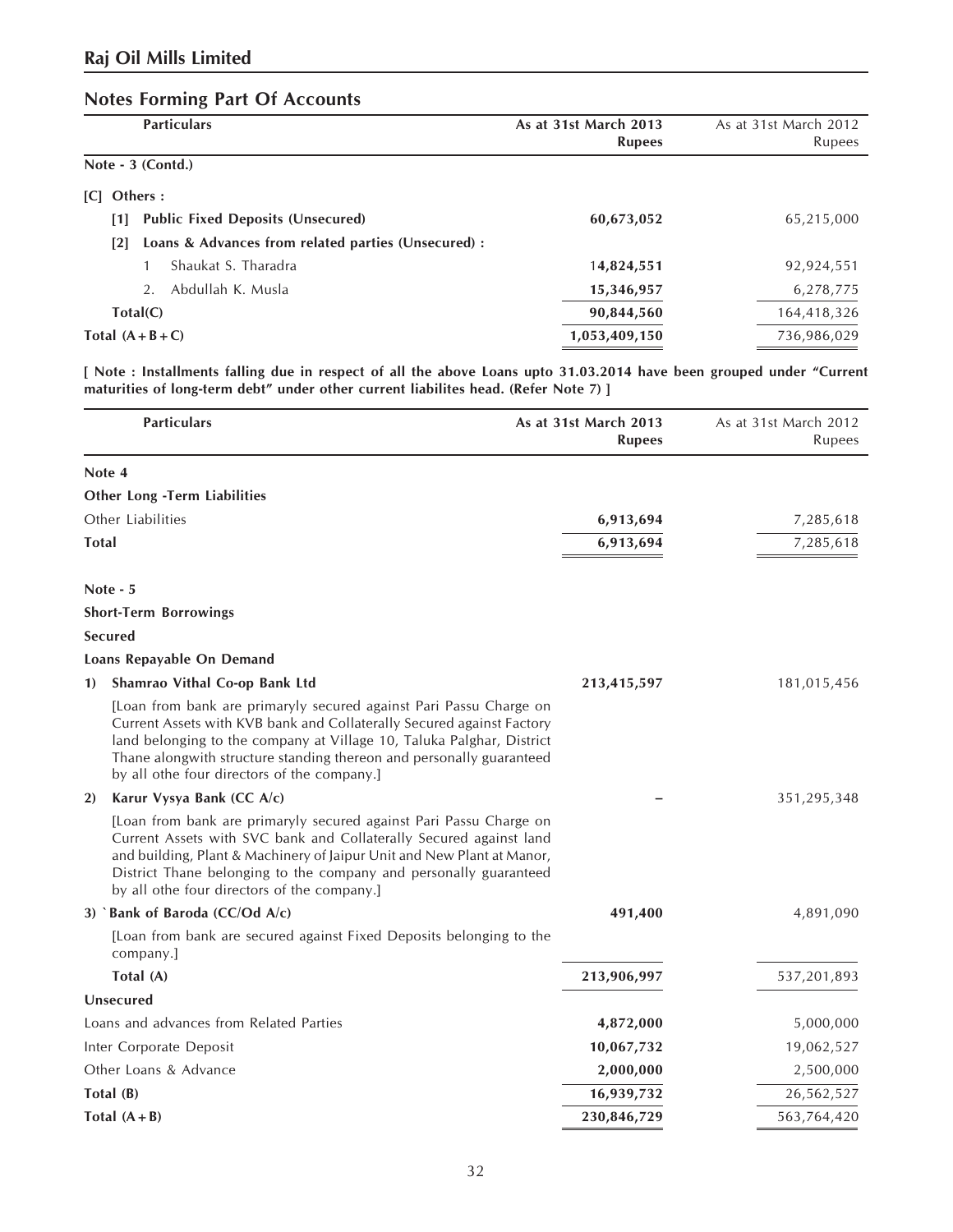## Raj Oil Mills Limited

## Notes Forming Part Of Accounts

| Particulars | As at 31st March 2013 Rupees | As at 31st March 2012 Rupees |
|---|---|---|
| **Note - 3 (Contd.)** | | |
| **[C] Others :** | | |
| **[1] Public Fixed Deposits (Unsecured)** | **60,673,052** | 65,215,000 |
| **[2] Loans & Advances from related parties (Unsecured) :** | | |
| 1 Shaukat S. Tharadra | **14,824,551** | 92,924,551 |
| 2. Abdullah K. Musla | **15,346,957** | 6,278,775 |
| **Total(C)** | **90,844,560** | 164,418,326 |
| **Total (A+B+C)** | **1,053,409,150** | 736,986,029 |

**[ Note : Installments falling due in respect of all the above Loans upto 31.03.2014 have been grouped under "Current maturities of long-term debt" under other current liabilites head. (Refer Note 7) ]**

| Particulars | As at 31st March 2013 Rupees | As at 31st March 2012 Rupees |
|---|---|---|
| **Note 4** | | |
| **Other Long -Term Liabilities** | | |
| Other Liabilities | **6,913,694** | 7,285,618 |
| **Total** | **6,913,694** | 7,285,618 |
| **Note - 5** | | |
| **Short-Term Borrowings** | | |
| **Secured** | | |
| **Loans Repayable On Demand** | | |
| **1) Shamrao Vithal Co-op Bank Ltd** | **213,415,597** | 181,015,456 |
| [Loan from bank are primaryly secured against Pari Passu Charge on Current Assets with KVB bank and Collaterally Secured against Factory land belonging to the company at Village 10, Taluka Palghar, District Thane alongwith structure standing thereon and personally guaranteed by all othe four directors of the company.] | | |
| **2) Karur Vysya Bank (CC A/c)** | **–** | 351,295,348 |
| [Loan from bank are primaryly secured against Pari Passu Charge on Current Assets with SVC bank and Collaterally Secured against land and building, Plant & Machinery of Jaipur Unit and New Plant at Manor, District Thane belonging to the company and personally guaranteed by all othe four directors of the company.] | | |
| **3) `Bank of Baroda (CC/Od A/c)** | **491,400** | 4,891,090 |
| [Loan from bank are secured against Fixed Deposits belonging to the company.] | | |
| **Total (A)** | **213,906,997** | 537,201,893 |
| **Unsecured** | | |
| Loans and advances from Related Parties | **4,872,000** | 5,000,000 |
| Inter Corporate Deposit | **10,067,732** | 19,062,527 |
| Other Loans & Advance | **2,000,000** | 2,500,000 |
| **Total (B)** | **16,939,732** | 26,562,527 |
| **Total (A+B)** | **230,846,729** | 563,764,420 |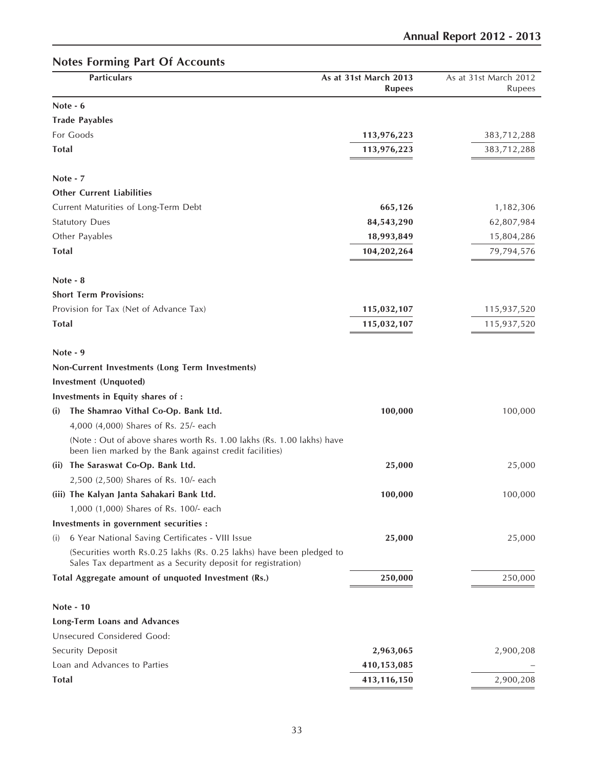## Notes Forming Part Of Accounts

| Particulars | As at 31st March 2013 Rupees | As at 31st March 2012 Rupees |
|---|---|---|
| **Note - 6** | | |
| **Trade Payables** | | |
| For Goods | **113,976,223** | 383,712,288 |
| **Total** | **113,976,223** | 383,712,288 |
| **Note - 7** | | |
| **Other Current Liabilities** | | |
| Current Maturities of Long-Term Debt | **665,126** | 1,182,306 |
| Statutory Dues | **84,543,290** | 62,807,984 |
| Other Payables | **18,993,849** | 15,804,286 |
| **Total** | **104,202,264** | 79,794,576 |
| **Note - 8** | | |
| **Short Term Provisions:** | | |
| Provision for Tax (Net of Advance Tax) | **115,032,107** | 115,937,520 |
| **Total** | **115,032,107** | 115,937,520 |
| **Note - 9** | | |
| **Non-Current Investments (Long Term Investments)** | | |
| **Investment (Unquoted)** | | |
| **Investments in Equity shares of :** | | |
| **(i) The Shamrao Vithal Co-Op. Bank Ltd.** | **100,000** | 100,000 |
| 4,000 (4,000) Shares of Rs. 25/- each | | |
| (Note : Out of above shares worth Rs. 1.00 lakhs (Rs. 1.00 lakhs) have been lien marked by the Bank against credit facilities) | | |
| **(ii) The Saraswat Co-Op. Bank Ltd.** | **25,000** | 25,000 |
| 2,500 (2,500) Shares of Rs. 10/- each | | |
| **(iii) The Kalyan Janta Sahakari Bank Ltd.** | **100,000** | 100,000 |
| 1,000 (1,000) Shares of Rs. 100/- each | | |
| **Investments in government securities :** | | |
| (i) 6 Year National Saving Certificates - VIII Issue | **25,000** | 25,000 |
| (Securities worth Rs.0.25 lakhs (Rs. 0.25 lakhs) have been pledged to Sales Tax department as a Security deposit for registration) | | |
| **Total Aggregate amount of unquoted Investment (Rs.)** | **250,000** | 250,000 |
| **Note - 10** | | |
| **Long-Term Loans and Advances** | | |
| Unsecured Considered Good: | | |
| Security Deposit | **2,963,065** | 2,900,208 |
| Loan and Advances to Parties | **410,153,085** | – |
| **Total** | **413,116,150** | 2,900,208 |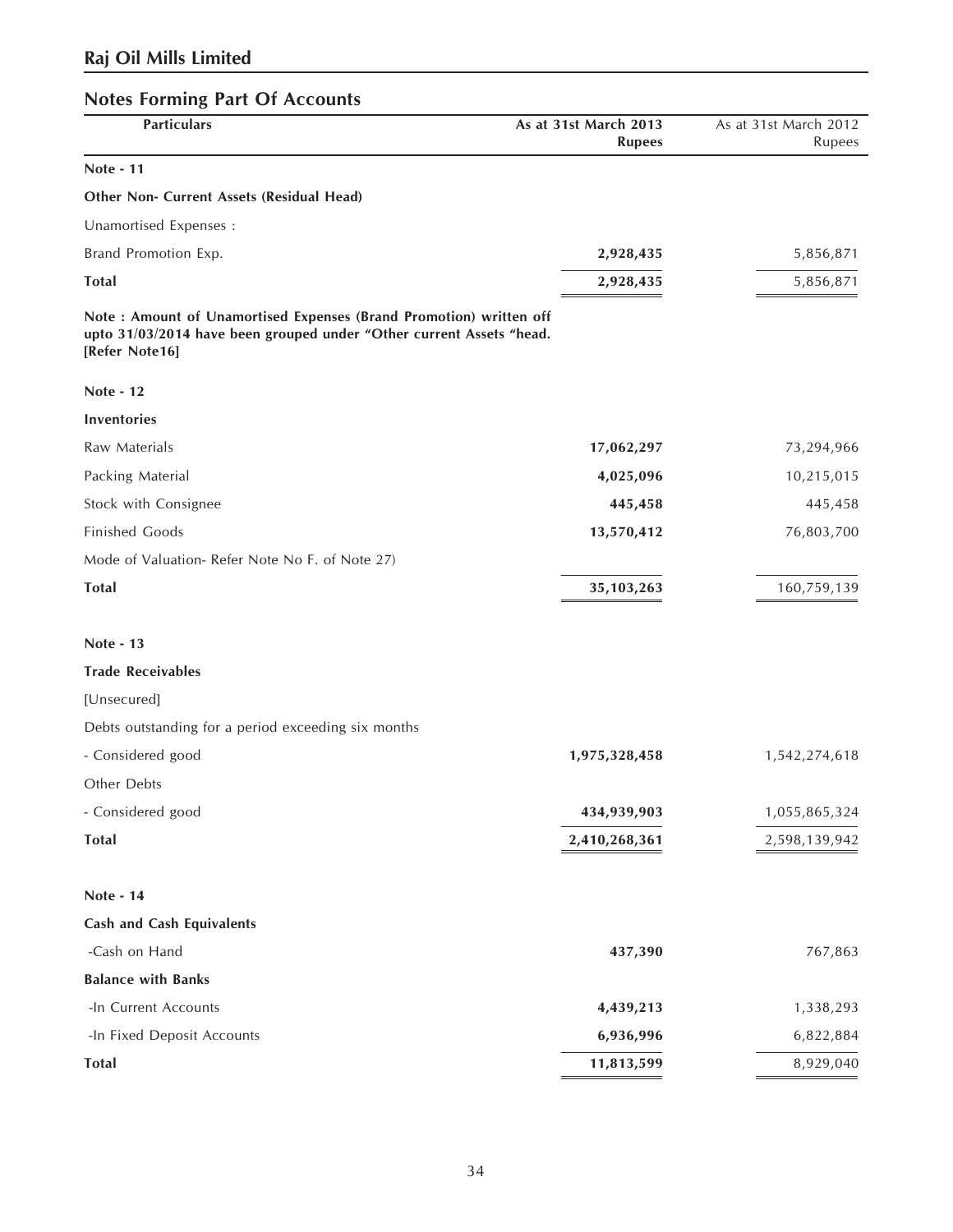## Notes Forming Part Of Accounts

| Particulars | As at 31st March 2013 Rupees | As at 31st March 2012 Rupees |
|---|---|---|
| **Note - 11** | | |
| **Other Non- Current Assets (Residual Head)** | | |
| Unamortised Expenses : | | |
| Brand Promotion Exp. | **2,928,435** | 5,856,871 |
| **Total** | **2,928,435** | 5,856,871 |
| **Note : Amount of Unamortised Expenses (Brand Promotion) written off upto 31/03/2014 have been grouped under "Other current Assets "head. [Refer Note16]** | | |
| **Note - 12** | | |
| **Inventories** | | |
| Raw Materials | **17,062,297** | 73,294,966 |
| Packing Material | **4,025,096** | 10,215,015 |
| Stock with Consignee | **445,458** | 445,458 |
| Finished Goods | **13,570,412** | 76,803,700 |
| Mode of Valuation- Refer Note No F. of Note 27) | | |
| **Total** | **35,103,263** | 160,759,139 |
| **Note - 13** | | |
| **Trade Receivables** | | |
| [Unsecured] | | |
| Debts outstanding for a period exceeding six months | | |
| - Considered good | **1,975,328,458** | 1,542,274,618 |
| Other Debts | | |
| - Considered good | **434,939,903** | 1,055,865,324 |
| **Total** | **2,410,268,361** | 2,598,139,942 |
| **Note - 14** | | |
| **Cash and Cash Equivalents** | | |
| -Cash on Hand | **437,390** | 767,863 |
| **Balance with Banks** | | |
| -In Current Accounts | **4,439,213** | 1,338,293 |
| -In Fixed Deposit Accounts | **6,936,996** | 6,822,884 |
| **Total** | **11,813,599** | 8,929,040 |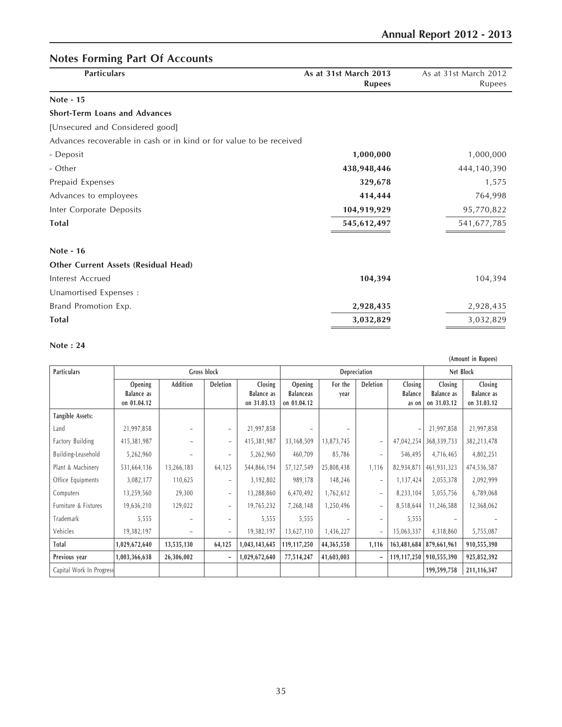## Notes Forming Part Of Accounts

| Particulars | As at 31st March 2013 Rupees | As at 31st March 2012 Rupees |
|---|---|---|
| **Note - 15** | | |
| **Short-Term Loans and Advances** | | |
| [Unsecured and Considered good] | | |
| Advances recoverable in cash or in kind or for value to be received | | |
| - Deposit | **1,000,000** | 1,000,000 |
| - Other | **438,948,446** | 444,140,390 |
| Prepaid Expenses | **329,678** | 1,575 |
| Advances to employees | **414,444** | 764,998 |
| Inter Corporate Deposits | **104,919,929** | 95,770,822 |
| **Total** | **545,612,497** | 541,677,785 |
| **Note - 16** | | |
| **Other Current Assets (Residual Head)** | | |
| Interest Accrued | **104,394** | 104,394 |
| Unamortised Expenses : | | |
| Brand Promotion Exp. | **2,928,435** | 2,928,435 |
| **Total** | **3,032,829** | 3,032,829 |

**Note : 24**

(Amount in Rupees)

| Particulars | Gross block | | | | Depreciation | | | | Net Block | |
|---|---|---|---|---|---|---|---|---|---|---|
| | Opening Balance as on 01.04.12 | Addition | Deletion | Closing Balance as on 31.03.13 | Opening Balanceas on 01.04.12 | For the year | Deletion | Closing Balance as on | Closing Balance as on 31.03.12 | Closing Balance as on 31.03.12 |
| Tangible Assets: | | | | | | | | | | |
| Land | 21,997,858 | – | – | 21,997,858 | – | – | | – | 21,997,858 | 21,997,858 |
| Factory Building | 415,381,987 | – | – | 415,381,987 | 33,168,509 | 13,873,745 | – | 47,042,254 | 368,339,733 | 382,213,478 |
| Building-Leasehold | 5,262,960 | – | – | 5,262,960 | 460,709 | 85,786 | – | 546,495 | 4,716,465 | 4,802,251 |
| Plant & Machinery | 531,664,136 | 13,266,183 | 64,125 | 544,866,194 | 57,127,549 | 25,808,438 | 1,116 | 82,934,871 | 461,931,323 | 474,536,587 |
| Office Equipments | 3,082,177 | 110,625 | – | 3,192,802 | 989,178 | 148,246 | – | 1,137,424 | 2,055,378 | 2,092,999 |
| Computers | 13,259,560 | 29,300 | – | 13,288,860 | 6,470,492 | 1,762,612 | – | 8,233,104 | 5,055,756 | 6,789,068 |
| Furniture & Fixtures | 19,636,210 | 129,022 | – | 19,765,232 | 7,268,148 | 1,250,496 | – | 8,518,644 | 11,246,588 | 12,368,062 |
| Trademark | 5,555 | – | – | 5,555 | 5,555 | – | – | 5,555 | – | – |
| Vehicles | 19,382,197 | – | – | 19,382,197 | 13,627,110 | 1,436,227 | – | 15,063,337 | 4,318,860 | 5,755,087 |
| **Total** | **1,029,672,640** | **13,535,130** | **64,125** | **1,043,143,645** | **119,117,250** | **44,365,550** | **1,116** | **163,481,684** | **879,661,961** | **910,555,390** |
| **Previous year** | **1,003,366,638** | **26,306,002** | **–** | **1,029,672,640** | **77,514,247** | **41,603,003** | **–** | **119,117,250** | **910,555,390** | **925,852,392** |
| Capital Work In Progress | | | | | | | | | **199,599,758** | **211,116,347** |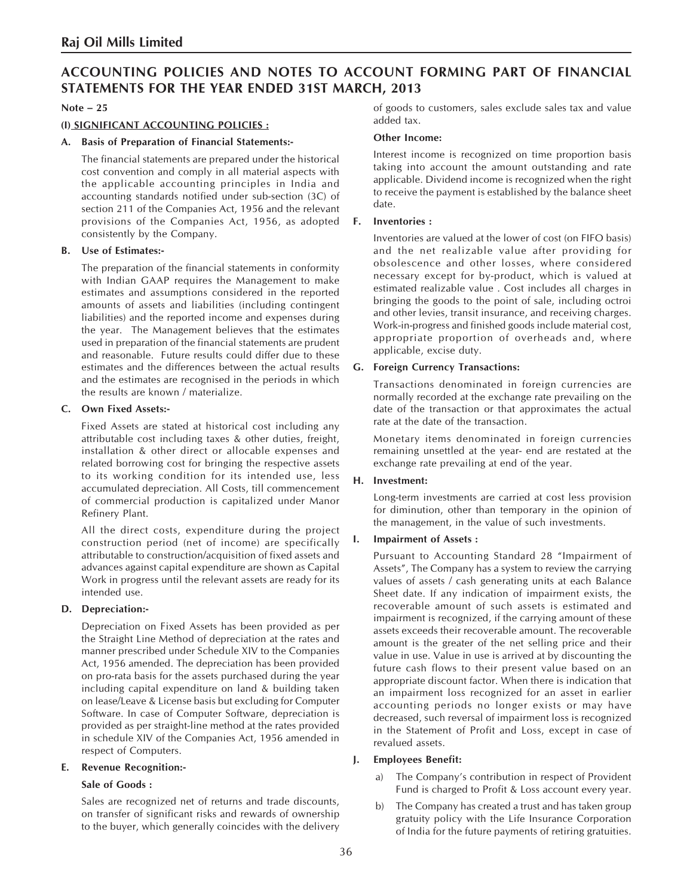# ACCOUNTING POLICIES AND NOTES TO ACCOUNT FORMING PART OF FINANCIAL STATEMENTS FOR THE YEAR ENDED 31ST MARCH, 2013

**Note – 25**

**(I) SIGNIFICANT ACCOUNTING POLICIES :**

**A. Basis of Preparation of Financial Statements:-**

The financial statements are prepared under the historical cost convention and comply in all material aspects with the applicable accounting principles in India and accounting standards notified under sub-section (3C) of section 211 of the Companies Act, 1956 and the relevant provisions of the Companies Act, 1956, as adopted consistently by the Company.

**B. Use of Estimates:-**

The preparation of the financial statements in conformity with Indian GAAP requires the Management to make estimates and assumptions considered in the reported amounts of assets and liabilities (including contingent liabilities) and the reported income and expenses during the year. The Management believes that the estimates used in preparation of the financial statements are prudent and reasonable. Future results could differ due to these estimates and the differences between the actual results and the estimates are recognised in the periods in which the results are known / materialize.

**C. Own Fixed Assets:-**

Fixed Assets are stated at historical cost including any attributable cost including taxes & other duties, freight, installation & other direct or allocable expenses and related borrowing cost for bringing the respective assets to its working condition for its intended use, less accumulated depreciation. All Costs, till commencement of commercial production is capitalized under Manor Refinery Plant.

All the direct costs, expenditure during the project construction period (net of income) are specifically attributable to construction/acquisition of fixed assets and advances against capital expenditure are shown as Capital Work in progress until the relevant assets are ready for its intended use.

**D. Depreciation:-**

Depreciation on Fixed Assets has been provided as per the Straight Line Method of depreciation at the rates and manner prescribed under Schedule XIV to the Companies Act, 1956 amended. The depreciation has been provided on pro-rata basis for the assets purchased during the year including capital expenditure on land & building taken on lease/Leave & License basis but excluding for Computer Software. In case of Computer Software, depreciation is provided as per straight-line method at the rates provided in schedule XIV of the Companies Act, 1956 amended in respect of Computers.

**E. Revenue Recognition:-**

**Sale of Goods :**

Sales are recognized net of returns and trade discounts, on transfer of significant risks and rewards of ownership to the buyer, which generally coincides with the delivery of goods to customers, sales exclude sales tax and value added tax.

**Other Income:**

Interest income is recognized on time proportion basis taking into account the amount outstanding and rate applicable. Dividend income is recognized when the right to receive the payment is established by the balance sheet date.

**F. Inventories :**

Inventories are valued at the lower of cost (on FIFO basis) and the net realizable value after providing for obsolescence and other losses, where considered necessary except for by-product, which is valued at estimated realizable value . Cost includes all charges in bringing the goods to the point of sale, including octroi and other levies, transit insurance, and receiving charges. Work-in-progress and finished goods include material cost, appropriate proportion of overheads and, where applicable, excise duty.

**G. Foreign Currency Transactions:**

Transactions denominated in foreign currencies are normally recorded at the exchange rate prevailing on the date of the transaction or that approximates the actual rate at the date of the transaction.

Monetary items denominated in foreign currencies remaining unsettled at the year- end are restated at the exchange rate prevailing at end of the year.

**H. Investment:**

Long-term investments are carried at cost less provision for diminution, other than temporary in the opinion of the management, in the value of such investments.

**I. Impairment of Assets :**

Pursuant to Accounting Standard 28 "Impairment of Assets", The Company has a system to review the carrying values of assets / cash generating units at each Balance Sheet date. If any indication of impairment exists, the recoverable amount of such assets is estimated and impairment is recognized, if the carrying amount of these assets exceeds their recoverable amount. The recoverable amount is the greater of the net selling price and their value in use. Value in use is arrived at by discounting the future cash flows to their present value based on an appropriate discount factor. When there is indication that an impairment loss recognized for an asset in earlier accounting periods no longer exists or may have decreased, such reversal of impairment loss is recognized in the Statement of Profit and Loss, except in case of revalued assets.

**J. Employees Benefit:**

a) The Company's contribution in respect of Provident Fund is charged to Profit & Loss account every year.

b) The Company has created a trust and has taken group gratuity policy with the Life Insurance Corporation of India for the future payments of retiring gratuities.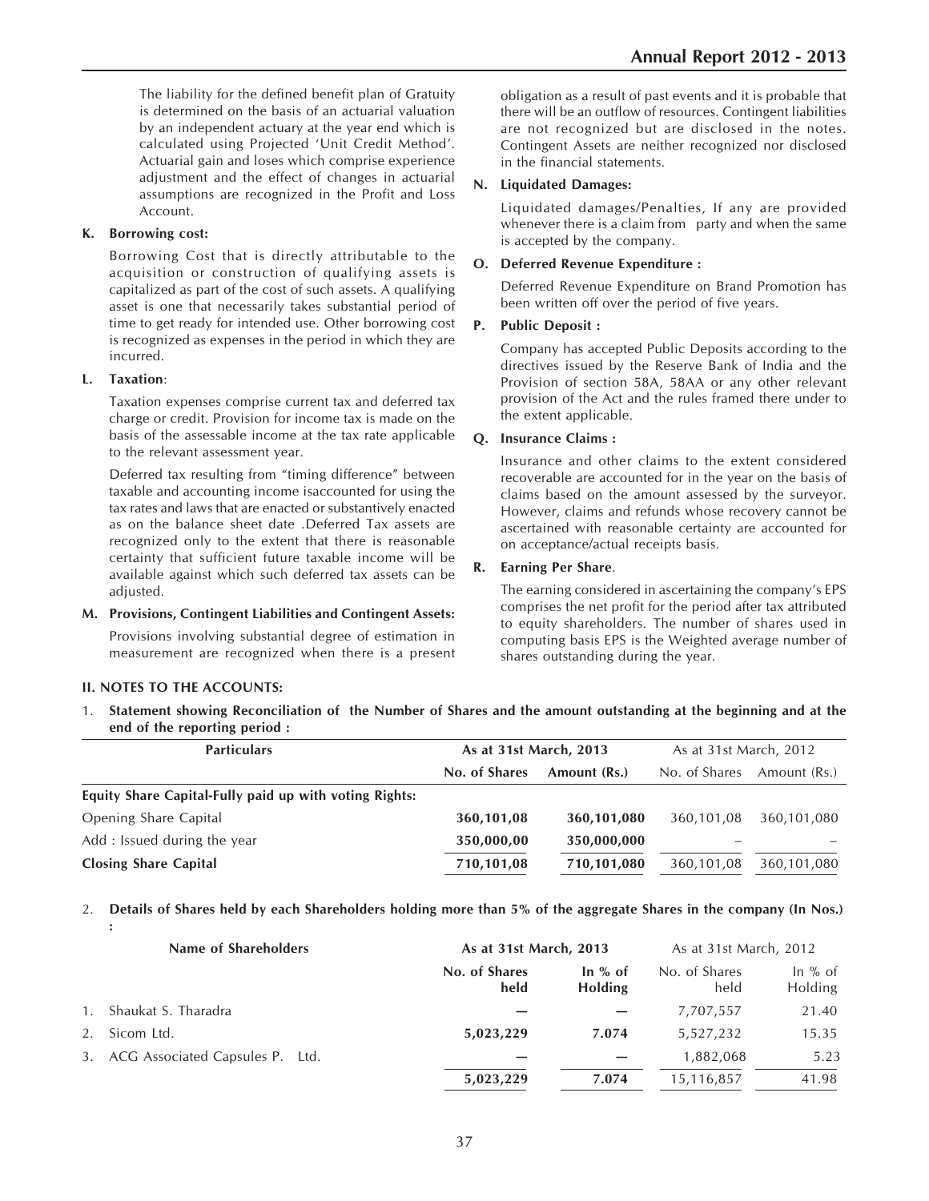The liability for the defined benefit plan of Gratuity is determined on the basis of an actuarial valuation by an independent actuary at the year end which is calculated using Projected 'Unit Credit Method'. Actuarial gain and loses which comprise experience adjustment and the effect of changes in actuarial assumptions are recognized in the Profit and Loss Account.

**K. Borrowing cost:**

Borrowing Cost that is directly attributable to the acquisition or construction of qualifying assets is capitalized as part of the cost of such assets. A qualifying asset is one that necessarily takes substantial period of time to get ready for intended use. Other borrowing cost is recognized as expenses in the period in which they are incurred.

**L. Taxation**:

Taxation expenses comprise current tax and deferred tax charge or credit. Provision for income tax is made on the basis of the assessable income at the tax rate applicable to the relevant assessment year.

Deferred tax resulting from "timing difference" between taxable and accounting income isaccounted for using the tax rates and laws that are enacted or substantively enacted as on the balance sheet date .Deferred Tax assets are recognized only to the extent that there is reasonable certainty that sufficient future taxable income will be available against which such deferred tax assets can be adjusted.

**M. Provisions, Contingent Liabilities and Contingent Assets:**

Provisions involving substantial degree of estimation in measurement are recognized when there is a present obligation as a result of past events and it is probable that there will be an outflow of resources. Contingent liabilities are not recognized but are disclosed in the notes. Contingent Assets are neither recognized nor disclosed in the financial statements.

**N. Liquidated Damages:**

Liquidated damages/Penalties, If any are provided whenever there is a claim from party and when the same is accepted by the company.

**O. Deferred Revenue Expenditure :**

Deferred Revenue Expenditure on Brand Promotion has been written off over the period of five years.

**P. Public Deposit :**

Company has accepted Public Deposits according to the directives issued by the Reserve Bank of India and the Provision of section 58A, 58AA or any other relevant provision of the Act and the rules framed there under to the extent applicable.

**Q. Insurance Claims :**

Insurance and other claims to the extent considered recoverable are accounted for in the year on the basis of claims based on the amount assessed by the surveyor. However, claims and refunds whose recovery cannot be ascertained with reasonable certainty are accounted for on acceptance/actual receipts basis.

**R. Earning Per Share**.

The earning considered in ascertaining the company's EPS comprises the net profit for the period after tax attributed to equity shareholders. The number of shares used in computing basis EPS is the Weighted average number of shares outstanding during the year.

**II. NOTES TO THE ACCOUNTS:**

1. **Statement showing Reconciliation of the Number of Shares and the amount outstanding at the beginning and at the end of the reporting period :**

| Particulars | As at 31st March, 2013 | | As at 31st March, 2012 | |
|---|---|---|---|---|
| | No. of Shares | Amount (Rs.) | No. of Shares | Amount (Rs.) |
| **Equity Share Capital-Fully paid up with voting Rights:** | | | | |
| Opening Share Capital | **360,101,08** | **360,101,080** | 360,101,08 | 360,101,080 |
| Add : Issued during the year | **350,000,00** | **350,000,000** | – | – |
| **Closing Share Capital** | **710,101,08** | **710,101,080** | 360,101,08 | 360,101,080 |

2. **Details of Shares held by each Shareholders holding more than 5% of the aggregate Shares in the company (In Nos.) :**

| | Name of Shareholders | As at 31st March, 2013 | | As at 31st March, 2012 | |
|---|---|---|---|---|---|
| | | No. of Shares held | In % of Holding | No. of Shares held | In % of Holding |
| 1. | Shaukat S. Tharadra | — | — | 7,707,557 | 21.40 |
| 2. | Sicom Ltd. | **5,023,229** | **7.074** | 5,527,232 | 15.35 |
| 3. | ACG Associated Capsules P. Ltd. | — | — | 1,882,068 | 5.23 |
| | | **5,023,229** | **7.074** | 15,116,857 | 41.98 |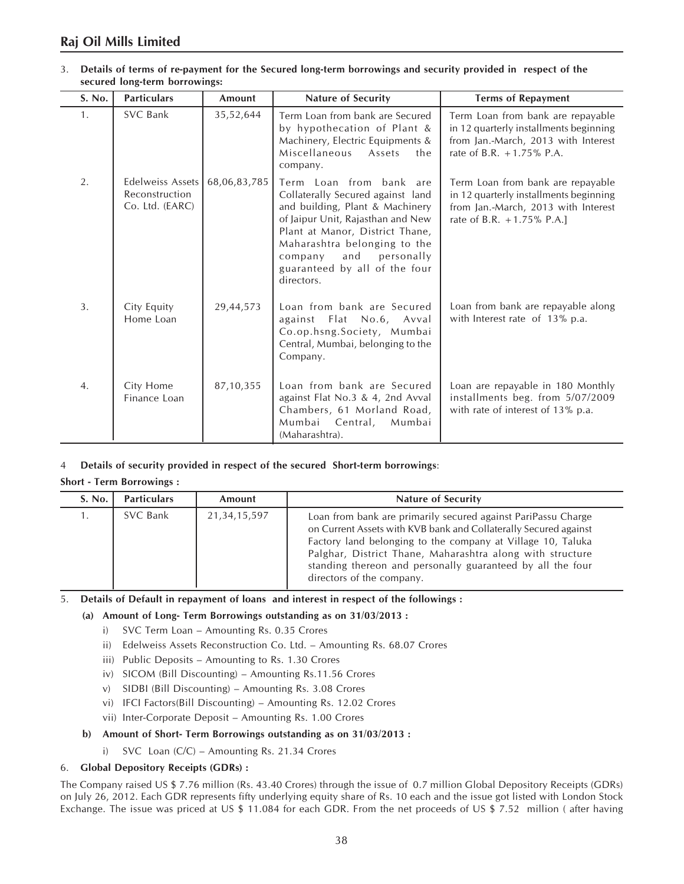3. **Details of terms of re-payment for the Secured long-term borrowings and security provided in respect of the secured long-term borrowings:**

| S. No. | Particulars | Amount | Nature of Security | Terms of Repayment |
|---|---|---|---|---|
| 1. | SVC Bank | 35,52,644 | Term Loan from bank are Secured by hypothecation of Plant & Machinery, Electric Equipments & Miscellaneous Assets the company. | Term Loan from bank are repayable in 12 quarterly installments beginning from Jan.-March, 2013 with Interest rate of B.R. +1.75% P.A. |
| 2. | Edelweiss Assets Reconstruction Co. Ltd. (EARC) | 68,06,83,785 | Term Loan from bank are Collaterally Secured against land and building, Plant & Machinery of Jaipur Unit, Rajasthan and New Plant at Manor, District Thane, Maharashtra belonging to the company and personally guaranteed by all of the four directors. | Term Loan from bank are repayable in 12 quarterly installments beginning from Jan.-March, 2013 with Interest rate of B.R. +1.75% P.A.] |
| 3. | City Equity Home Loan | 29,44,573 | Loan from bank are Secured against Flat No.6, Avval Co.op.hsng.Society, Mumbai Central, Mumbai, belonging to the Company. | Loan from bank are repayable along with Interest rate of 13% p.a. |
| 4. | City Home Finance Loan | 87,10,355 | Loan from bank are Secured against Flat No.3 & 4, 2nd Avval Chambers, 61 Morland Road, Mumbai Central, Mumbai (Maharashtra). | Loan are repayable in 180 Monthly installments beg. from 5/07/2009 with rate of interest of 13% p.a. |

4 **Details of security provided in respect of the secured Short-term borrowings**:

**Short - Term Borrowings :**

| S. No. | Particulars | Amount | Nature of Security |
|---|---|---|---|
| 1. | SVC Bank | 21,34,15,597 | Loan from bank are primarily secured against PariPassu Charge on Current Assets with KVB bank and Collaterally Secured against Factory land belonging to the company at Village 10, Taluka Palghar, District Thane, Maharashtra along with structure standing thereon and personally guaranteed by all the four directors of the company. |

5. **Details of Default in repayment of loans and interest in respect of the followings :**

   **(a) Amount of Long- Term Borrowings outstanding as on 31/03/2013 :**

   i) SVC Term Loan – Amounting Rs. 0.35 Crores

   ii) Edelweiss Assets Reconstruction Co. Ltd. – Amounting Rs. 68.07 Crores

   iii) Public Deposits – Amounting to Rs. 1.30 Crores

   iv) SICOM (Bill Discounting) – Amounting Rs.11.56 Crores

   v) SIDBI (Bill Discounting) – Amounting Rs. 3.08 Crores

   vi) IFCI Factors(Bill Discounting) – Amounting Rs. 12.02 Crores

   vii) Inter-Corporate Deposit – Amounting Rs. 1.00 Crores

   **b) Amount of Short- Term Borrowings outstanding as on 31/03/2013 :**

   i) SVC Loan (C/C) – Amounting Rs. 21.34 Crores

6. **Global Depository Receipts (GDRs) :**

The Company raised US $ 7.76 million (Rs. 43.40 Crores) through the issue of 0.7 million Global Depository Receipts (GDRs) on July 26, 2012. Each GDR represents fifty underlying equity share of Rs. 10 each and the issue got listed with London Stock Exchange. The issue was priced at US $ 11.084 for each GDR. From the net proceeds of US $ 7.52 million ( after having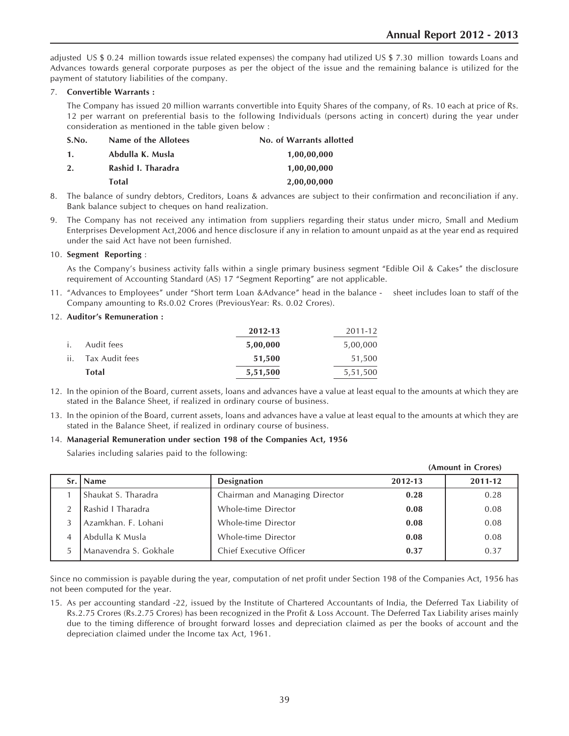adjusted US $ 0.24 million towards issue related expenses) the company had utilized US $ 7.30 million towards Loans and Advances towards general corporate purposes as per the object of the issue and the remaining balance is utilized for the payment of statutory liabilities of the company.

7. **Convertible Warrants :**

   The Company has issued 20 million warrants convertible into Equity Shares of the company, of Rs. 10 each at price of Rs. 12 per warrant on preferential basis to the following Individuals (persons acting in concert) during the year under consideration as mentioned in the table given below :

| S.No. | Name of the Allotees | No. of Warrants allotted |
|---|---|---|
| 1. | Abdulla K. Musla | 1,00,00,000 |
| 2. | Rashid I. Tharadra | 1,00,00,000 |
| | Total | 2,00,00,000 |

8. The balance of sundry debtors, Creditors, Loans & advances are subject to their confirmation and reconciliation if any. Bank balance subject to cheques on hand realization.

9. The Company has not received any intimation from suppliers regarding their status under micro, Small and Medium Enterprises Development Act,2006 and hence disclosure if any in relation to amount unpaid as at the year end as required under the said Act have not been furnished.

10. **Segment Reporting** :

    As the Company's business activity falls within a single primary business segment "Edible Oil & Cakes" the disclosure requirement of Accounting Standard (AS) 17 "Segment Reporting" are not applicable.

11. "Advances to Employees" under "Short term Loan &Advance" head in the balance - sheet includes loan to staff of the Company amounting to Rs.0.02 Crores (PreviousYear: Rs. 0.02 Crores).

12. **Auditor's Remuneration :**

| | | 2012-13 | 2011-12 |
|---|---|---|---|
| i. | Audit fees | **5,00,000** | 5,00,000 |
| ii. | Tax Audit fees | **51,500** | 51,500 |
| | **Total** | **5,51,500** | 5,51,500 |

12. In the opinion of the Board, current assets, loans and advances have a value at least equal to the amounts at which they are stated in the Balance Sheet, if realized in ordinary course of business.

13. In the opinion of the Board, current assets, loans and advances have a value at least equal to the amounts at which they are stated in the Balance Sheet, if realized in ordinary course of business.

14. **Managerial Remuneration under section 198 of the Companies Act, 1956**

    Salaries including salaries paid to the following:

**(Amount in Crores)**

| Sr. | Name | Designation | 2012-13 | 2011-12 |
|---|---|---|---|---|
| 1 | Shaukat S. Tharadra | Chairman and Managing Director | **0.28** | 0.28 |
| 2 | Rashid I Tharadra | Whole-time Director | **0.08** | 0.08 |
| 3 | Azamkhan. F. Lohani | Whole-time Director | **0.08** | 0.08 |
| 4 | Abdulla K Musla | Whole-time Director | **0.08** | 0.08 |
| 5 | Manavendra S. Gokhale | Chief Executive Officer | **0.37** | 0.37 |

Since no commission is payable during the year, computation of net profit under Section 198 of the Companies Act, 1956 has not been computed for the year.

15. As per accounting standard -22, issued by the Institute of Chartered Accountants of India, the Deferred Tax Liability of Rs.2.75 Crores (Rs.2.75 Crores) has been recognized in the Profit & Loss Account. The Deferred Tax Liability arises mainly due to the timing difference of brought forward losses and depreciation claimed as per the books of account and the depreciation claimed under the Income tax Act, 1961.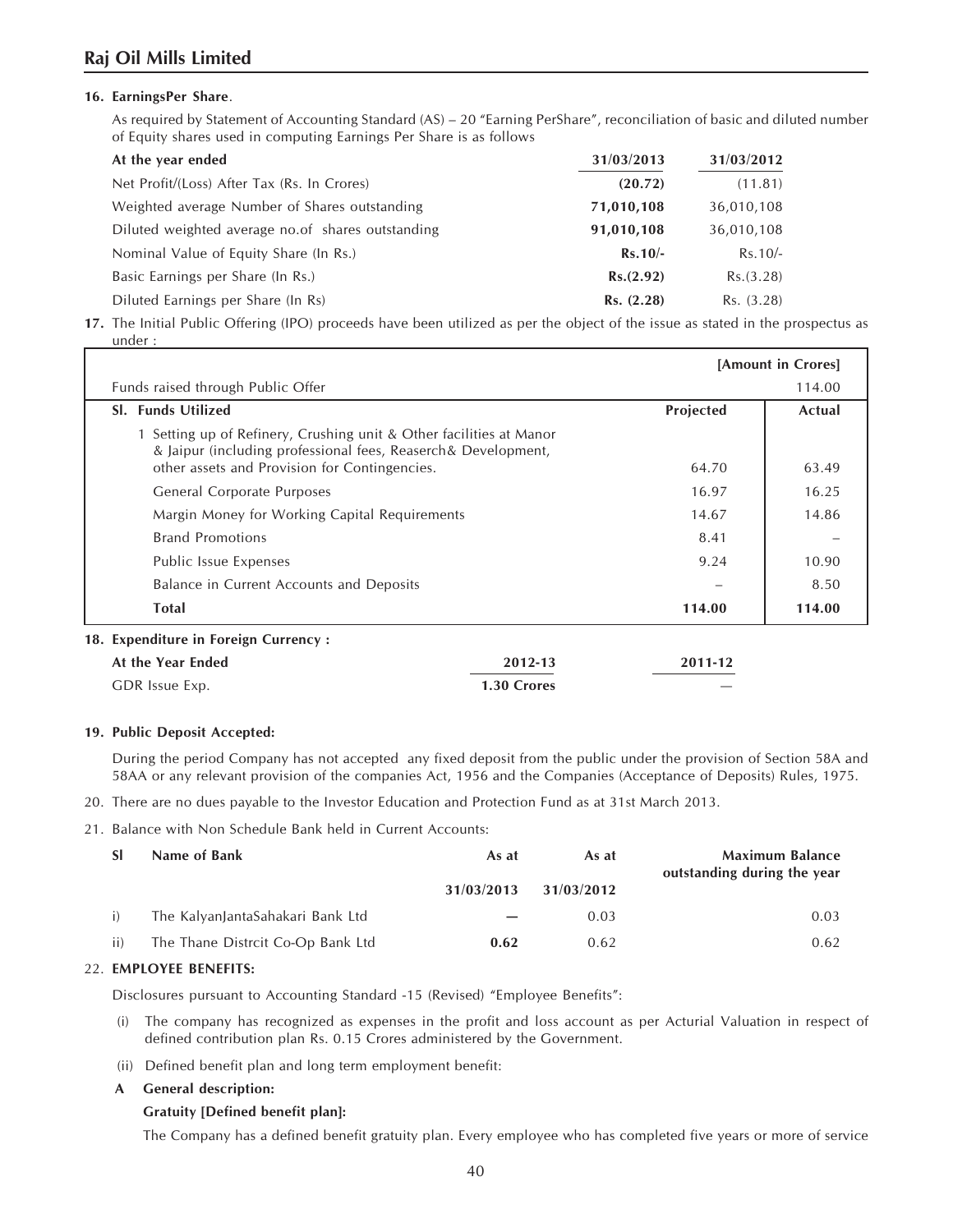**16. EarningsPer Share.**

As required by Statement of Accounting Standard (AS) – 20 "Earning PerShare", reconciliation of basic and diluted number of Equity shares used in computing Earnings Per Share is as follows

| At the year ended | 31/03/2013 | 31/03/2012 |
|---|---|---|
| Net Profit/(Loss) After Tax (Rs. In Crores) | **(20.72)** | (11.81) |
| Weighted average Number of Shares outstanding | **71,010,108** | 36,010,108 |
| Diluted weighted average no.of shares outstanding | **91,010,108** | 36,010,108 |
| Nominal Value of Equity Share (In Rs.) | **Rs.10/-** | Rs.10/- |
| Basic Earnings per Share (In Rs.) | **Rs.(2.92)** | Rs.(3.28) |
| Diluted Earnings per Share (In Rs) | **Rs. (2.28)** | Rs. (3.28) |

**17.** The Initial Public Offering (IPO) proceeds have been utilized as per the object of the issue as stated in the prospectus as under :

| | | [Amount in Crores] |
|---|---|---|
| Funds raised through Public Offer | | 114.00 |
| **Sl. Funds Utilized** | **Projected** | **Actual** |
| 1 Setting up of Refinery, Crushing unit & Other facilities at Manor & Jaipur (including professional fees, Reaserch& Development, other assets and Provision for Contingencies. | 64.70 | 63.49 |
| General Corporate Purposes | 16.97 | 16.25 |
| Margin Money for Working Capital Requirements | 14.67 | 14.86 |
| Brand Promotions | 8.41 | – |
| Public Issue Expenses | 9.24 | 10.90 |
| Balance in Current Accounts and Deposits | – | 8.50 |
| **Total** | **114.00** | **114.00** |

**18. Expenditure in Foreign Currency :**

| At the Year Ended | 2012-13 | 2011-12 |
|---|---|---|
| GDR Issue Exp. | **1.30 Crores** | — |

**19. Public Deposit Accepted:**

During the period Company has not accepted any fixed deposit from the public under the provision of Section 58A and 58AA or any relevant provision of the companies Act, 1956 and the Companies (Acceptance of Deposits) Rules, 1975.

20. There are no dues payable to the Investor Education and Protection Fund as at 31st March 2013.

21. Balance with Non Schedule Bank held in Current Accounts:

| Sl | Name of Bank | As at 31/03/2013 | As at 31/03/2012 | Maximum Balance outstanding during the year |
|---|---|---|---|---|
| i) | The KalyanJantaSahakari Bank Ltd | — | 0.03 | 0.03 |
| ii) | The Thane Distrcit Co-Op Bank Ltd | **0.62** | 0.62 | 0.62 |

22. **EMPLOYEE BENEFITS:**

Disclosures pursuant to Accounting Standard -15 (Revised) "Employee Benefits":

(i) The company has recognized as expenses in the profit and loss account as per Acturial Valuation in respect of defined contribution plan Rs. 0.15 Crores administered by the Government.

(ii) Defined benefit plan and long term employment benefit:

**A General description:**

**Gratuity [Defined benefit plan]:**

The Company has a defined benefit gratuity plan. Every employee who has completed five years or more of service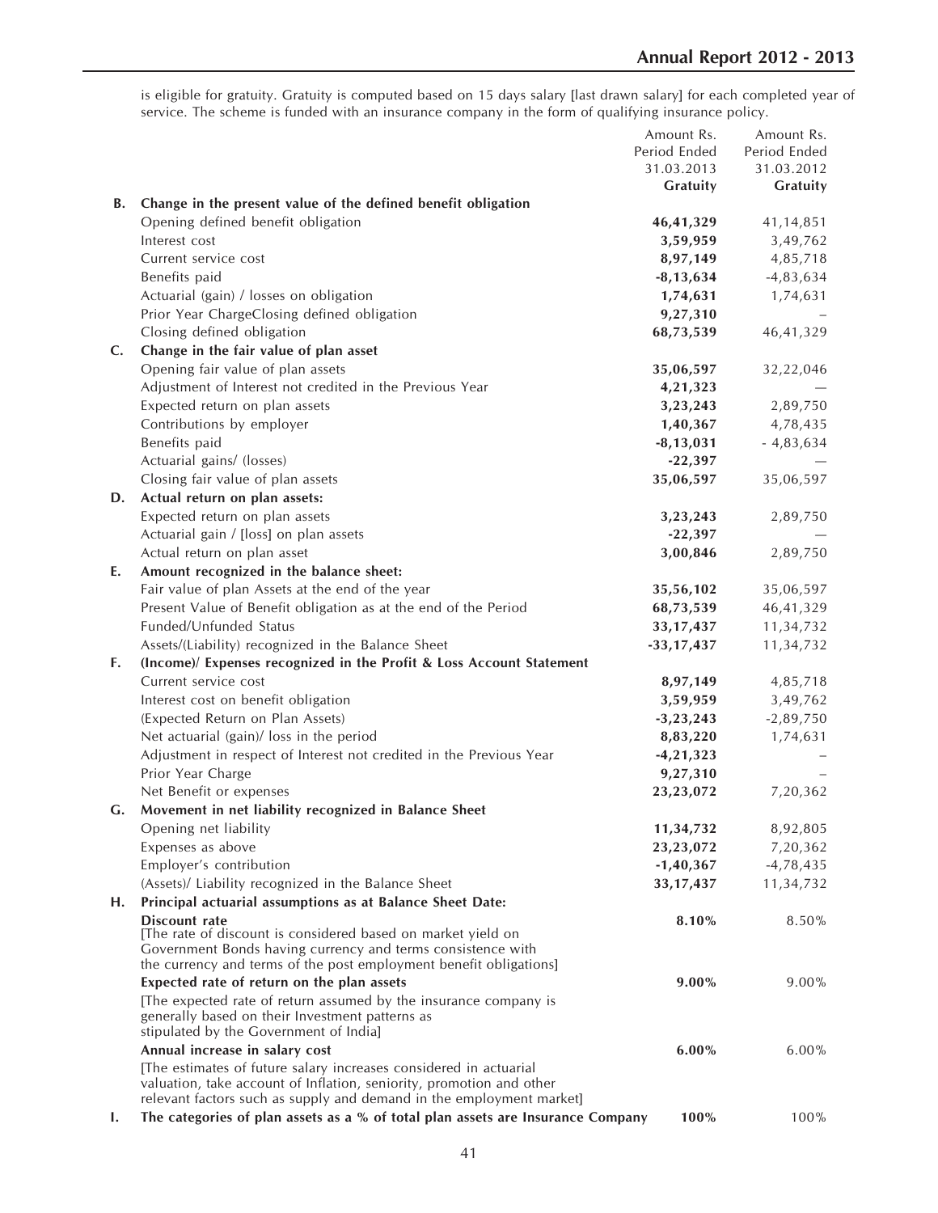is eligible for gratuity. Gratuity is computed based on 15 days salary [last drawn salary] for each completed year of service. The scheme is funded with an insurance company in the form of qualifying insurance policy.

| | | Amount Rs. Period Ended 31.03.2013 **Gratuity** | Amount Rs. Period Ended 31.03.2012 **Gratuity** |
|---|---|---|---|
| **B.** | **Change in the present value of the defined benefit obligation** | | |
| | Opening defined benefit obligation | **46,41,329** | 41,14,851 |
| | Interest cost | **3,59,959** | 3,49,762 |
| | Current service cost | **8,97,149** | 4,85,718 |
| | Benefits paid | **-8,13,634** | -4,83,634 |
| | Actuarial (gain) / losses on obligation | **1,74,631** | 1,74,631 |
| | Prior Year ChargeClosing defined obligation | **9,27,310** | – |
| | Closing defined obligation | **68,73,539** | 46,41,329 |
| **C.** | **Change in the fair value of plan asset** | | |
| | Opening fair value of plan assets | **35,06,597** | 32,22,046 |
| | Adjustment of Interest not credited in the Previous Year | **4,21,323** | — |
| | Expected return on plan assets | **3,23,243** | 2,89,750 |
| | Contributions by employer | **1,40,367** | 4,78,435 |
| | Benefits paid | **-8,13,031** | - 4,83,634 |
| | Actuarial gains/ (losses) | **-22,397** | — |
| | Closing fair value of plan assets | **35,06,597** | 35,06,597 |
| **D.** | **Actual return on plan assets:** | | |
| | Expected return on plan assets | **3,23,243** | 2,89,750 |
| | Actuarial gain / [loss] on plan assets | **-22,397** | — |
| | Actual return on plan asset | **3,00,846** | 2,89,750 |
| **E.** | **Amount recognized in the balance sheet:** | | |
| | Fair value of plan Assets at the end of the year | **35,56,102** | 35,06,597 |
| | Present Value of Benefit obligation as at the end of the Period | **68,73,539** | 46,41,329 |
| | Funded/Unfunded Status | **33,17,437** | 11,34,732 |
| | Assets/(Liability) recognized in the Balance Sheet | **-33,17,437** | 11,34,732 |
| **F.** | **(Income)/ Expenses recognized in the Profit & Loss Account Statement** | | |
| | Current service cost | **8,97,149** | 4,85,718 |
| | Interest cost on benefit obligation | **3,59,959** | 3,49,762 |
| | (Expected Return on Plan Assets) | **-3,23,243** | -2,89,750 |
| | Net actuarial (gain)/ loss in the period | **8,83,220** | 1,74,631 |
| | Adjustment in respect of Interest not credited in the Previous Year | **-4,21,323** | – |
| | Prior Year Charge | **9,27,310** | – |
| | Net Benefit or expenses | **23,23,072** | 7,20,362 |
| **G.** | **Movement in net liability recognized in Balance Sheet** | | |
| | Opening net liability | **11,34,732** | 8,92,805 |
| | Expenses as above | **23,23,072** | 7,20,362 |
| | Employer's contribution | **-1,40,367** | -4,78,435 |
| | (Assets)/ Liability recognized in the Balance Sheet | **33,17,437** | 11,34,732 |
| **H.** | **Principal actuarial assumptions as at Balance Sheet Date:** | | |
| | **Discount rate** [The rate of discount is considered based on market yield on Government Bonds having currency and terms consistence with the currency and terms of the post employment benefit obligations] | **8.10%** | 8.50% |
| | **Expected rate of return on the plan assets** [The expected rate of return assumed by the insurance company is generally based on their Investment patterns as stipulated by the Government of India] | **9.00%** | 9.00% |
| | **Annual increase in salary cost** [The estimates of future salary increases considered in actuarial valuation, take account of Inflation, seniority, promotion and other relevant factors such as supply and demand in the employment market] | **6.00%** | 6.00% |
| **I.** | **The categories of plan assets as a % of total plan assets are Insurance Company** | **100%** | 100% |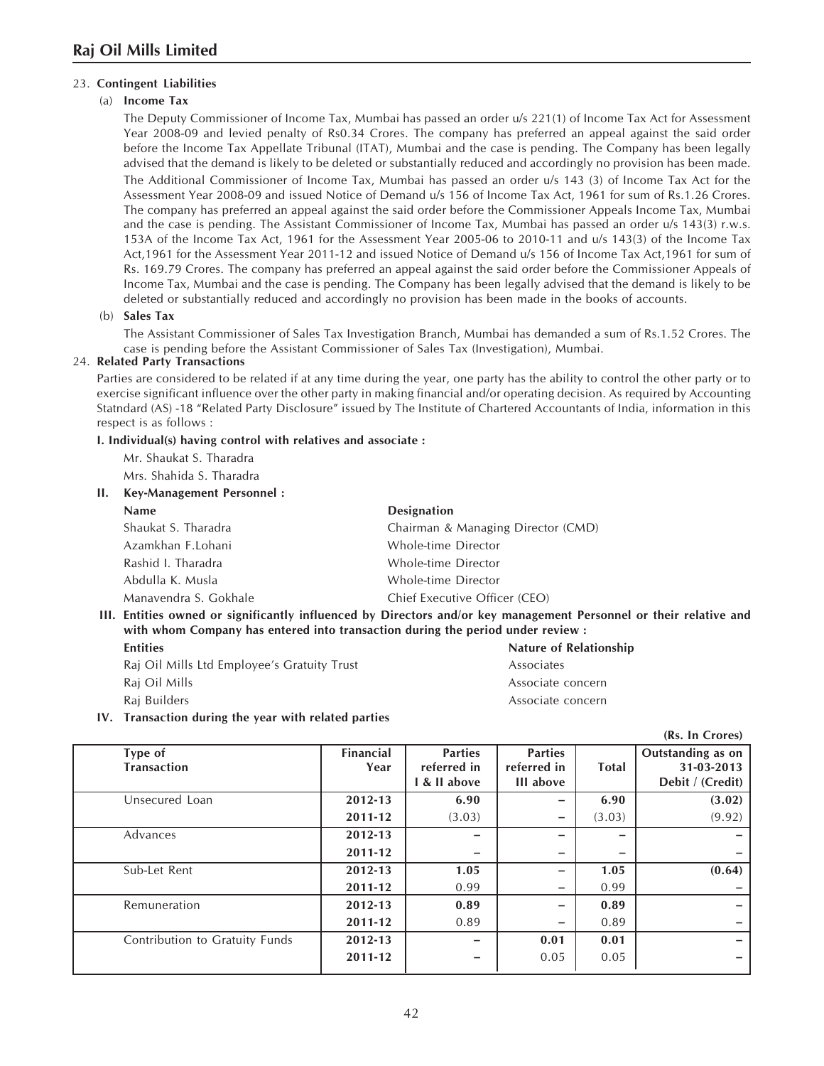23. **Contingent Liabilities**

(a) **Income Tax**

The Deputy Commissioner of Income Tax, Mumbai has passed an order u/s 221(1) of Income Tax Act for Assessment Year 2008-09 and levied penalty of Rs0.34 Crores. The company has preferred an appeal against the said order before the Income Tax Appellate Tribunal (ITAT), Mumbai and the case is pending. The Company has been legally advised that the demand is likely to be deleted or substantially reduced and accordingly no provision has been made.

The Additional Commissioner of Income Tax, Mumbai has passed an order u/s 143 (3) of Income Tax Act for the Assessment Year 2008-09 and issued Notice of Demand u/s 156 of Income Tax Act, 1961 for sum of Rs.1.26 Crores. The company has preferred an appeal against the said order before the Commissioner Appeals Income Tax, Mumbai and the case is pending. The Assistant Commissioner of Income Tax, Mumbai has passed an order u/s 143(3) r.w.s. 153A of the Income Tax Act, 1961 for the Assessment Year 2005-06 to 2010-11 and u/s 143(3) of the Income Tax Act,1961 for the Assessment Year 2011-12 and issued Notice of Demand u/s 156 of Income Tax Act,1961 for sum of Rs. 169.79 Crores. The company has preferred an appeal against the said order before the Commissioner Appeals of Income Tax, Mumbai and the case is pending. The Company has been legally advised that the demand is likely to be deleted or substantially reduced and accordingly no provision has been made in the books of accounts.

(b) **Sales Tax**

The Assistant Commissioner of Sales Tax Investigation Branch, Mumbai has demanded a sum of Rs.1.52 Crores. The case is pending before the Assistant Commissioner of Sales Tax (Investigation), Mumbai.

24. **Related Party Transactions**

Parties are considered to be related if at any time during the year, one party has the ability to control the other party or to exercise significant influence over the other party in making financial and/or operating decision. As required by Accounting Statndard (AS) -18 "Related Party Disclosure" issued by The Institute of Chartered Accountants of India, information in this respect is as follows :

**I. Individual(s) having control with relatives and associate :**

Mr. Shaukat S. Tharadra

Mrs. Shahida S. Tharadra

**II. Key-Management Personnel :**

| **Name** | **Designation** |
|---|---|
| Shaukat S. Tharadra | Chairman & Managing Director (CMD) |
| Azamkhan F.Lohani | Whole-time Director |
| Rashid I. Tharadra | Whole-time Director |
| Abdulla K. Musla | Whole-time Director |
| Manavendra S. Gokhale | Chief Executive Officer (CEO) |

**III. Entities owned or significantly influenced by Directors and/or key management Personnel or their relative and with whom Company has entered into transaction during the period under review :**

| **Entities** | **Nature of Relationship** |
|---|---|
| Raj Oil Mills Ltd Employee's Gratuity Trust | Associates |
| Raj Oil Mills | Associate concern |
| Raj Builders | Associate concern |

**IV. Transaction during the year with related parties**

**(Rs. In Crores)**

| Type of Transaction | Financial Year | Parties referred in I & II above | Parties referred in III above | Total | Outstanding as on 31-03-2013 Debit / (Credit) |
|---|---|---|---|---|---|
| Unsecured Loan | **2012-13** | **6.90** | – | **6.90** | **(3.02)** |
| | **2011-12** | (3.03) | – | (3.03) | (9.92) |
| Advances | **2012-13** | – | – | – | – |
| | **2011-12** | – | – | – | – |
| Sub-Let Rent | **2012-13** | **1.05** | – | **1.05** | **(0.64)** |
| | **2011-12** | 0.99 | – | 0.99 | – |
| Remuneration | **2012-13** | **0.89** | – | **0.89** | – |
| | **2011-12** | 0.89 | – | 0.89 | – |
| Contribution to Gratuity Funds | **2012-13** | – | **0.01** | **0.01** | – |
| | **2011-12** | – | 0.05 | 0.05 | – |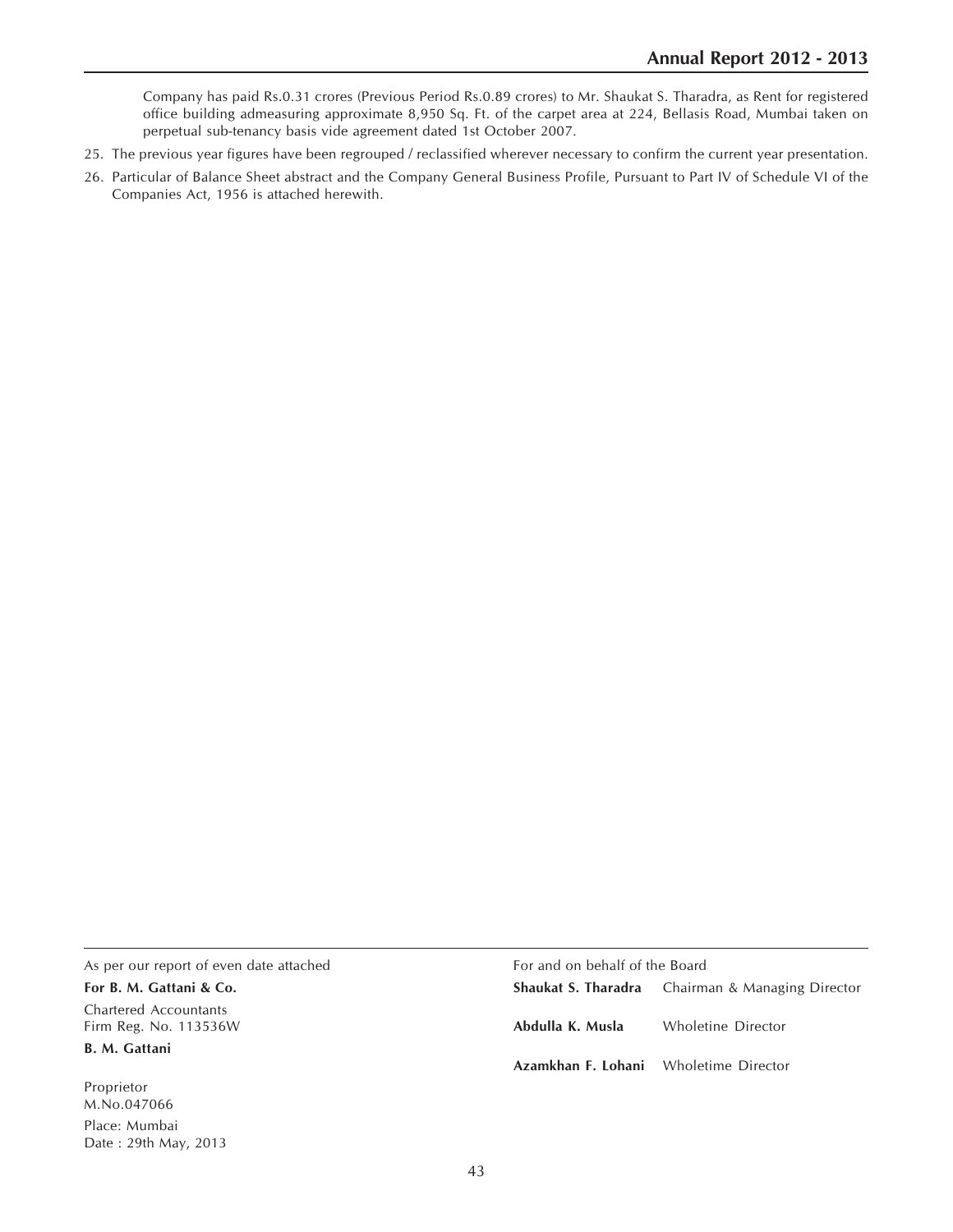Company has paid Rs.0.31 crores (Previous Period Rs.0.89 crores) to Mr. Shaukat S. Tharadra, as Rent for registered office building admeasuring approximate 8,950 Sq. Ft. of the carpet area at 224, Bellasis Road, Mumbai taken on perpetual sub-tenancy basis vide agreement dated 1st October 2007.

25. The previous year figures have been regrouped / reclassified wherever necessary to confirm the current year presentation.
26. Particular of Balance Sheet abstract and the Company General Business Profile, Pursuant to Part IV of Schedule VI of the Companies Act, 1956 is attached herewith.

As per our report of even date attached

**For B. M. Gattani & Co.**

Chartered Accountants
Firm Reg. No. 113536W

**B. M. Gattani**

Proprietor
M.No.047066

Place: Mumbai
Date : 29th May, 2013

For and on behalf of the Board

**Shaukat S. Tharadra** Chairman & Managing Director

**Abdulla K. Musla** Wholetine Director

**Azamkhan F. Lohani** Wholetime Director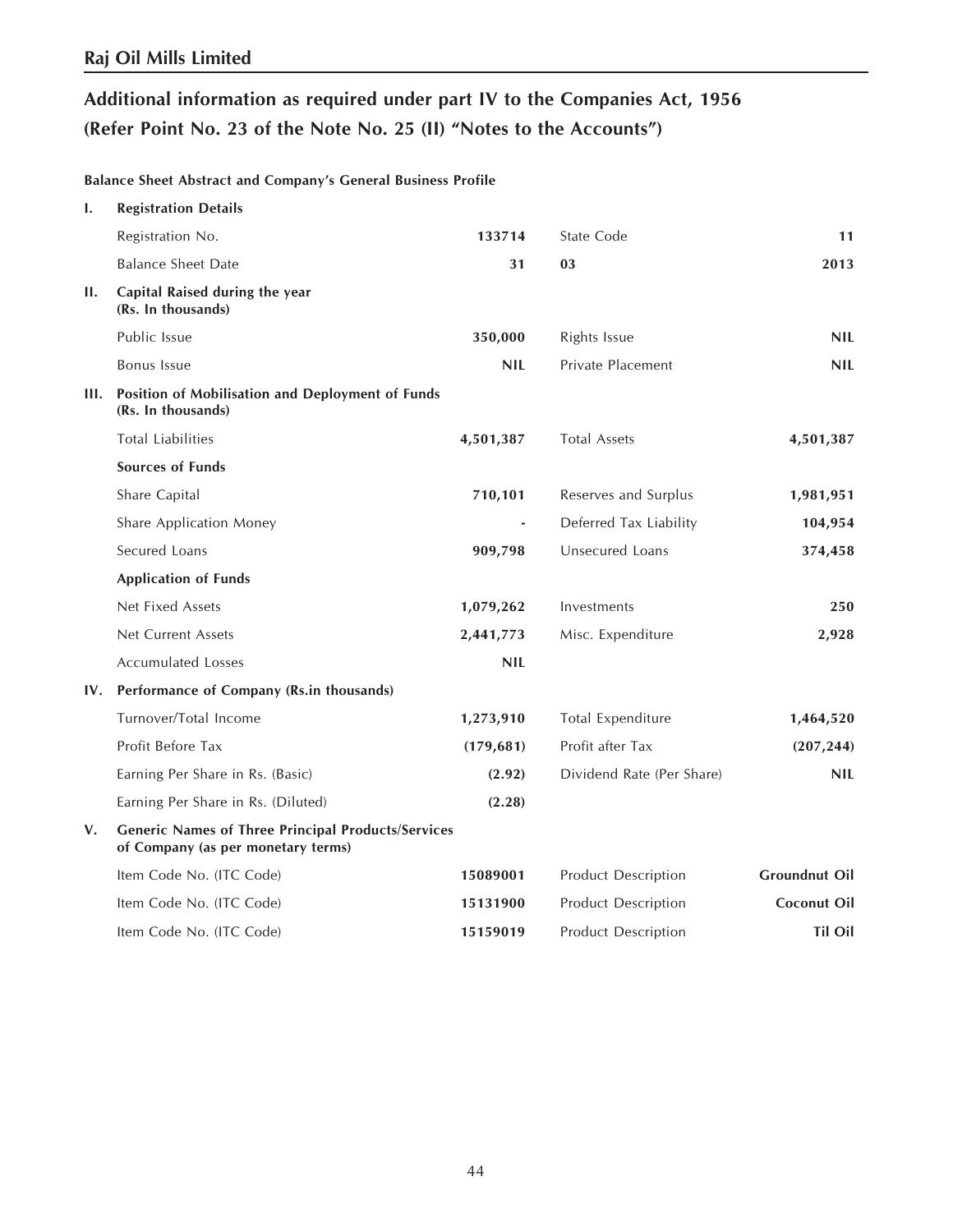## Raj Oil Mills Limited

# Additional information as required under part IV to the Companies Act, 1956 (Refer Point No. 23 of the Note No. 25 (II) "Notes to the Accounts")

**Balance Sheet Abstract and Company's General Business Profile**

| | | | | |
|---|---|---|---|---|
| **I.** | **Registration Details** | | | |
| | Registration No. | **133714** | State Code | **11** |
| | Balance Sheet Date | **31** | **03** | **2013** |
| **II.** | **Capital Raised during the year (Rs. In thousands)** | | | |
| | Public Issue | **350,000** | Rights Issue | **NIL** |
| | Bonus Issue | **NIL** | Private Placement | **NIL** |
| **III.** | **Position of Mobilisation and Deployment of Funds (Rs. In thousands)** | | | |
| | Total Liabilities | **4,501,387** | Total Assets | **4,501,387** |
| | **Sources of Funds** | | | |
| | Share Capital | **710,101** | Reserves and Surplus | **1,981,951** |
| | Share Application Money | **-** | Deferred Tax Liability | **104,954** |
| | Secured Loans | **909,798** | Unsecured Loans | **374,458** |
| | **Application of Funds** | | | |
| | Net Fixed Assets | **1,079,262** | Investments | **250** |
| | Net Current Assets | **2,441,773** | Misc. Expenditure | **2,928** |
| | Accumulated Losses | **NIL** | | |
| **IV.** | **Performance of Company (Rs.in thousands)** | | | |
| | Turnover/Total Income | **1,273,910** | Total Expenditure | **1,464,520** |
| | Profit Before Tax | **(179,681)** | Profit after Tax | **(207,244)** |
| | Earning Per Share in Rs. (Basic) | **(2.92)** | Dividend Rate (Per Share) | **NIL** |
| | Earning Per Share in Rs. (Diluted) | **(2.28)** | | |
| **V.** | **Generic Names of Three Principal Products/Services of Company (as per monetary terms)** | | | |
| | Item Code No. (ITC Code) | **15089001** | Product Description | **Groundnut Oil** |
| | Item Code No. (ITC Code) | **15131900** | Product Description | **Coconut Oil** |
| | Item Code No. (ITC Code) | **15159019** | Product Description | **Til Oil** |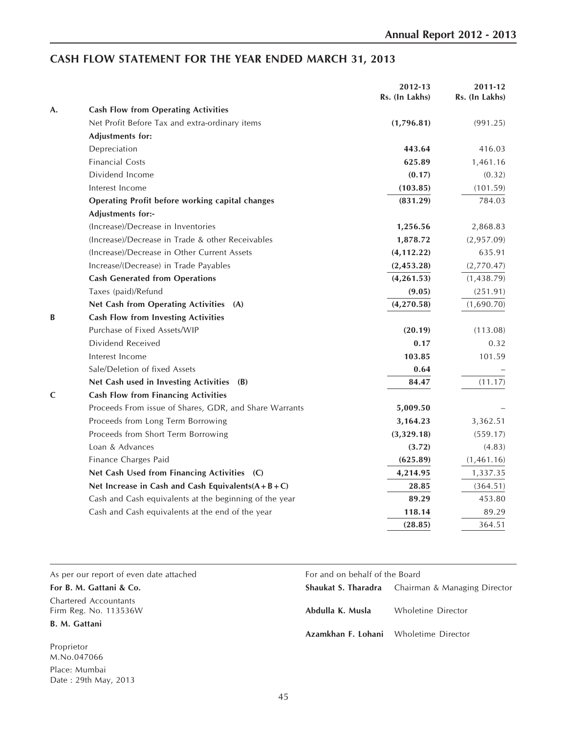## CASH FLOW STATEMENT FOR THE YEAR ENDED MARCH 31, 2013

| | | 2012-13<br>Rs. (In Lakhs) | 2011-12<br>Rs. (In Lakhs) |
|---|---|---|---|
| **A.** | **Cash Flow from Operating Activities** | | |
| | Net Profit Before Tax and extra-ordinary items | **(1,796.81)** | (991.25) |
| | **Adjustments for:** | | |
| | Depreciation | **443.64** | 416.03 |
| | Financial Costs | **625.89** | 1,461.16 |
| | Dividend Income | **(0.17)** | (0.32) |
| | Interest Income | **(103.85)** | (101.59) |
| | **Operating Profit before working capital changes** | **(831.29)** | 784.03 |
| | **Adjustments for:-** | | |
| | (Increase)/Decrease in Inventories | **1,256.56** | 2,868.83 |
| | (Increase)/Decrease in Trade & other Receivables | **1,878.72** | (2,957.09) |
| | (Increase)/Decrease in Other Current Assets | **(4,112.22)** | 635.91 |
| | Increase/(Decrease) in Trade Payables | **(2,453.28)** | (2,770.47) |
| | **Cash Generated from Operations** | **(4,261.53)** | (1,438.79) |
| | Taxes (paid)/Refund | **(9.05)** | (251.91) |
| | **Net Cash from Operating Activities (A)** | **(4,270.58)** | (1,690.70) |
| **B** | **Cash Flow from Investing Activities** | | |
| | Purchase of Fixed Assets/WIP | **(20.19)** | (113.08) |
| | Dividend Received | **0.17** | 0.32 |
| | Interest Income | **103.85** | 101.59 |
| | Sale/Deletion of fixed Assets | **0.64** | – |
| | **Net Cash used in Investing Activities (B)** | **84.47** | (11.17) |
| **C** | **Cash Flow from Financing Activities** | | |
| | Proceeds From issue of Shares, GDR, and Share Warrants | **5,009.50** | – |
| | Proceeds from Long Term Borrowing | **3,164.23** | 3,362.51 |
| | Proceeds from Short Term Borrowing | **(3,329.18)** | (559.17) |
| | Loan & Advances | **(3.72)** | (4.83) |
| | Finance Charges Paid | **(625.89)** | (1,461.16) |
| | **Net Cash Used from Financing Activities (C)** | **4,214.95** | 1,337.35 |
| | **Net Increase in Cash and Cash Equivalents(A+B+C)** | **28.85** | (364.51) |
| | Cash and Cash equivalents at the beginning of the year | **89.29** | 453.80 |
| | Cash and Cash equivalents at the end of the year | **118.14** | 89.29 |
| | | **(28.85)** | 364.51 |

As per our report of even date attached

**For B. M. Gattani & Co.**
Chartered Accountants
Firm Reg. No. 113536W

**B. M. Gattani**

Proprietor
M.No.047066

Place: Mumbai
Date : 29th May, 2013

For and on behalf of the Board

**Shaukat S. Tharadra** Chairman & Managing Director

**Abdulla K. Musla** Wholetine Director

**Azamkhan F. Lohani** Wholetime Director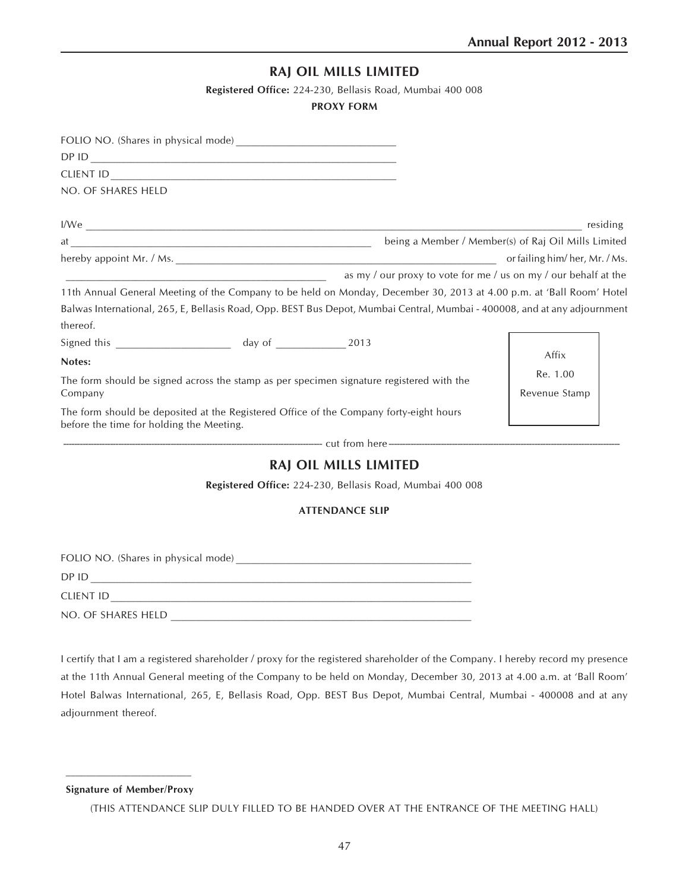# RAJ OIL MILLS LIMITED

**Registered Office:** 224-230, Bellasis Road, Mumbai 400 008

**PROXY FORM**

FOLIO NO. (Shares in physical mode) ______________________________

DP ID ______________________________

CLIENT ID ______________________________

NO. OF SHARES HELD

I/We ______________________________ residing at ______________________________ being a Member / Member(s) of Raj Oil Mills Limited hereby appoint Mr. / Ms. ______________________________ or failing him/ her, Mr. / Ms. ______________________________ as my / our proxy to vote for me / us on my / our behalf at the 11th Annual General Meeting of the Company to be held on Monday, December 30, 2013 at 4.00 p.m. at 'Ball Room' Hotel Balwas International, 265, E, Bellasis Road, Opp. BEST Bus Depot, Mumbai Central, Mumbai - 400008, and at any adjournment thereof.

Signed this ____________________ day of ____________ 2013

Affix Re. 1.00 Revenue Stamp

**Notes:**

The form should be signed across the stamp as per specimen signature registered with the Company

The form should be deposited at the Registered Office of the Company forty-eight hours before the time for holding the Meeting.

---------------------------------------- cut from here ----------------------------------------

# RAJ OIL MILLS LIMITED

**Registered Office:** 224-230, Bellasis Road, Mumbai 400 008

**ATTENDANCE SLIP**

FOLIO NO. (Shares in physical mode) ______________________________

DP ID ______________________________

CLIENT ID ______________________________

NO. OF SHARES HELD ______________________________

I certify that I am a registered shareholder / proxy for the registered shareholder of the Company. I hereby record my presence at the 11th Annual General meeting of the Company to be held on Monday, December 30, 2013 at 4.00 a.m. at 'Ball Room' Hotel Balwas International, 265, E, Bellasis Road, Opp. BEST Bus Depot, Mumbai Central, Mumbai - 400008 and at any adjournment thereof.

______________________

**Signature of Member/Proxy**

(THIS ATTENDANCE SLIP DULY FILLED TO BE HANDED OVER AT THE ENTRANCE OF THE MEETING HALL)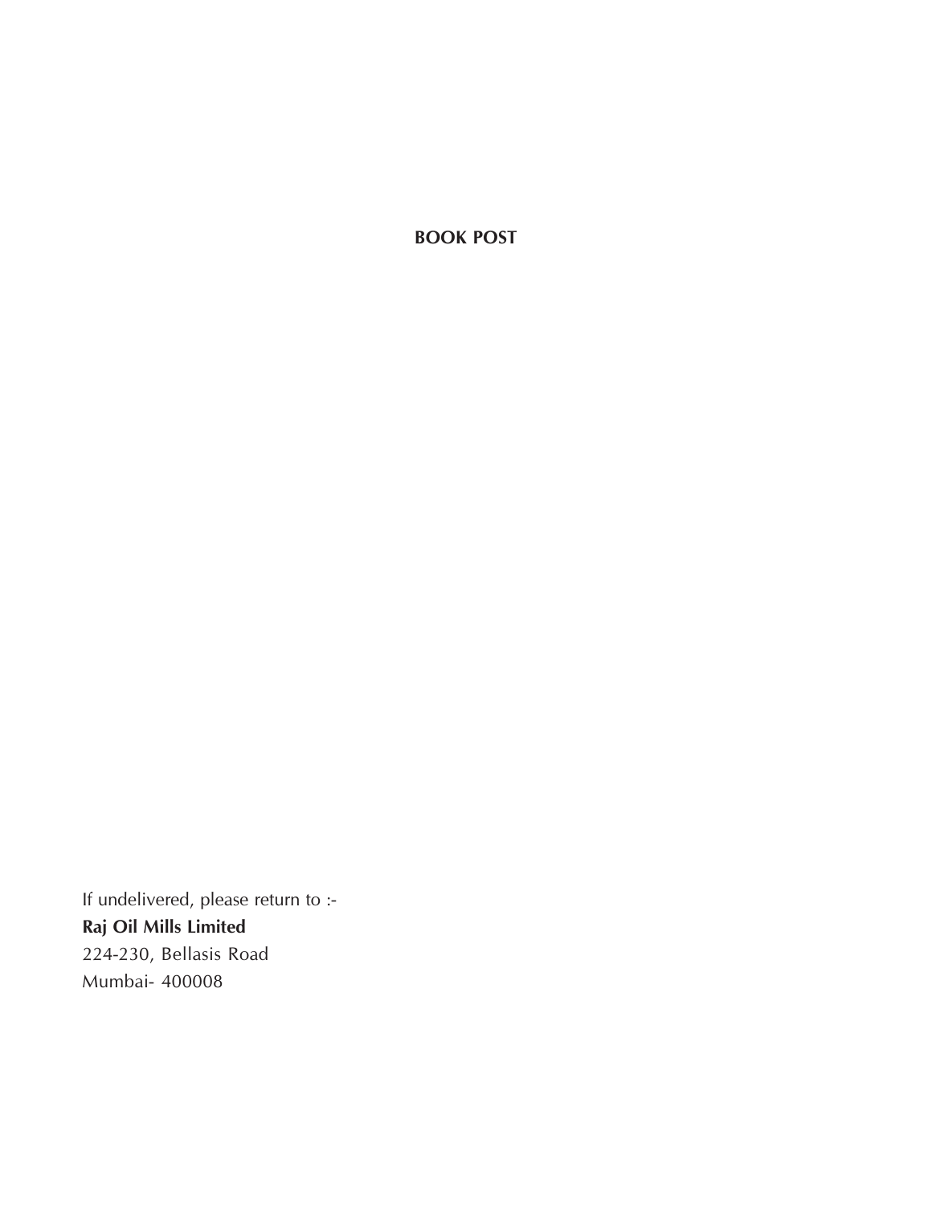**BOOK POST**

If undelivered, please return to :-
**Raj Oil Mills Limited**
224-230, Bellasis Road
Mumbai- 400008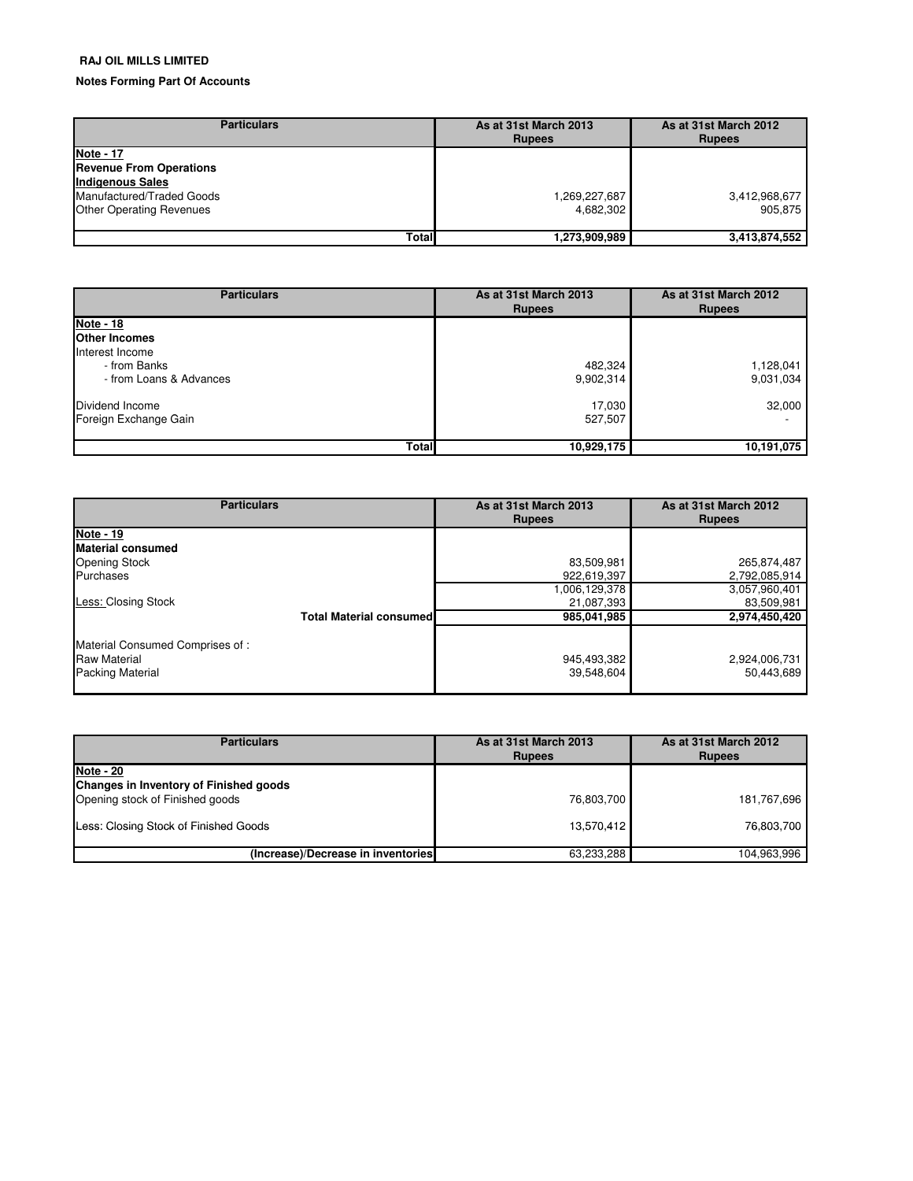**RAJ OIL MILLS LIMITED**

**Notes Forming Part Of Accounts**

| Particulars | As at 31st March 2013 Rupees | As at 31st March 2012 Rupees |
|---|---|---|
| **Note - 17** | | |
| **Revenue From Operations** | | |
| **Indigenous Sales** | | |
| Manufactured/Traded Goods | 1,269,227,687 | 3,412,968,677 |
| Other Operating Revenues | 4,682,302 | 905,875 |
| **Total** | **1,273,909,989** | **3,413,874,552** |

| Particulars | As at 31st March 2013 Rupees | As at 31st March 2012 Rupees |
|---|---|---|
| **Note - 18** | | |
| **Other Incomes** | | |
| Interest Income | | |
| - from Banks | 482,324 | 1,128,041 |
| - from Loans & Advances | 9,902,314 | 9,031,034 |
| Dividend Income | 17,030 | 32,000 |
| Foreign Exchange Gain | 527,507 | - |
| **Total** | **10,929,175** | **10,191,075** |

| Particulars | As at 31st March 2013 Rupees | As at 31st March 2012 Rupees |
|---|---|---|
| **Note - 19** | | |
| **Material consumed** | | |
| Opening Stock | 83,509,981 | 265,874,487 |
| Purchases | 922,619,397 | 2,792,085,914 |
| | 1,006,129,378 | 3,057,960,401 |
| Less: Closing Stock | 21,087,393 | 83,509,981 |
| **Total Material consumed** | **985,041,985** | **2,974,450,420** |
| Material Consumed Comprises of : | | |
| Raw Material | 945,493,382 | 2,924,006,731 |
| Packing Material | 39,548,604 | 50,443,689 |

| Particulars | As at 31st March 2013 Rupees | As at 31st March 2012 Rupees |
|---|---|---|
| **Note - 20** | | |
| **Changes in Inventory of Finished goods** | | |
| Opening stock of Finished goods | 76,803,700 | 181,767,696 |
| Less: Closing Stock of Finished Goods | 13,570,412 | 76,803,700 |
| **(Increase)/Decrease in inventories** | 63,233,288 | 104,963,996 |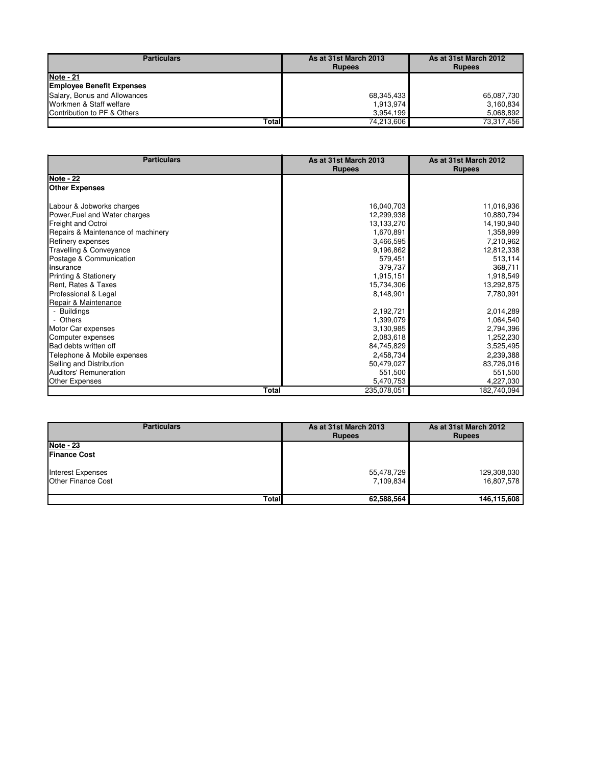| Particulars | As at 31st March 2013 Rupees | As at 31st March 2012 Rupees |
|---|---|---|
| **Note - 21** | | |
| **Employee Benefit Expenses** | | |
| Salary, Bonus and Allowances | 68,345,433 | 65,087,730 |
| Workmen & Staff welfare | 1,913,974 | 3,160,834 |
| Contribution to PF & Others | 3,954,199 | 5,068,892 |
| **Total** | 74,213,606 | 73,317,456 |

| Particulars | As at 31st March 2013 Rupees | As at 31st March 2012 Rupees |
|---|---|---|
| **Note - 22** | | |
| **Other Expenses** | | |
| Labour & Jobworks charges | 16,040,703 | 11,016,936 |
| Power,Fuel and Water charges | 12,299,938 | 10,880,794 |
| Freight and Octroi | 13,133,270 | 14,190,940 |
| Repairs & Maintenance of machinery | 1,670,891 | 1,358,999 |
| Refinery expenses | 3,466,595 | 7,210,962 |
| Travelling & Conveyance | 9,196,862 | 12,812,338 |
| Postage & Communication | 579,451 | 513,114 |
| Insurance | 379,737 | 368,711 |
| Printing & Stationery | 1,915,151 | 1,918,549 |
| Rent, Rates & Taxes | 15,734,306 | 13,292,875 |
| Professional & Legal | 8,148,901 | 7,780,991 |
| Repair & Maintenance | | |
| - Buildings | 2,192,721 | 2,014,289 |
| - Others | 1,399,079 | 1,064,540 |
| Motor Car expenses | 3,130,985 | 2,794,396 |
| Computer expenses | 2,083,618 | 1,252,230 |
| Bad debts written off | 84,745,829 | 3,525,495 |
| Telephone & Mobile expenses | 2,458,734 | 2,239,388 |
| Selling and Distribution | 50,479,027 | 83,726,016 |
| Auditors' Remuneration | 551,500 | 551,500 |
| Other Expenses | 5,470,753 | 4,227,030 |
| **Total** | 235,078,051 | 182,740,094 |

| Particulars | As at 31st March 2013 Rupees | As at 31st March 2012 Rupees |
|---|---|---|
| **Note - 23** | | |
| **Finance Cost** | | |
| Interest Expenses | 55,478,729 | 129,308,030 |
| Other Finance Cost | 7,109,834 | 16,807,578 |
| **Total** | **62,588,564** | **146,115,608** |